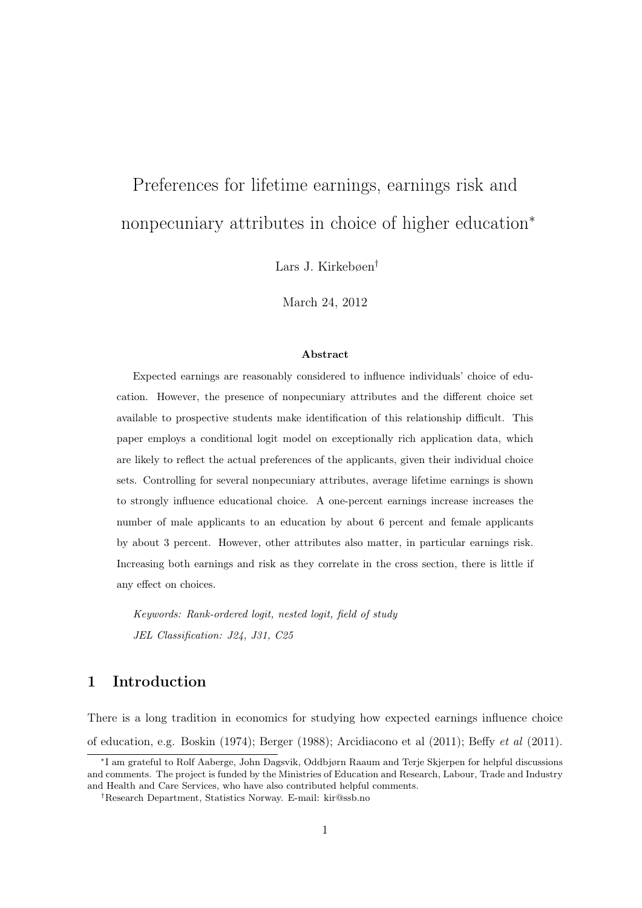# Preferences for lifetime earnings, earnings risk and nonpecuniary attributes in choice of higher education*

Lars J. Kirkebøen[†]

March 24, 2012

### Abstract

Expected earnings are reasonably considered to influence individuals' choice of education. However, the presence of nonpecuniary attributes and the different choice set available to prospective students make identification of this relationship difficult. This paper employs a conditional logit model on exceptionally rich application data, which are likely to reflect the actual preferences of the applicants, given their individual choice sets. Controlling for several nonpecuniary attributes, average lifetime earnings is shown to strongly influence educational choice. A one-percent earnings increase increases the number of male applicants to an education by about 6 percent and female applicants by about 3 percent. However, other attributes also matter, in particular earnings risk. Increasing both earnings and risk as they correlate in the cross section, there is little if any effect on choices.

*Keywords: Rank-ordered logit, nested logit, field of study*

*JEL Classification: J24, J31, C25*

## 1 Introduction

There is a long tradition in economics for studying how expected earnings influence choice of education, e.g. Boskin (1974); Berger (1988); Arcidiacono et al (2011); Beffy *et al* (2011).

---

*I am grateful to Rolf Aaberge, John Dagsvik, Oddbjørn Raaum and Terje Skjerpen for helpful discussions and comments. The project is funded by the Ministries of Education and Research, Labour, Trade and Industry and Health and Care Services, who have also contributed helpful comments.

[†]Research Department, Statistics Norway. E-mail: kir@ssb.no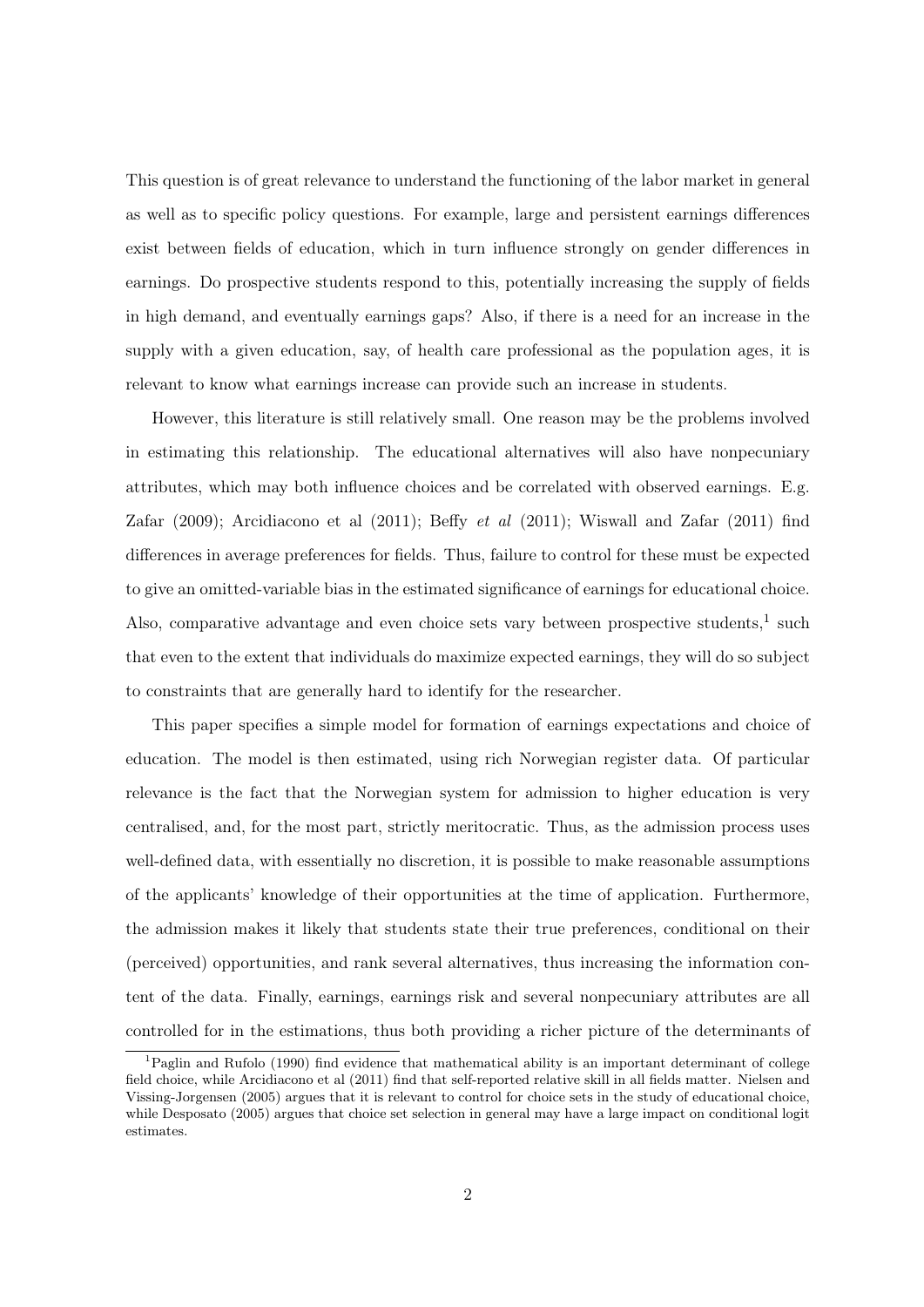This question is of great relevance to understand the functioning of the labor market in general as well as to specific policy questions. For example, large and persistent earnings differences exist between fields of education, which in turn influence strongly on gender differences in earnings. Do prospective students respond to this, potentially increasing the supply of fields in high demand, and eventually earnings gaps? Also, if there is a need for an increase in the supply with a given education, say, of health care professional as the population ages, it is relevant to know what earnings increase can provide such an increase in students.

However, this literature is still relatively small. One reason may be the problems involved in estimating this relationship. The educational alternatives will also have nonpecuniary attributes, which may both influence choices and be correlated with observed earnings. E.g. Zafar (2009); Arcidiacono et al (2011); Beffy *et al* (2011); Wiswall and Zafar (2011) find differences in average preferences for fields. Thus, failure to control for these must be expected to give an omitted-variable bias in the estimated significance of earnings for educational choice. Also, comparative advantage and even choice sets vary between prospective students,[1] such that even to the extent that individuals do maximize expected earnings, they will do so subject to constraints that are generally hard to identify for the researcher.

This paper specifies a simple model for formation of earnings expectations and choice of education. The model is then estimated, using rich Norwegian register data. Of particular relevance is the fact that the Norwegian system for admission to higher education is very centralised, and, for the most part, strictly meritocratic. Thus, as the admission process uses well-defined data, with essentially no discretion, it is possible to make reasonable assumptions of the applicants' knowledge of their opportunities at the time of application. Furthermore, the admission makes it likely that students state their true preferences, conditional on their (perceived) opportunities, and rank several alternatives, thus increasing the information content of the data. Finally, earnings, earnings risk and several nonpecuniary attributes are all controlled for in the estimations, thus both providing a richer picture of the determinants of

[1] Paglin and Rufolo (1990) find evidence that mathematical ability is an important determinant of college field choice, while Arcidiacono et al (2011) find that self-reported relative skill in all fields matter. Nielsen and Vissing-Jorgensen (2005) argues that it is relevant to control for choice sets in the study of educational choice, while Desposato (2005) argues that choice set selection in general may have a large impact on conditional logit estimates.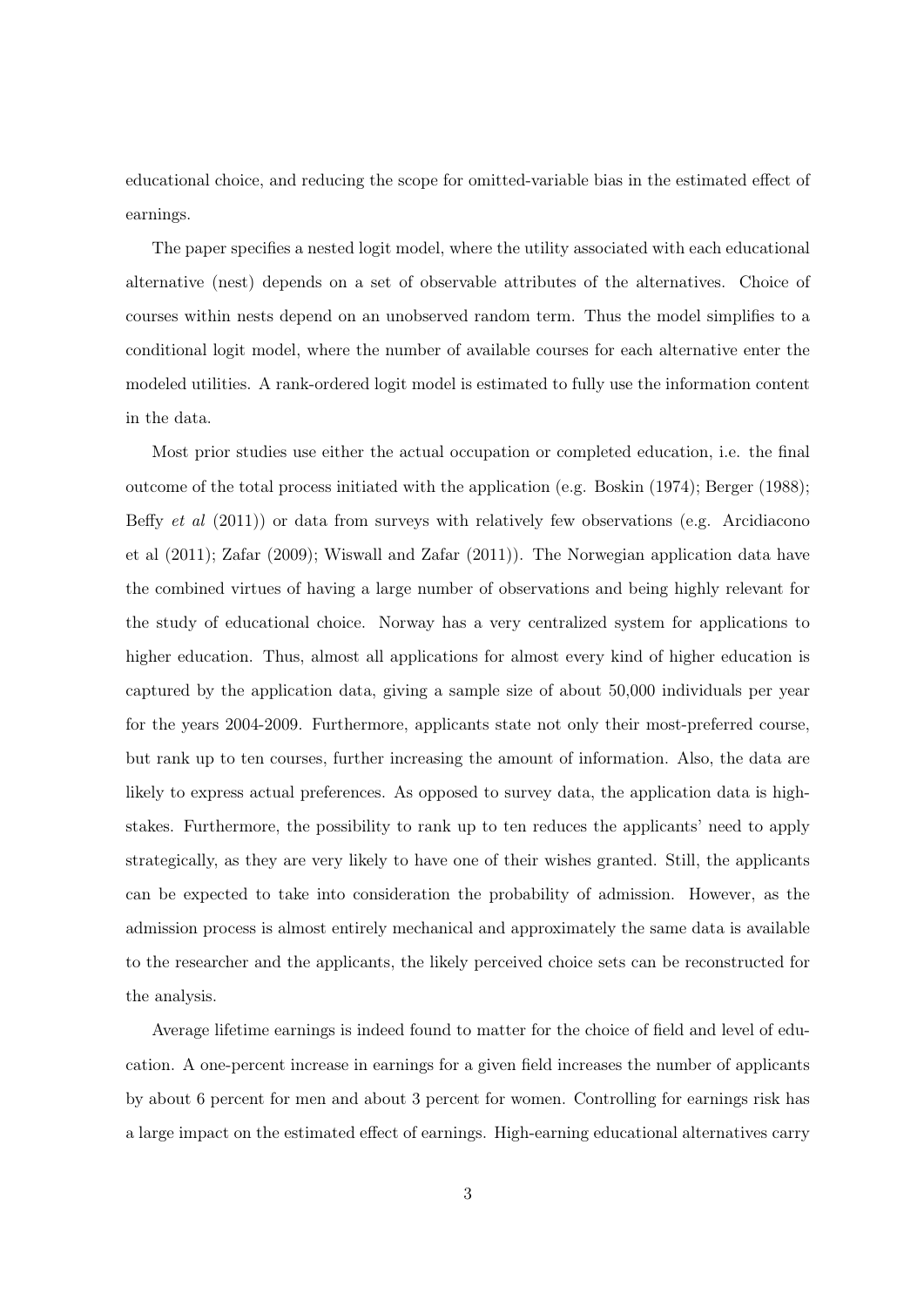educational choice, and reducing the scope for omitted-variable bias in the estimated effect of earnings.

The paper specifies a nested logit model, where the utility associated with each educational alternative (nest) depends on a set of observable attributes of the alternatives. Choice of courses within nests depend on an unobserved random term. Thus the model simplifies to a conditional logit model, where the number of available courses for each alternative enter the modeled utilities. A rank-ordered logit model is estimated to fully use the information content in the data.

Most prior studies use either the actual occupation or completed education, i.e. the final outcome of the total process initiated with the application (e.g. Boskin (1974); Berger (1988); Beffy *et al* (2011)) or data from surveys with relatively few observations (e.g. Arcidiacono et al (2011); Zafar (2009); Wiswall and Zafar (2011)). The Norwegian application data have the combined virtues of having a large number of observations and being highly relevant for the study of educational choice. Norway has a very centralized system for applications to higher education. Thus, almost all applications for almost every kind of higher education is captured by the application data, giving a sample size of about 50,000 individuals per year for the years 2004-2009. Furthermore, applicants state not only their most-preferred course, but rank up to ten courses, further increasing the amount of information. Also, the data are likely to express actual preferences. As opposed to survey data, the application data is high-stakes. Furthermore, the possibility to rank up to ten reduces the applicants' need to apply strategically, as they are very likely to have one of their wishes granted. Still, the applicants can be expected to take into consideration the probability of admission. However, as the admission process is almost entirely mechanical and approximately the same data is available to the researcher and the applicants, the likely perceived choice sets can be reconstructed for the analysis.

Average lifetime earnings is indeed found to matter for the choice of field and level of education. A one-percent increase in earnings for a given field increases the number of applicants by about 6 percent for men and about 3 percent for women. Controlling for earnings risk has a large impact on the estimated effect of earnings. High-earning educational alternatives carry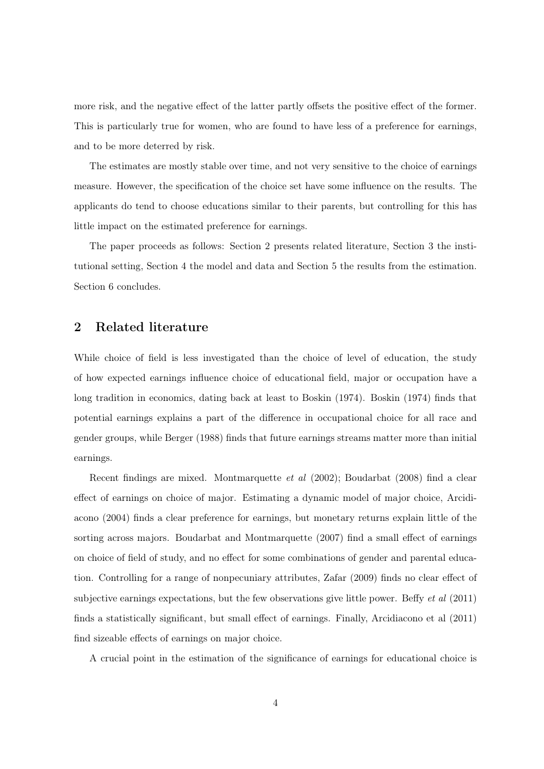more risk, and the negative effect of the latter partly offsets the positive effect of the former. This is particularly true for women, who are found to have less of a preference for earnings, and to be more deterred by risk.

The estimates are mostly stable over time, and not very sensitive to the choice of earnings measure. However, the specification of the choice set have some influence on the results. The applicants do tend to choose educations similar to their parents, but controlling for this has little impact on the estimated preference for earnings.

The paper proceeds as follows: Section 2 presents related literature, Section 3 the institutional setting, Section 4 the model and data and Section 5 the results from the estimation. Section 6 concludes.

## 2 Related literature

While choice of field is less investigated than the choice of level of education, the study of how expected earnings influence choice of educational field, major or occupation have a long tradition in economics, dating back at least to Boskin (1974). Boskin (1974) finds that potential earnings explains a part of the difference in occupational choice for all race and gender groups, while Berger (1988) finds that future earnings streams matter more than initial earnings.

Recent findings are mixed. Montmarquette *et al* (2002); Boudarbat (2008) find a clear effect of earnings on choice of major. Estimating a dynamic model of major choice, Arcidiacono (2004) finds a clear preference for earnings, but monetary returns explain little of the sorting across majors. Boudarbat and Montmarquette (2007) find a small effect of earnings on choice of field of study, and no effect for some combinations of gender and parental education. Controlling for a range of nonpecuniary attributes, Zafar (2009) finds no clear effect of subjective earnings expectations, but the few observations give little power. Beffy *et al* (2011) finds a statistically significant, but small effect of earnings. Finally, Arcidiacono et al (2011) find sizeable effects of earnings on major choice.

A crucial point in the estimation of the significance of earnings for educational choice is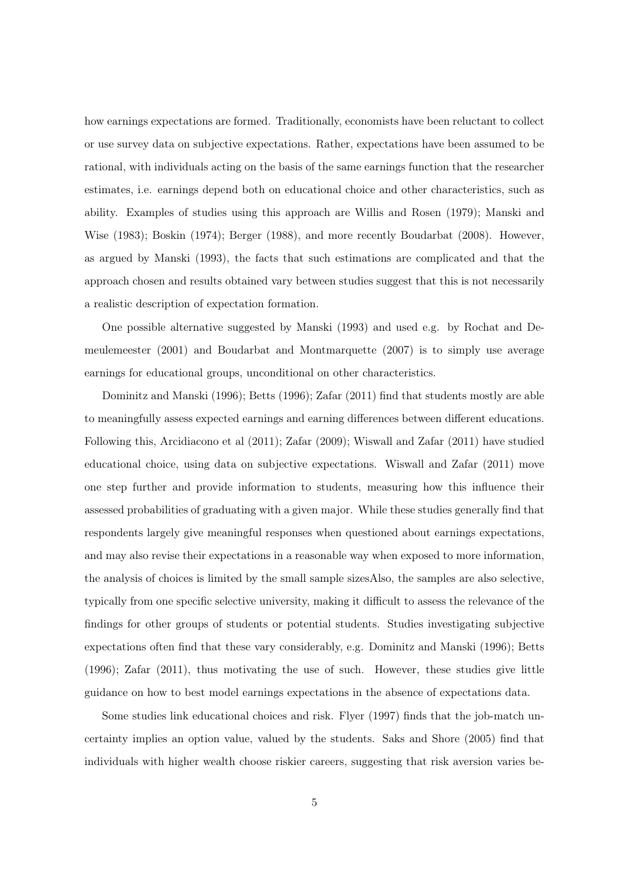how earnings expectations are formed. Traditionally, economists have been reluctant to collect or use survey data on subjective expectations. Rather, expectations have been assumed to be rational, with individuals acting on the basis of the same earnings function that the researcher estimates, i.e. earnings depend both on educational choice and other characteristics, such as ability. Examples of studies using this approach are Willis and Rosen (1979); Manski and Wise (1983); Boskin (1974); Berger (1988), and more recently Boudarbat (2008). However, as argued by Manski (1993), the facts that such estimations are complicated and that the approach chosen and results obtained vary between studies suggest that this is not necessarily a realistic description of expectation formation.

One possible alternative suggested by Manski (1993) and used e.g. by Rochat and Demeulemeester (2001) and Boudarbat and Montmarquette (2007) is to simply use average earnings for educational groups, unconditional on other characteristics.

Dominitz and Manski (1996); Betts (1996); Zafar (2011) find that students mostly are able to meaningfully assess expected earnings and earning differences between different educations. Following this, Arcidiacono et al (2011); Zafar (2009); Wiswall and Zafar (2011) have studied educational choice, using data on subjective expectations. Wiswall and Zafar (2011) move one step further and provide information to students, measuring how this influence their assessed probabilities of graduating with a given major. While these studies generally find that respondents largely give meaningful responses when questioned about earnings expectations, and may also revise their expectations in a reasonable way when exposed to more information, the analysis of choices is limited by the small sample sizesAlso, the samples are also selective, typically from one specific selective university, making it difficult to assess the relevance of the findings for other groups of students or potential students. Studies investigating subjective expectations often find that these vary considerably, e.g. Dominitz and Manski (1996); Betts (1996); Zafar (2011), thus motivating the use of such. However, these studies give little guidance on how to best model earnings expectations in the absence of expectations data.

Some studies link educational choices and risk. Flyer (1997) finds that the job-match uncertainty implies an option value, valued by the students. Saks and Shore (2005) find that individuals with higher wealth choose riskier careers, suggesting that risk aversion varies be-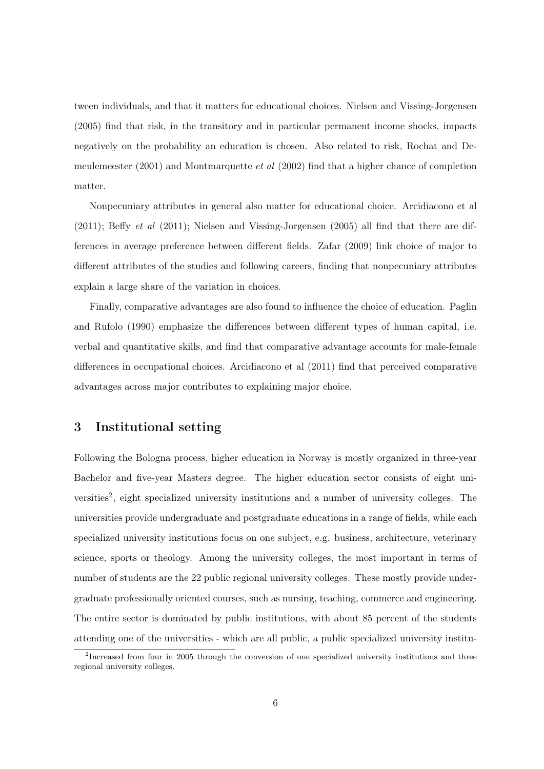tween individuals, and that it matters for educational choices. Nielsen and Vissing-Jorgensen (2005) find that risk, in the transitory and in particular permanent income shocks, impacts negatively on the probability an education is chosen. Also related to risk, Rochat and Demeulemeester (2001) and Montmarquette *et al* (2002) find that a higher chance of completion matter.

Nonpecuniary attributes in general also matter for educational choice. Arcidiacono et al (2011); Beffy *et al* (2011); Nielsen and Vissing-Jorgensen (2005) all find that there are differences in average preference between different fields. Zafar (2009) link choice of major to different attributes of the studies and following careers, finding that nonpecuniary attributes explain a large share of the variation in choices.

Finally, comparative advantages are also found to influence the choice of education. Paglin and Rufolo (1990) emphasize the differences between different types of human capital, i.e. verbal and quantitative skills, and find that comparative advantage accounts for male-female differences in occupational choices. Arcidiacono et al (2011) find that perceived comparative advantages across major contributes to explaining major choice.

## 3 Institutional setting

Following the Bologna process, higher education in Norway is mostly organized in three-year Bachelor and five-year Masters degree. The higher education sector consists of eight universities[2], eight specialized university institutions and a number of university colleges. The universities provide undergraduate and postgraduate educations in a range of fields, while each specialized university institutions focus on one subject, e.g. business, architecture, veterinary science, sports or theology. Among the university colleges, the most important in terms of number of students are the 22 public regional university colleges. These mostly provide undergraduate professionally oriented courses, such as nursing, teaching, commerce and engineering. The entire sector is dominated by public institutions, with about 85 percent of the students attending one of the universities - which are all public, a public specialized university institu-

[2] Increased from four in 2005 through the conversion of one specialized university institutions and three regional university colleges.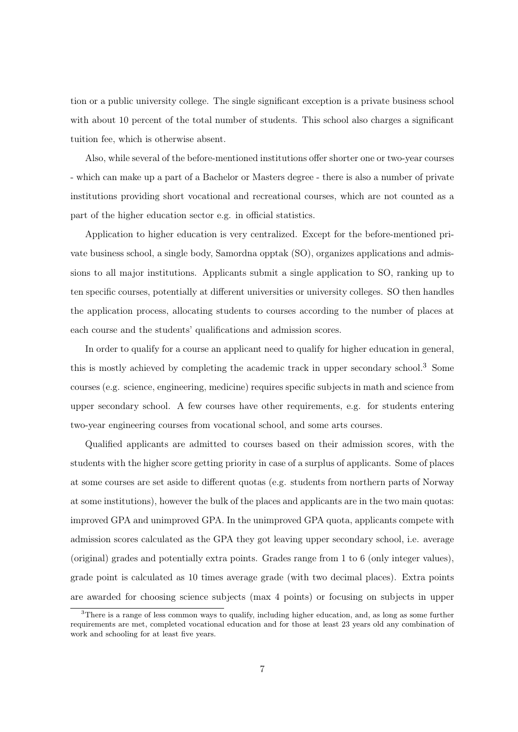tion or a public university college. The single significant exception is a private business school with about 10 percent of the total number of students. This school also charges a significant tuition fee, which is otherwise absent.

Also, while several of the before-mentioned institutions offer shorter one or two-year courses - which can make up a part of a Bachelor or Masters degree - there is also a number of private institutions providing short vocational and recreational courses, which are not counted as a part of the higher education sector e.g. in official statistics.

Application to higher education is very centralized. Except for the before-mentioned private business school, a single body, Samordna opptak (SO), organizes applications and admissions to all major institutions. Applicants submit a single application to SO, ranking up to ten specific courses, potentially at different universities or university colleges. SO then handles the application process, allocating students to courses according to the number of places at each course and the students' qualifications and admission scores.

In order to qualify for a course an applicant need to qualify for higher education in general, this is mostly achieved by completing the academic track in upper secondary school.[3] Some courses (e.g. science, engineering, medicine) requires specific subjects in math and science from upper secondary school. A few courses have other requirements, e.g. for students entering two-year engineering courses from vocational school, and some arts courses.

Qualified applicants are admitted to courses based on their admission scores, with the students with the higher score getting priority in case of a surplus of applicants. Some of places at some courses are set aside to different quotas (e.g. students from northern parts of Norway at some institutions), however the bulk of the places and applicants are in the two main quotas: improved GPA and unimproved GPA. In the unimproved GPA quota, applicants compete with admission scores calculated as the GPA they got leaving upper secondary school, i.e. average (original) grades and potentially extra points. Grades range from 1 to 6 (only integer values), grade point is calculated as 10 times average grade (with two decimal places). Extra points are awarded for choosing science subjects (max 4 points) or focusing on subjects in upper

[3] There is a range of less common ways to qualify, including higher education, and, as long as some further requirements are met, completed vocational education and for those at least 23 years old any combination of work and schooling for at least five years.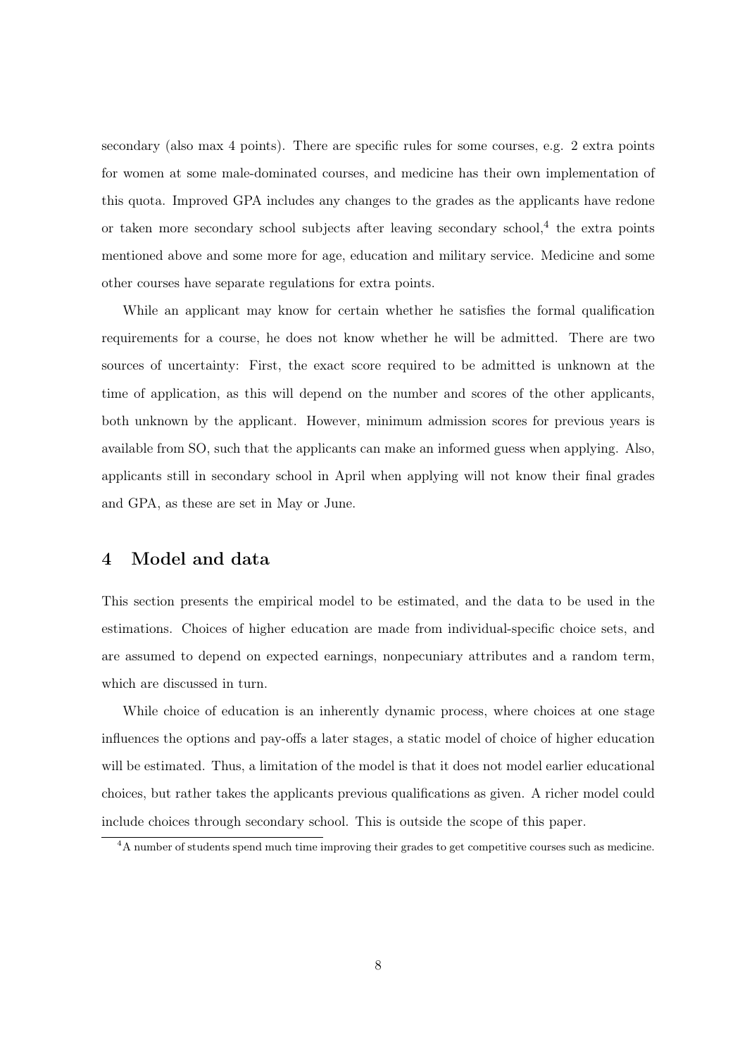secondary (also max 4 points). There are specific rules for some courses, e.g. 2 extra points for women at some male-dominated courses, and medicine has their own implementation of this quota. Improved GPA includes any changes to the grades as the applicants have redone or taken more secondary school subjects after leaving secondary school,[4] the extra points mentioned above and some more for age, education and military service. Medicine and some other courses have separate regulations for extra points.

While an applicant may know for certain whether he satisfies the formal qualification requirements for a course, he does not know whether he will be admitted. There are two sources of uncertainty: First, the exact score required to be admitted is unknown at the time of application, as this will depend on the number and scores of the other applicants, both unknown by the applicant. However, minimum admission scores for previous years is available from SO, such that the applicants can make an informed guess when applying. Also, applicants still in secondary school in April when applying will not know their final grades and GPA, as these are set in May or June.

## 4 Model and data

This section presents the empirical model to be estimated, and the data to be used in the estimations. Choices of higher education are made from individual-specific choice sets, and are assumed to depend on expected earnings, nonpecuniary attributes and a random term, which are discussed in turn.

While choice of education is an inherently dynamic process, where choices at one stage influences the options and pay-offs a later stages, a static model of choice of higher education will be estimated. Thus, a limitation of the model is that it does not model earlier educational choices, but rather takes the applicants previous qualifications as given. A richer model could include choices through secondary school. This is outside the scope of this paper.

[4] A number of students spend much time improving their grades to get competitive courses such as medicine.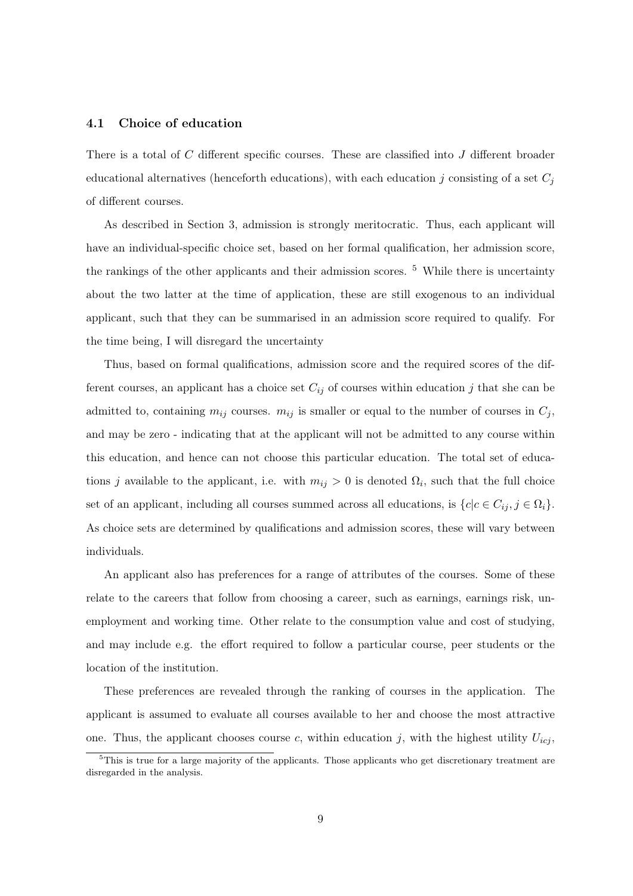### 4.1 Choice of education

There is a total of $C$ different specific courses. These are classified into $J$ different broader educational alternatives (henceforth educations), with each education $j$ consisting of a set $C_j$ of different courses.

As described in Section 3, admission is strongly meritocratic. Thus, each applicant will have an individual-specific choice set, based on her formal qualification, her admission score, the rankings of the other applicants and their admission scores. [5] While there is uncertainty about the two latter at the time of application, these are still exogenous to an individual applicant, such that they can be summarised in an admission score required to qualify. For the time being, I will disregard the uncertainty

Thus, based on formal qualifications, admission score and the required scores of the different courses, an applicant has a choice set $C_{ij}$ of courses within education $j$ that she can be admitted to, containing $m_{ij}$ courses. $m_{ij}$ is smaller or equal to the number of courses in $C_j$, and may be zero - indicating that at the applicant will not be admitted to any course within this education, and hence can not choose this particular education. The total set of educations $j$ available to the applicant, i.e. with $m_{ij} > 0$ is denoted $\Omega_i$, such that the full choice set of an applicant, including all courses summed across all educations, is $\{c | c \in C_{ij}, j \in \Omega_i\}$. As choice sets are determined by qualifications and admission scores, these will vary between individuals.

An applicant also has preferences for a range of attributes of the courses. Some of these relate to the careers that follow from choosing a career, such as earnings, earnings risk, unemployment and working time. Other relate to the consumption value and cost of studying, and may include e.g. the effort required to follow a particular course, peer students or the location of the institution.

These preferences are revealed through the ranking of courses in the application. The applicant is assumed to evaluate all courses available to her and choose the most attractive one. Thus, the applicant chooses course $c$, within education $j$, with the highest utility $U_{icj}$,

[5] This is true for a large majority of the applicants. Those applicants who get discretionary treatment are disregarded in the analysis.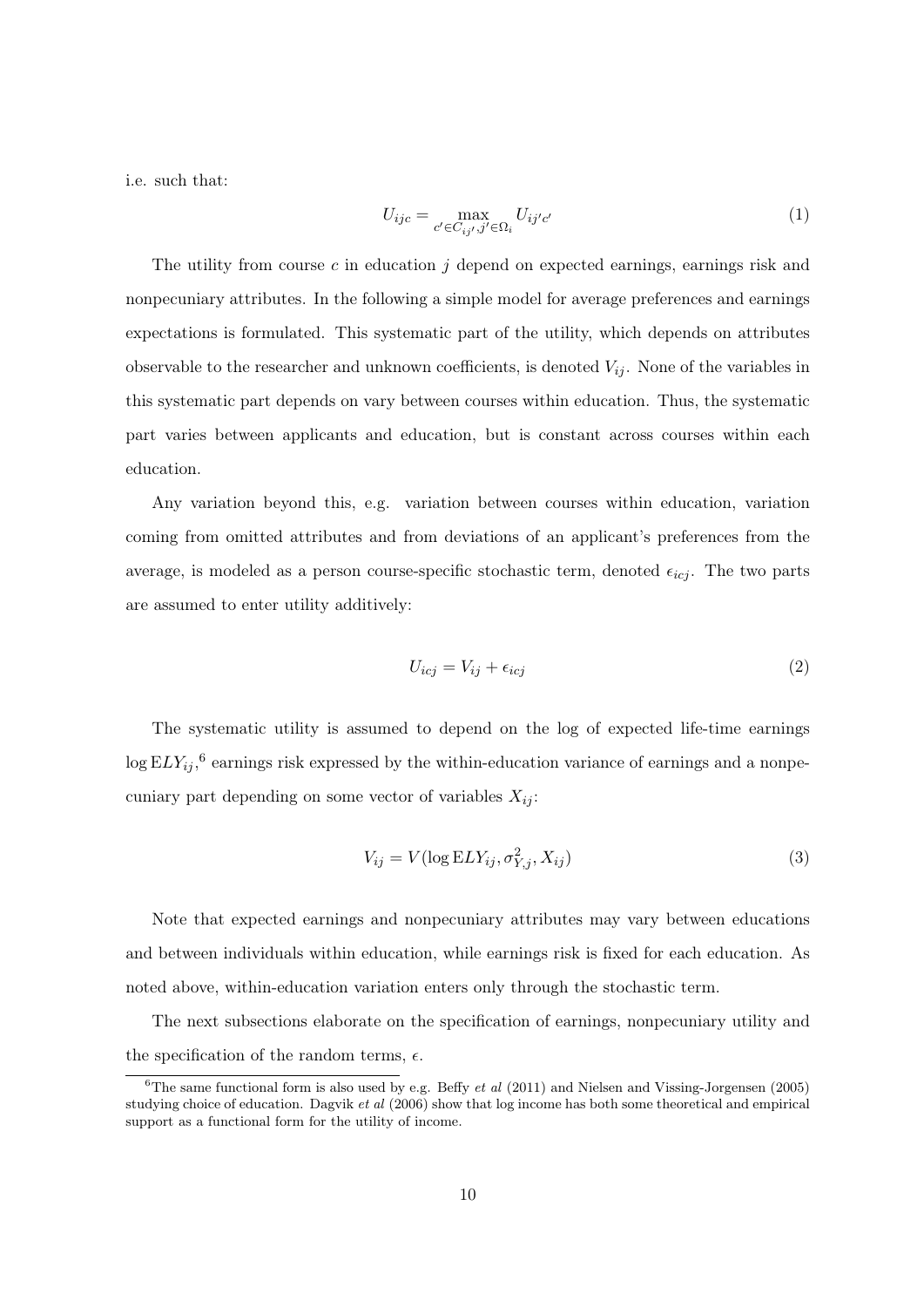i.e. such that:

$$U_{ijc} = \max_{c' \in C_{ij'}, j' \in \Omega_i} U_{ij'c'} \tag{1}$$

The utility from course $c$ in education $j$ depend on expected earnings, earnings risk and nonpecuniary attributes. In the following a simple model for average preferences and earnings expectations is formulated. This systematic part of the utility, which depends on attributes observable to the researcher and unknown coefficients, is denoted $V_{ij}$. None of the variables in this systematic part depends on vary between courses within education. Thus, the systematic part varies between applicants and education, but is constant across courses within each education.

Any variation beyond this, e.g. variation between courses within education, variation coming from omitted attributes and from deviations of an applicant's preferences from the average, is modeled as a person course-specific stochastic term, denoted $\epsilon_{icj}$. The two parts are assumed to enter utility additively:

$$U_{icj} = V_{ij} + \epsilon_{icj} \tag{2}$$

The systematic utility is assumed to depend on the log of expected life-time earnings $\log \mathrm{E}LY_{ij}$,[6] earnings risk expressed by the within-education variance of earnings and a nonpecuniary part depending on some vector of variables $X_{ij}$:

$$V_{ij} = V(\log \mathrm{E}LY_{ij}, \sigma^2_{Y,j}, X_{ij}) \tag{3}$$

Note that expected earnings and nonpecuniary attributes may vary between educations and between individuals within education, while earnings risk is fixed for each education. As noted above, within-education variation enters only through the stochastic term.

The next subsections elaborate on the specification of earnings, nonpecuniary utility and the specification of the random terms, $\epsilon$.

[6] The same functional form is also used by e.g. Beffy *et al* (2011) and Nielsen and Vissing-Jorgensen (2005) studying choice of education. Dagvik *et al* (2006) show that log income has both some theoretical and empirical support as a functional form for the utility of income.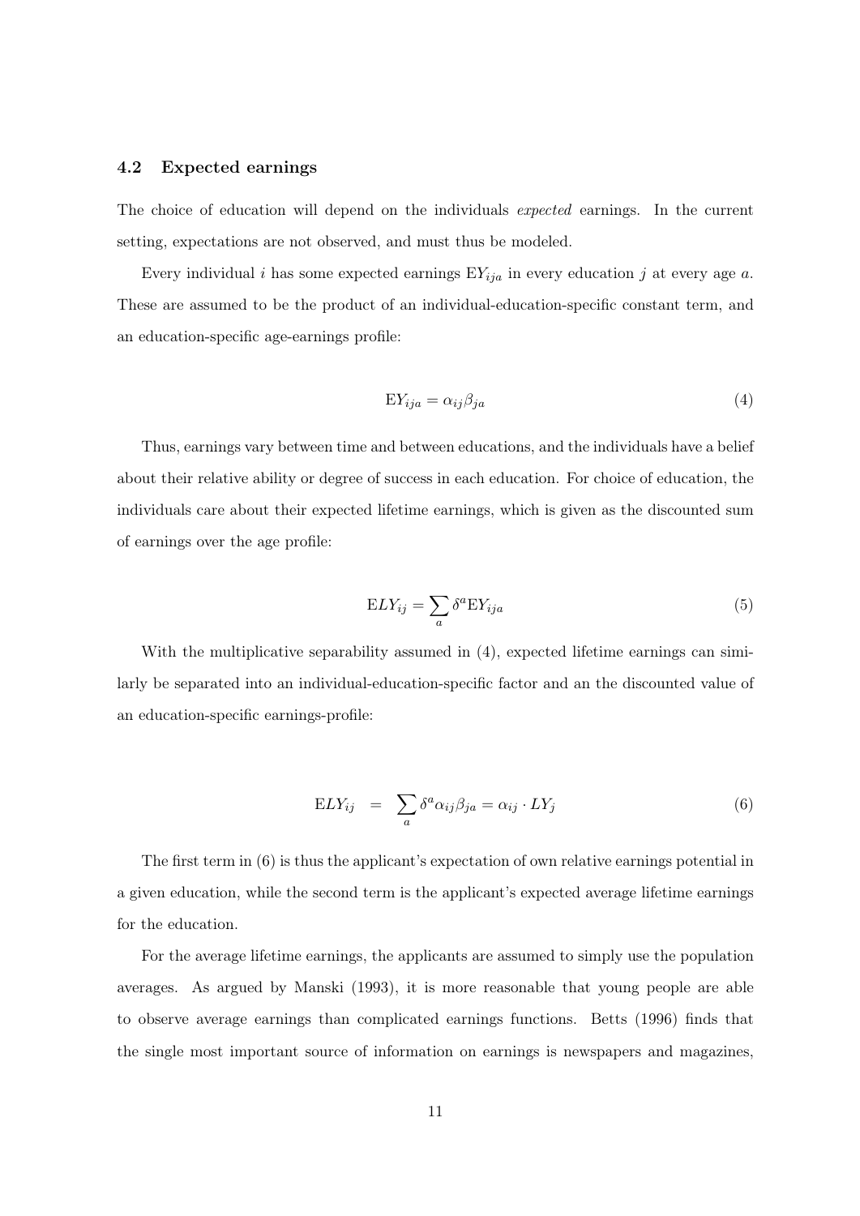### 4.2 Expected earnings

The choice of education will depend on the individuals *expected* earnings. In the current setting, expectations are not observed, and must thus be modeled.

Every individual $i$ has some expected earnings $\mathrm{E}Y_{ija}$ in every education $j$ at every age $a$. These are assumed to be the product of an individual-education-specific constant term, and an education-specific age-earnings profile:

$$\mathrm{E}Y_{ija} = \alpha_{ij}\beta_{ja} \tag{4}$$

Thus, earnings vary between time and between educations, and the individuals have a belief about their relative ability or degree of success in each education. For choice of education, the individuals care about their expected lifetime earnings, which is given as the discounted sum of earnings over the age profile:

$$\mathrm{E}LY_{ij} = \sum_{a} \delta^{a}\mathrm{E}Y_{ija} \tag{5}$$

With the multiplicative separability assumed in (4), expected lifetime earnings can similarly be separated into an individual-education-specific factor and an the discounted value of an education-specific earnings-profile:

$$\mathrm{E}LY_{ij} \;=\; \sum_{a} \delta^{a}\alpha_{ij}\beta_{ja} = \alpha_{ij} \cdot LY_{j} \tag{6}$$

The first term in (6) is thus the applicant's expectation of own relative earnings potential in a given education, while the second term is the applicant's expected average lifetime earnings for the education.

For the average lifetime earnings, the applicants are assumed to simply use the population averages. As argued by Manski (1993), it is more reasonable that young people are able to observe average earnings than complicated earnings functions. Betts (1996) finds that the single most important source of information on earnings is newspapers and magazines,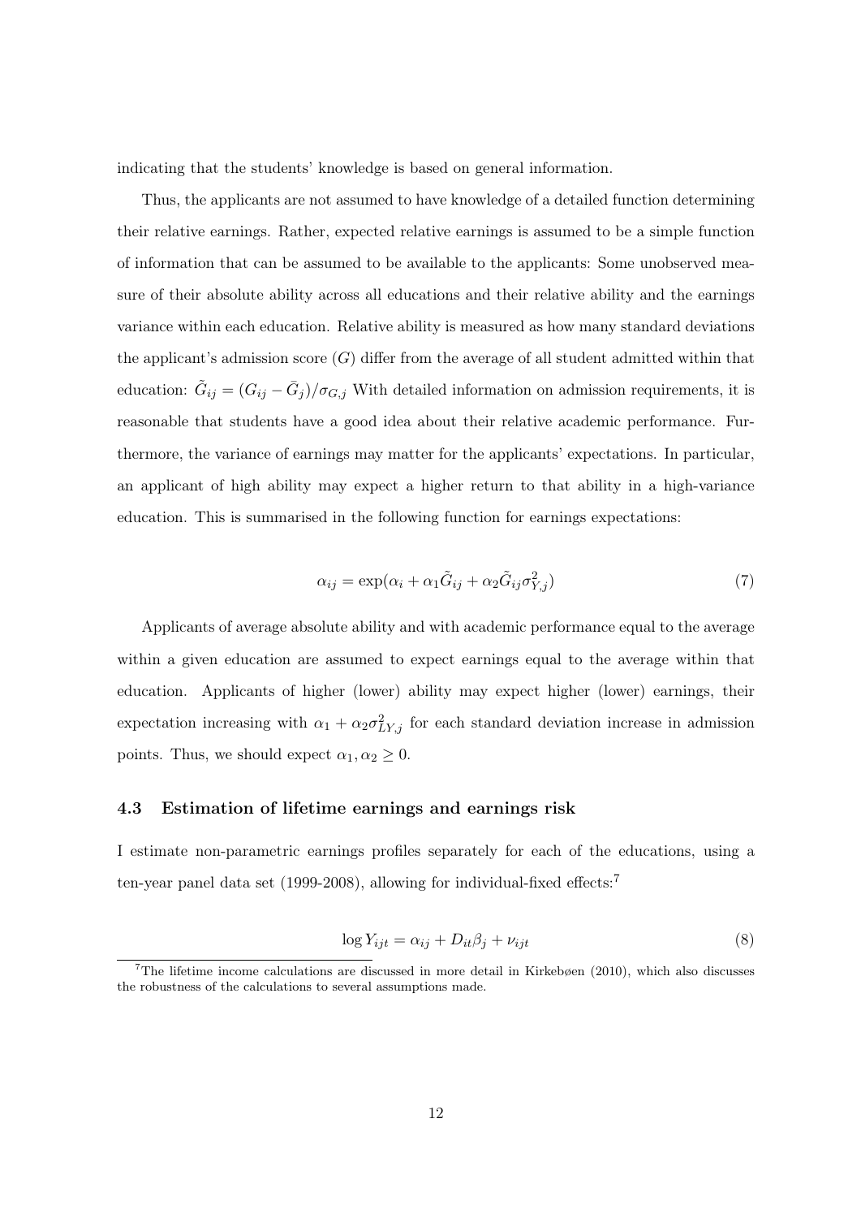indicating that the students' knowledge is based on general information.

Thus, the applicants are not assumed to have knowledge of a detailed function determining their relative earnings. Rather, expected relative earnings is assumed to be a simple function of information that can be assumed to be available to the applicants: Some unobserved measure of their absolute ability across all educations and their relative ability and the earnings variance within each education. Relative ability is measured as how many standard deviations the applicant's admission score ($G$) differ from the average of all student admitted within that education: $\tilde{G}_{ij} = (G_{ij} - \bar{G}_j)/\sigma_{G,j}$ With detailed information on admission requirements, it is reasonable that students have a good idea about their relative academic performance. Furthermore, the variance of earnings may matter for the applicants' expectations. In particular, an applicant of high ability may expect a higher return to that ability in a high-variance education. This is summarised in the following function for earnings expectations:

$$\alpha_{ij} = \exp(\alpha_i + \alpha_1 \tilde{G}_{ij} + \alpha_2 \tilde{G}_{ij} \sigma^2_{Y,j}) \tag{7}$$

Applicants of average absolute ability and with academic performance equal to the average within a given education are assumed to expect earnings equal to the average within that education. Applicants of higher (lower) ability may expect higher (lower) earnings, their expectation increasing with $\alpha_1 + \alpha_2 \sigma^2_{LY,j}$ for each standard deviation increase in admission points. Thus, we should expect $\alpha_1, \alpha_2 \geq 0$.

### 4.3 Estimation of lifetime earnings and earnings risk

I estimate non-parametric earnings profiles separately for each of the educations, using a ten-year panel data set (1999-2008), allowing for individual-fixed effects:[7]

$$\log Y_{ijt} = \alpha_{ij} + D_{it}\beta_j + \nu_{ijt} \tag{8}$$

[7] The lifetime income calculations are discussed in more detail in Kirkebøen (2010), which also discusses the robustness of the calculations to several assumptions made.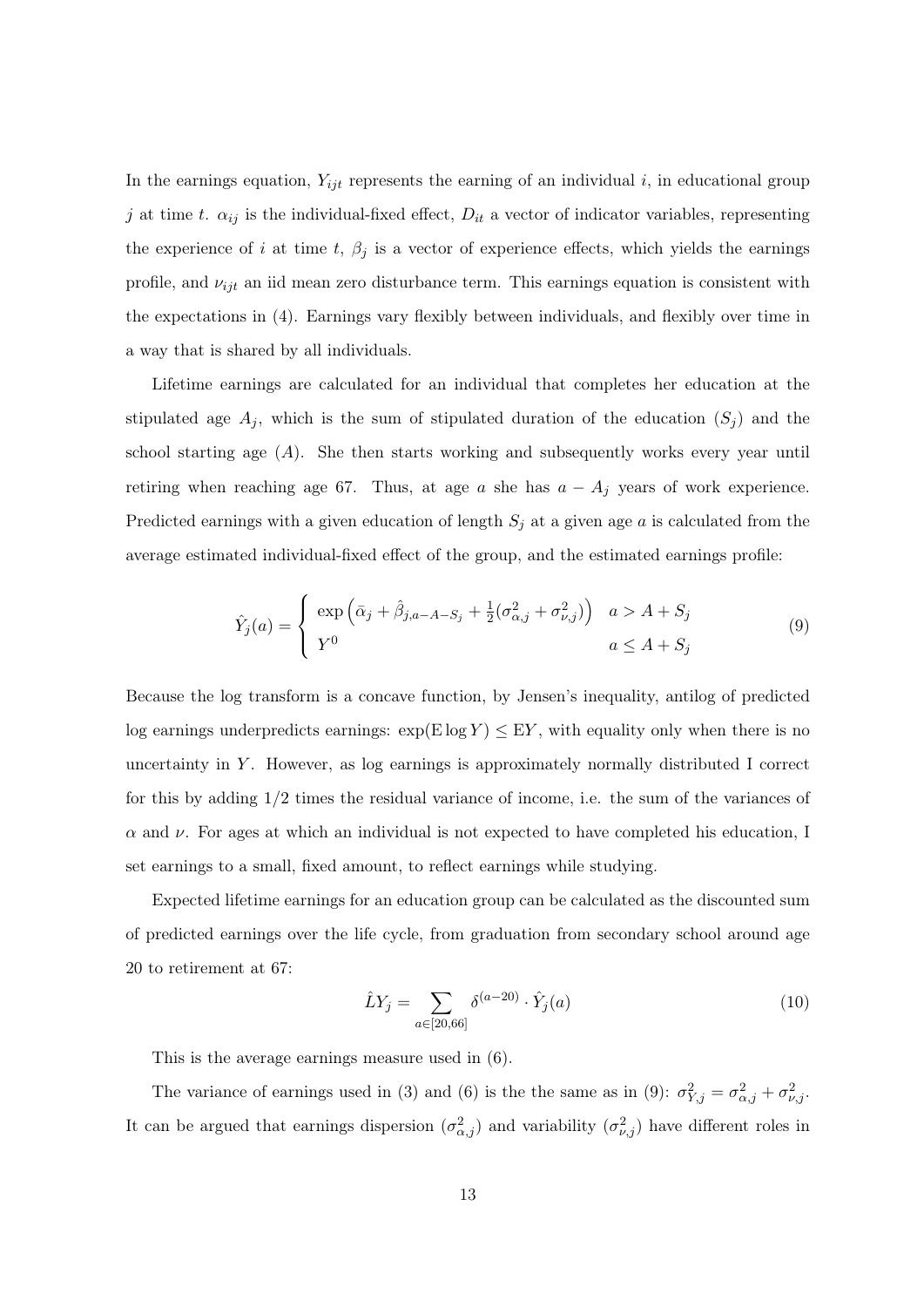In the earnings equation, $Y_{ijt}$ represents the earning of an individual $i$, in educational group $j$ at time $t$. $\alpha_{ij}$ is the individual-fixed effect, $D_{it}$ a vector of indicator variables, representing the experience of $i$ at time $t$, $\beta_j$ is a vector of experience effects, which yields the earnings profile, and $\nu_{ijt}$ an iid mean zero disturbance term. This earnings equation is consistent with the expectations in (4). Earnings vary flexibly between individuals, and flexibly over time in a way that is shared by all individuals.

Lifetime earnings are calculated for an individual that completes her education at the stipulated age $A_j$, which is the sum of stipulated duration of the education ($S_j$) and the school starting age ($A$). She then starts working and subsequently works every year until retiring when reaching age 67. Thus, at age $a$ she has $a - A_j$ years of work experience. Predicted earnings with a given education of length $S_j$ at a given age $a$ is calculated from the average estimated individual-fixed effect of the group, and the estimated earnings profile:

$$\hat{Y}_j(a) = \begin{cases} \exp\left(\bar{\alpha}_j + \hat{\beta}_{j,a-A-S_j} + \frac{1}{2}(\sigma^2_{\alpha,j} + \sigma^2_{\nu,j})\right) & a > A + S_j \\ Y^0 & a \leq A + S_j \end{cases} \tag{9}$$

Because the log transform is a concave function, by Jensen's inequality, antilog of predicted log earnings underpredicts earnings: $\exp(\mathrm{E}\log Y) \leq \mathrm{E}Y$, with equality only when there is no uncertainty in $Y$. However, as log earnings is approximately normally distributed I correct for this by adding 1/2 times the residual variance of income, i.e. the sum of the variances of $\alpha$ and $\nu$. For ages at which an individual is not expected to have completed his education, I set earnings to a small, fixed amount, to reflect earnings while studying.

Expected lifetime earnings for an education group can be calculated as the discounted sum of predicted earnings over the life cycle, from graduation from secondary school around age 20 to retirement at 67:

$$\hat{L}Y_j = \sum_{a \in [20,66]} \delta^{(a-20)} \cdot \hat{Y}_j(a) \tag{10}$$

This is the average earnings measure used in (6).

The variance of earnings used in (3) and (6) is the the same as in (9): $\sigma^2_{Y,j} = \sigma^2_{\alpha,j} + \sigma^2_{\nu,j}$. It can be argued that earnings dispersion ($\sigma^2_{\alpha,j}$) and variability ($\sigma^2_{\nu,j}$) have different roles in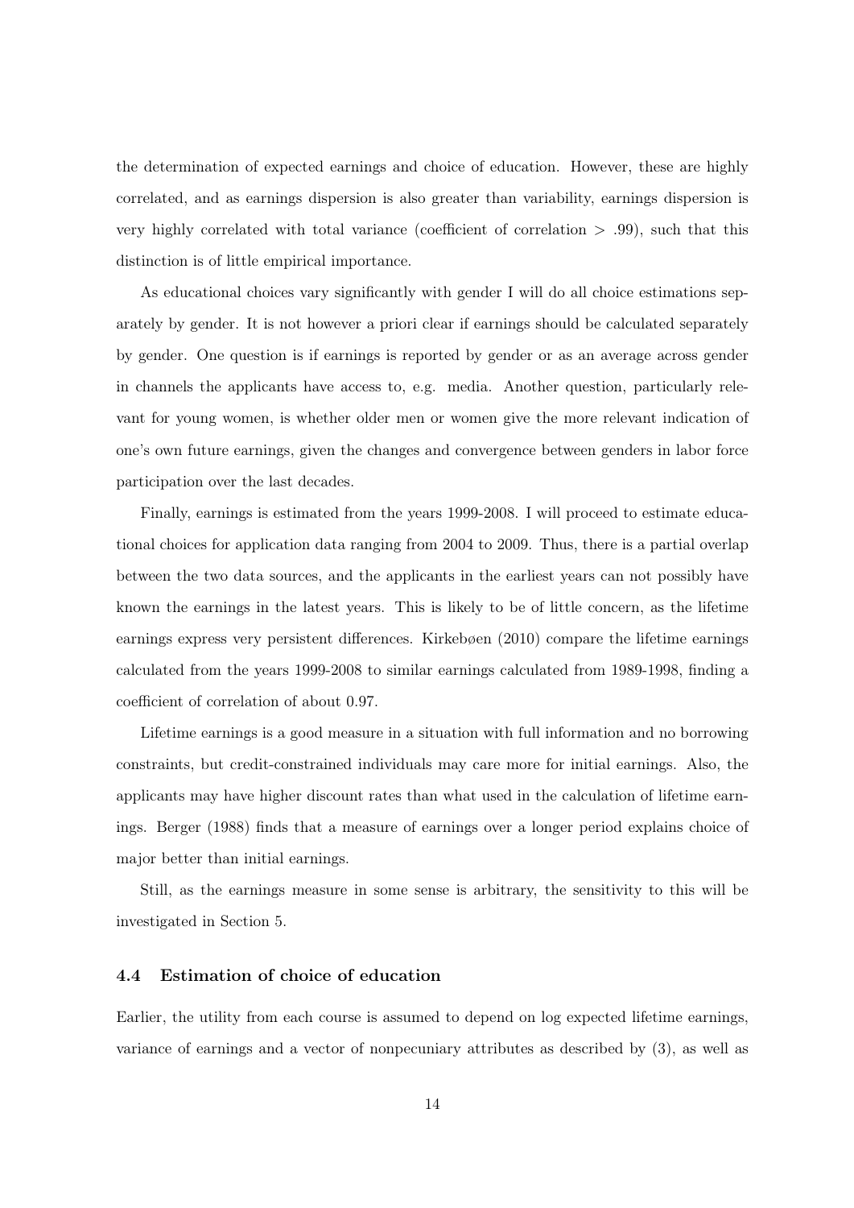the determination of expected earnings and choice of education. However, these are highly correlated, and as earnings dispersion is also greater than variability, earnings dispersion is very highly correlated with total variance (coefficient of correlation $> .99$), such that this distinction is of little empirical importance.

As educational choices vary significantly with gender I will do all choice estimations separately by gender. It is not however a priori clear if earnings should be calculated separately by gender. One question is if earnings is reported by gender or as an average across gender in channels the applicants have access to, e.g. media. Another question, particularly relevant for young women, is whether older men or women give the more relevant indication of one's own future earnings, given the changes and convergence between genders in labor force participation over the last decades.

Finally, earnings is estimated from the years 1999-2008. I will proceed to estimate educational choices for application data ranging from 2004 to 2009. Thus, there is a partial overlap between the two data sources, and the applicants in the earliest years can not possibly have known the earnings in the latest years. This is likely to be of little concern, as the lifetime earnings express very persistent differences. Kirkebøen (2010) compare the lifetime earnings calculated from the years 1999-2008 to similar earnings calculated from 1989-1998, finding a coefficient of correlation of about 0.97.

Lifetime earnings is a good measure in a situation with full information and no borrowing constraints, but credit-constrained individuals may care more for initial earnings. Also, the applicants may have higher discount rates than what used in the calculation of lifetime earnings. Berger (1988) finds that a measure of earnings over a longer period explains choice of major better than initial earnings.

Still, as the earnings measure in some sense is arbitrary, the sensitivity to this will be investigated in Section 5.

### 4.4 Estimation of choice of education

Earlier, the utility from each course is assumed to depend on log expected lifetime earnings, variance of earnings and a vector of nonpecuniary attributes as described by (3), as well as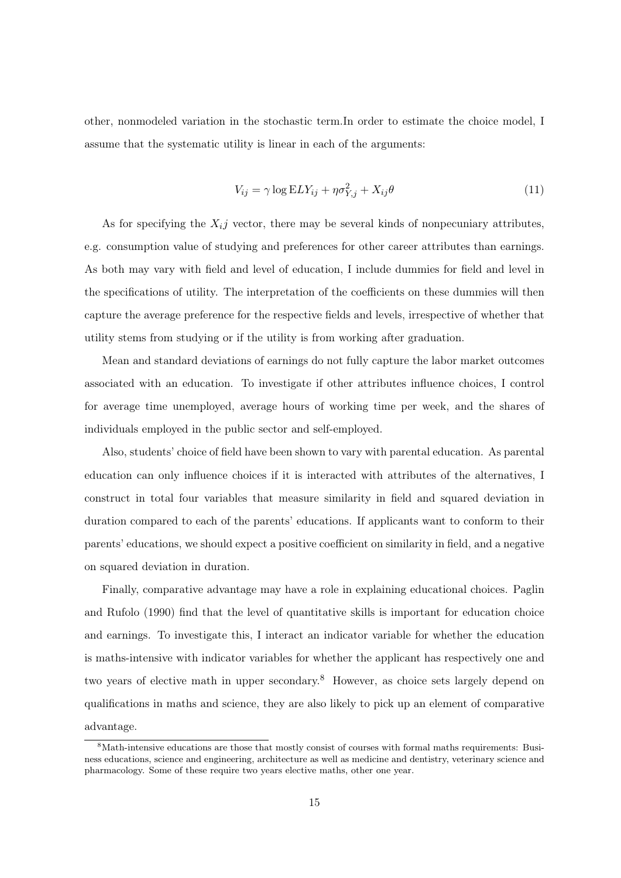other, nonmodeled variation in the stochastic term.In order to estimate the choice model, I assume that the systematic utility is linear in each of the arguments:

$$V_{ij} = \gamma \log \mathrm{E}LY_{ij} + \eta \sigma^2_{Y,j} + X_{ij}\theta \tag{11}$$

As for specifying the $X_ij$ vector, there may be several kinds of nonpecuniary attributes, e.g. consumption value of studying and preferences for other career attributes than earnings. As both may vary with field and level of education, I include dummies for field and level in the specifications of utility. The interpretation of the coefficients on these dummies will then capture the average preference for the respective fields and levels, irrespective of whether that utility stems from studying or if the utility is from working after graduation.

Mean and standard deviations of earnings do not fully capture the labor market outcomes associated with an education. To investigate if other attributes influence choices, I control for average time unemployed, average hours of working time per week, and the shares of individuals employed in the public sector and self-employed.

Also, students' choice of field have been shown to vary with parental education. As parental education can only influence choices if it is interacted with attributes of the alternatives, I construct in total four variables that measure similarity in field and squared deviation in duration compared to each of the parents' educations. If applicants want to conform to their parents' educations, we should expect a positive coefficient on similarity in field, and a negative on squared deviation in duration.

Finally, comparative advantage may have a role in explaining educational choices. Paglin and Rufolo (1990) find that the level of quantitative skills is important for education choice and earnings. To investigate this, I interact an indicator variable for whether the education is maths-intensive with indicator variables for whether the applicant has respectively one and two years of elective math in upper secondary.[8] However, as choice sets largely depend on qualifications in maths and science, they are also likely to pick up an element of comparative advantage.

[8] Math-intensive educations are those that mostly consist of courses with formal maths requirements: Business educations, science and engineering, architecture as well as medicine and dentistry, veterinary science and pharmacology. Some of these require two years elective maths, other one year.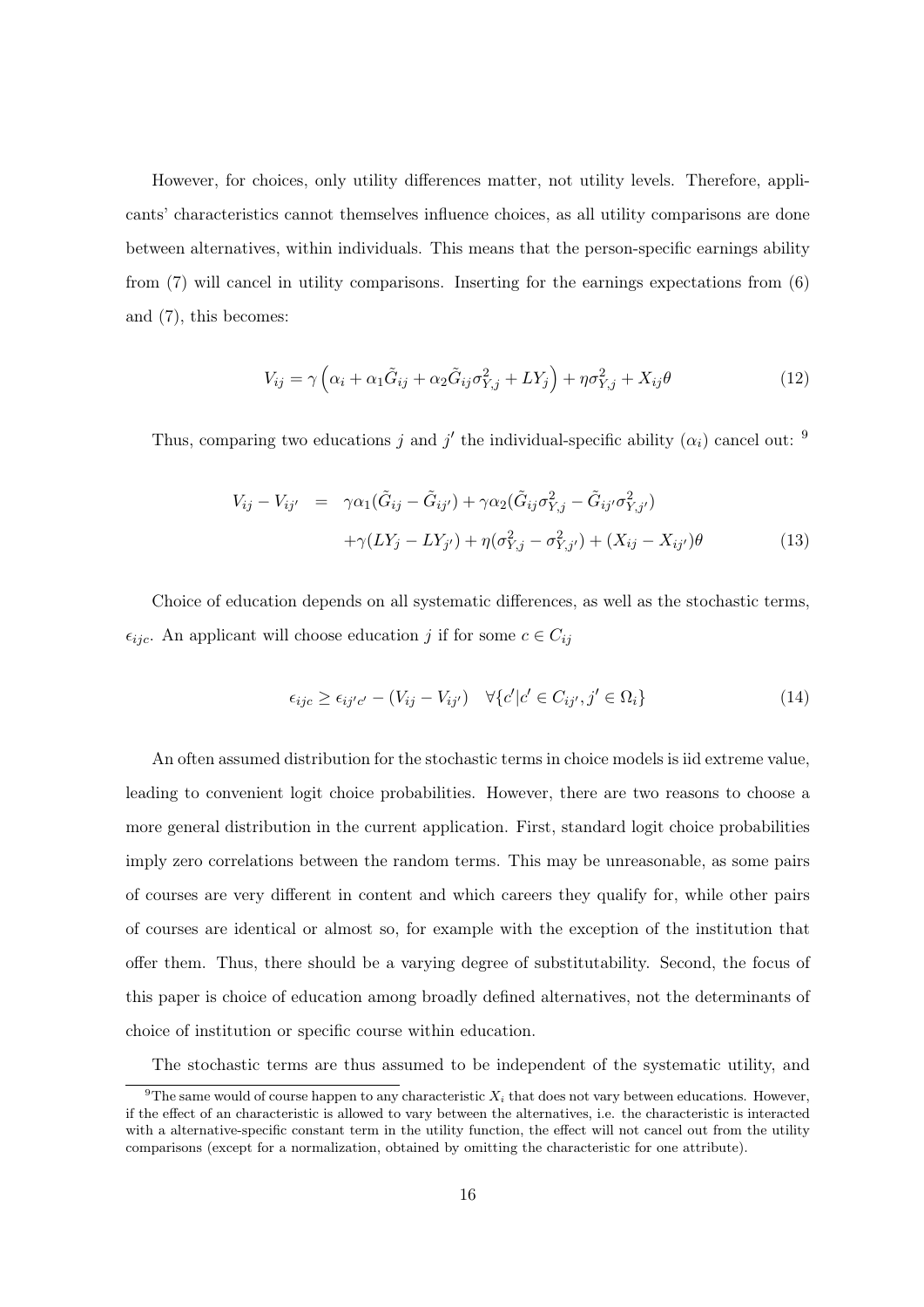However, for choices, only utility differences matter, not utility levels. Therefore, applicants' characteristics cannot themselves influence choices, as all utility comparisons are done between alternatives, within individuals. This means that the person-specific earnings ability from (7) will cancel in utility comparisons. Inserting for the earnings expectations from (6) and (7), this becomes:

$$V_{ij} = \gamma \left( \alpha_i + \alpha_1 \tilde{G}_{ij} + \alpha_2 \tilde{G}_{ij} \sigma^2_{Y,j} + LY_j \right) + \eta \sigma^2_{Y,j} + X_{ij} \theta \tag{12}$$

Thus, comparing two educations $j$ and $j'$ the individual-specific ability ($\alpha_i$) cancel out: [9]

$$\begin{aligned} V_{ij} - V_{ij'} &= \gamma \alpha_1 (\tilde{G}_{ij} - \tilde{G}_{ij'}) + \gamma \alpha_2 (\tilde{G}_{ij} \sigma^2_{Y,j} - \tilde{G}_{ij'} \sigma^2_{Y,j'}) \\ &\quad + \gamma (LY_j - LY_{j'}) + \eta (\sigma^2_{Y,j} - \sigma^2_{Y,j'}) + (X_{ij} - X_{ij'}) \theta \end{aligned} \tag{13}$$

Choice of education depends on all systematic differences, as well as the stochastic terms, $\epsilon_{ijc}$. An applicant will choose education $j$ if for some $c \in C_{ij}$

$$\epsilon_{ijc} \geq \epsilon_{ij'c'} - (V_{ij} - V_{ij'}) \quad \forall \{c' | c' \in C_{ij'}, j' \in \Omega_i\} \tag{14}$$

An often assumed distribution for the stochastic terms in choice models is iid extreme value, leading to convenient logit choice probabilities. However, there are two reasons to choose a more general distribution in the current application. First, standard logit choice probabilities imply zero correlations between the random terms. This may be unreasonable, as some pairs of courses are very different in content and which careers they qualify for, while other pairs of courses are identical or almost so, for example with the exception of the institution that offer them. Thus, there should be a varying degree of substitutability. Second, the focus of this paper is choice of education among broadly defined alternatives, not the determinants of choice of institution or specific course within education.

The stochastic terms are thus assumed to be independent of the systematic utility, and

[9] The same would of course happen to any characteristic $X_i$ that does not vary between educations. However, if the effect of an characteristic is allowed to vary between the alternatives, i.e. the characteristic is interacted with a alternative-specific constant term in the utility function, the effect will not cancel out from the utility comparisons (except for a normalization, obtained by omitting the characteristic for one attribute).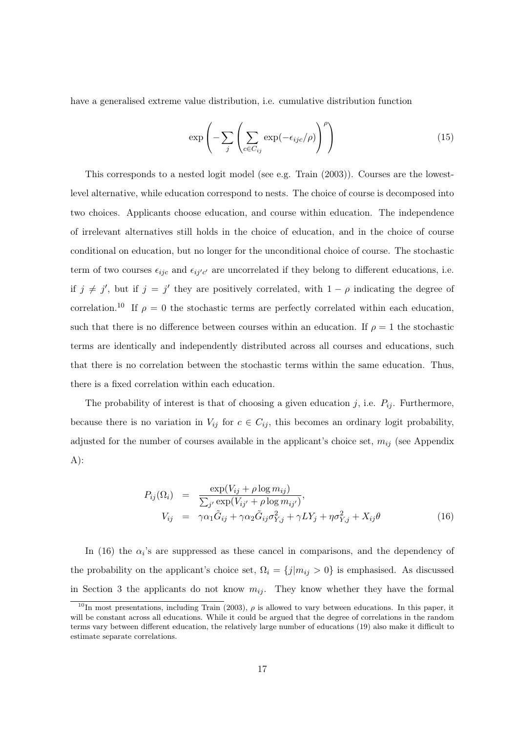have a generalised extreme value distribution, i.e. cumulative distribution function

$$\exp\left(-\sum_{j}\left(\sum_{c\in C_{ij}}\exp(-\epsilon_{ijc}/\rho)\right)^{\rho}\right) \tag{15}$$

This corresponds to a nested logit model (see e.g. Train (2003)). Courses are the lowest-level alternative, while education correspond to nests. The choice of course is decomposed into two choices. Applicants choose education, and course within education. The independence of irrelevant alternatives still holds in the choice of education, and in the choice of course conditional on education, but no longer for the unconditional choice of course. The stochastic term of two courses $\epsilon_{ijc}$ and $\epsilon_{ij'c'}$ are uncorrelated if they belong to different educations, i.e. if $j \neq j'$, but if $j = j'$ they are positively correlated, with $1-\rho$ indicating the degree of correlation.[10] If $\rho = 0$ the stochastic terms are perfectly correlated within each education, such that there is no difference between courses within an education. If $\rho = 1$ the stochastic terms are identically and independently distributed across all courses and educations, such that there is no correlation between the stochastic terms within the same education. Thus, there is a fixed correlation within each education.

The probability of interest is that of choosing a given education $j$, i.e. $P_{ij}$. Furthermore, because there is no variation in $V_{ij}$ for $c \in C_{ij}$, this becomes an ordinary logit probability, adjusted for the number of courses available in the applicant's choice set, $m_{ij}$ (see Appendix A):

$$\begin{aligned} P_{ij}(\Omega_i) &= \frac{\exp(V_{ij} + \rho \log m_{ij})}{\sum_{j'} \exp(V_{ij'} + \rho \log m_{ij'})}, \\ V_{ij} &= \gamma\alpha_1\tilde{G}_{ij} + \gamma\alpha_2\tilde{G}_{ij}\sigma^2_{Y,j} + \gamma L Y_j + \eta\sigma^2_{Y,j} + X_{ij}\theta \end{aligned} \tag{16}$$

In (16) the $\alpha_i$'s are suppressed as these cancel in comparisons, and the dependency of the probability on the applicant's choice set, $\Omega_i = \{j | m_{ij} > 0\}$ is emphasised. As discussed in Section 3 the applicants do not know $m_{ij}$. They know whether they have the formal

[10] In most presentations, including Train (2003), $\rho$ is allowed to vary between educations. In this paper, it will be constant across all educations. While it could be argued that the degree of correlations in the random terms vary between different education, the relatively large number of educations (19) also make it difficult to estimate separate correlations.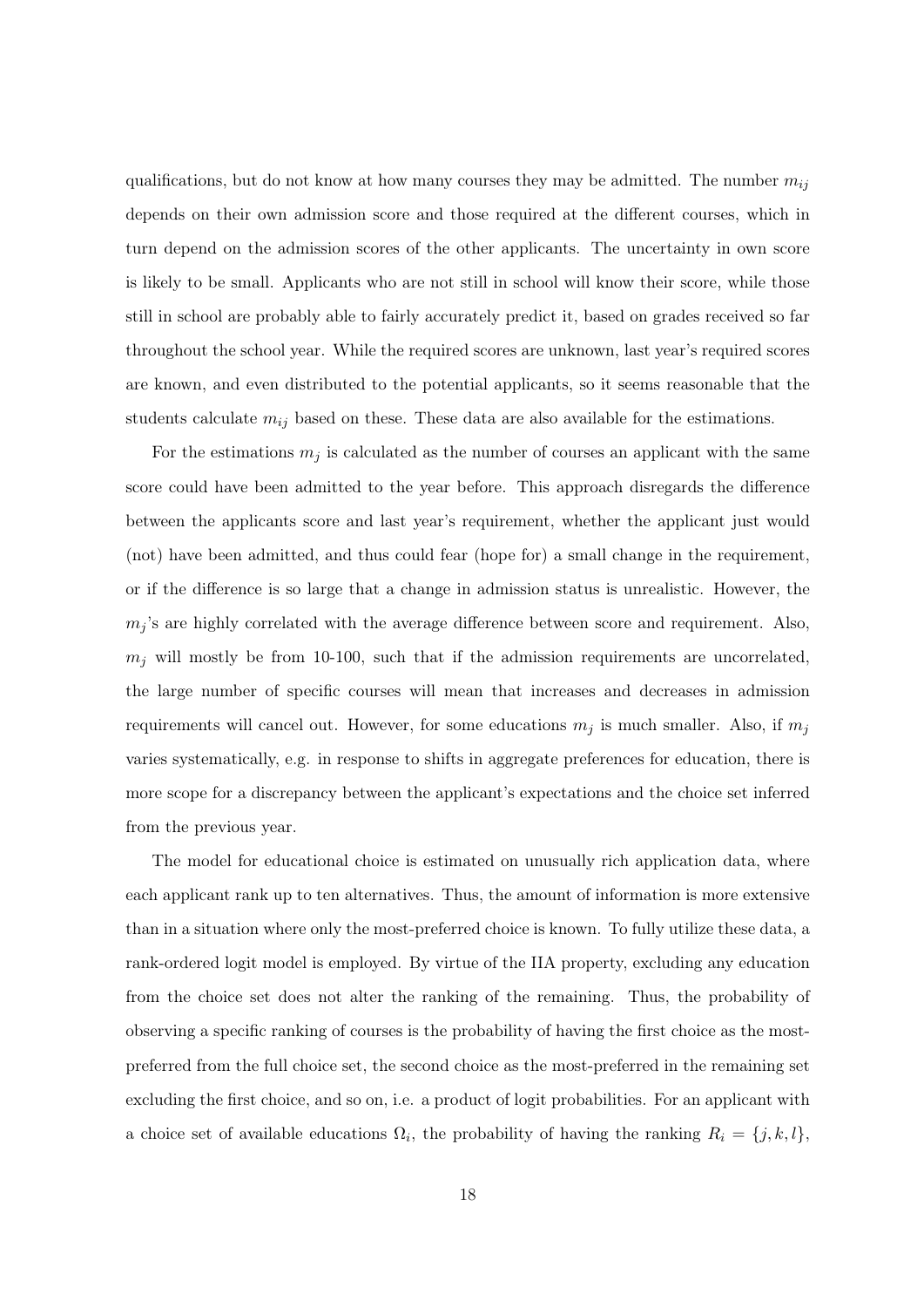qualifications, but do not know at how many courses they may be admitted. The number $m_{ij}$ depends on their own admission score and those required at the different courses, which in turn depend on the admission scores of the other applicants. The uncertainty in own score is likely to be small. Applicants who are not still in school will know their score, while those still in school are probably able to fairly accurately predict it, based on grades received so far throughout the school year. While the required scores are unknown, last year's required scores are known, and even distributed to the potential applicants, so it seems reasonable that the students calculate $m_{ij}$ based on these. These data are also available for the estimations.

For the estimations $m_j$ is calculated as the number of courses an applicant with the same score could have been admitted to the year before. This approach disregards the difference between the applicants score and last year's requirement, whether the applicant just would (not) have been admitted, and thus could fear (hope for) a small change in the requirement, or if the difference is so large that a change in admission status is unrealistic. However, the $m_j$'s are highly correlated with the average difference between score and requirement. Also, $m_j$ will mostly be from 10-100, such that if the admission requirements are uncorrelated, the large number of specific courses will mean that increases and decreases in admission requirements will cancel out. However, for some educations $m_j$ is much smaller. Also, if $m_j$ varies systematically, e.g. in response to shifts in aggregate preferences for education, there is more scope for a discrepancy between the applicant's expectations and the choice set inferred from the previous year.

The model for educational choice is estimated on unusually rich application data, where each applicant rank up to ten alternatives. Thus, the amount of information is more extensive than in a situation where only the most-preferred choice is known. To fully utilize these data, a rank-ordered logit model is employed. By virtue of the IIA property, excluding any education from the choice set does not alter the ranking of the remaining. Thus, the probability of observing a specific ranking of courses is the probability of having the first choice as the most-preferred from the full choice set, the second choice as the most-preferred in the remaining set excluding the first choice, and so on, i.e. a product of logit probabilities. For an applicant with a choice set of available educations $\Omega_i$, the probability of having the ranking $R_i = \{j, k, l\}$,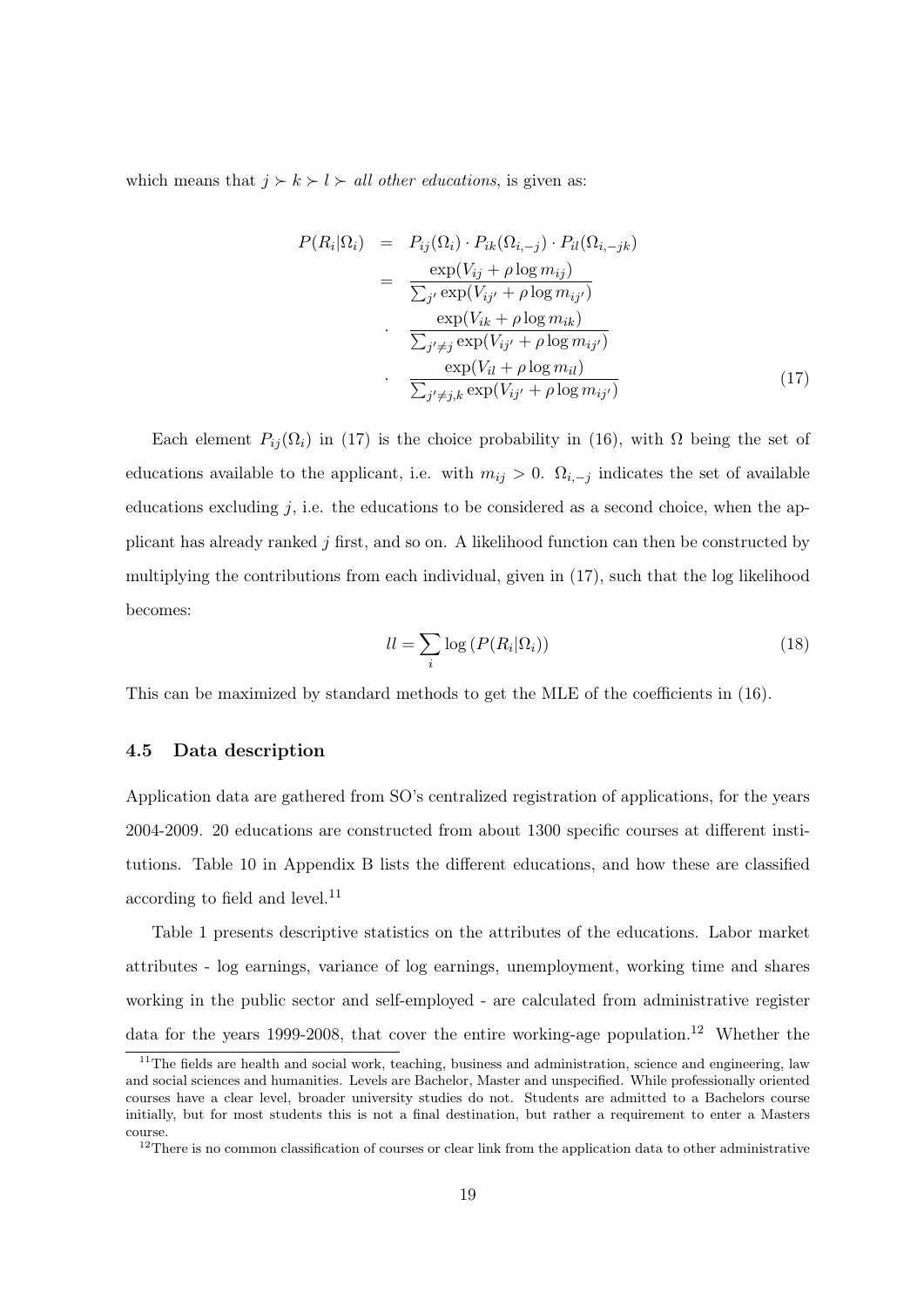which means that $j \succ k \succ l \succ$ *all other educations*, is given as:

$$
\begin{aligned}
P(R_i|\Omega_i) &= P_{ij}(\Omega_i) \cdot P_{ik}(\Omega_{i,-j}) \cdot P_{il}(\Omega_{i,-jk}) \\
&= \frac{\exp(V_{ij} + \rho \log m_{ij})}{\sum_{j'} \exp(V_{ij'} + \rho \log m_{ij'})} \\
&\quad \cdot \frac{\exp(V_{ik} + \rho \log m_{ik})}{\sum_{j' \neq j} \exp(V_{ij'} + \rho \log m_{ij'})} \\
&\quad \cdot \frac{\exp(V_{il} + \rho \log m_{il})}{\sum_{j' \neq j,k} \exp(V_{ij'} + \rho \log m_{ij'})}
\end{aligned} \tag{17}
$$

Each element $P_{ij}(\Omega_i)$ in (17) is the choice probability in (16), with $\Omega$ being the set of educations available to the applicant, i.e. with $m_{ij} > 0$. $\Omega_{i,-j}$ indicates the set of available educations excluding $j$, i.e. the educations to be considered as a second choice, when the applicant has already ranked $j$ first, and so on. A likelihood function can then be constructed by multiplying the contributions from each individual, given in (17), such that the log likelihood becomes:

$$
ll = \sum_i \log \left( P(R_i|\Omega_i) \right) \tag{18}
$$

This can be maximized by standard methods to get the MLE of the coefficients in (16).

### 4.5 Data description

Application data are gathered from SO's centralized registration of applications, for the years 2004-2009. 20 educations are constructed from about 1300 specific courses at different institutions. Table 10 in Appendix B lists the different educations, and how these are classified according to field and level.[11]

Table 1 presents descriptive statistics on the attributes of the educations. Labor market attributes - log earnings, variance of log earnings, unemployment, working time and shares working in the public sector and self-employed - are calculated from administrative register data for the years 1999-2008, that cover the entire working-age population.[12] Whether the

[11] The fields are health and social work, teaching, business and administration, science and engineering, law and social sciences and humanities. Levels are Bachelor, Master and unspecified. While professionally oriented courses have a clear level, broader university studies do not. Students are admitted to a Bachelors course initially, but for most students this is not a final destination, but rather a requirement to enter a Masters course.

[12] There is no common classification of courses or clear link from the application data to other administrative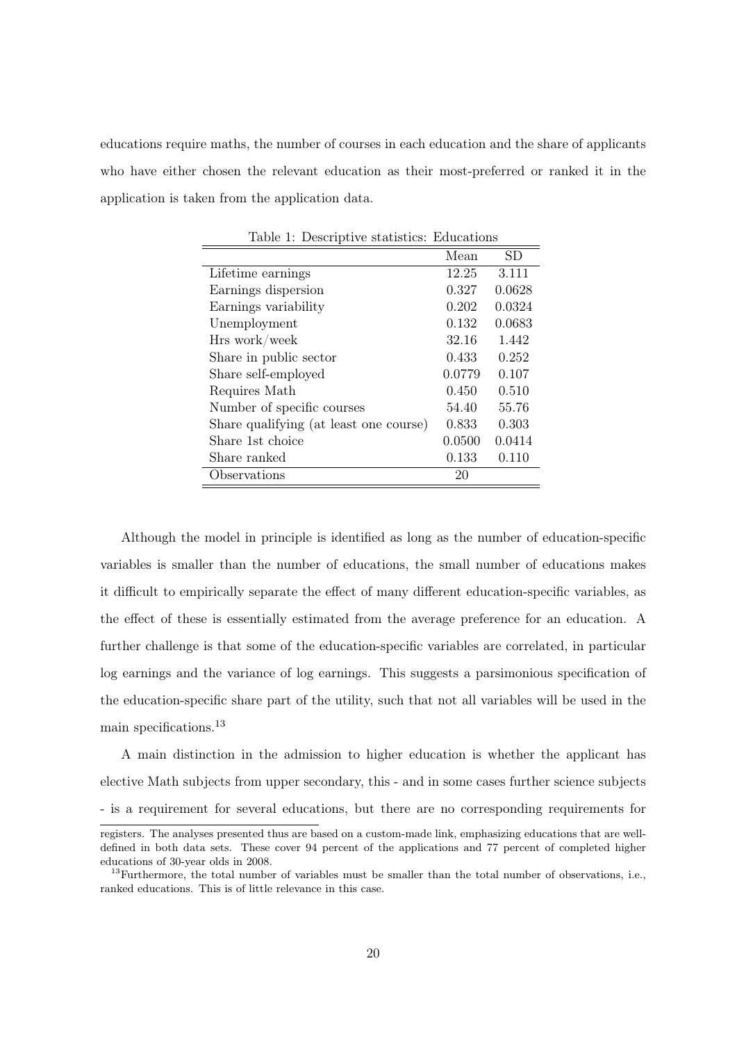educations require maths, the number of courses in each education and the share of applicants who have either chosen the relevant education as their most-preferred or ranked it in the application is taken from the application data.

Table 1: Descriptive statistics: Educations

| | Mean | SD |
|---|---|---|
| Lifetime earnings | 12.25 | 3.111 |
| Earnings dispersion | 0.327 | 0.0628 |
| Earnings variability | 0.202 | 0.0324 |
| Unemployment | 0.132 | 0.0683 |
| Hrs work/week | 32.16 | 1.442 |
| Share in public sector | 0.433 | 0.252 |
| Share self-employed | 0.0779 | 0.107 |
| Requires Math | 0.450 | 0.510 |
| Number of specific courses | 54.40 | 55.76 |
| Share qualifying (at least one course) | 0.833 | 0.303 |
| Share 1st choice | 0.0500 | 0.0414 |
| Share ranked | 0.133 | 0.110 |
| Observations | 20 | |

Although the model in principle is identified as long as the number of education-specific variables is smaller than the number of educations, the small number of educations makes it difficult to empirically separate the effect of many different education-specific variables, as the effect of these is essentially estimated from the average preference for an education. A further challenge is that some of the education-specific variables are correlated, in particular log earnings and the variance of log earnings. This suggests a parsimonious specification of the education-specific share part of the utility, such that not all variables will be used in the main specifications.[13]

A main distinction in the admission to higher education is whether the applicant has elective Math subjects from upper secondary, this - and in some cases further science subjects - is a requirement for several educations, but there are no corresponding requirements for

registers. The analyses presented thus are based on a custom-made link, emphasizing educations that are well-defined in both data sets. These cover 94 percent of the applications and 77 percent of completed higher educations of 30-year olds in 2008.

[13]Furthermore, the total number of variables must be smaller than the total number of observations, i.e., ranked educations. This is of little relevance in this case.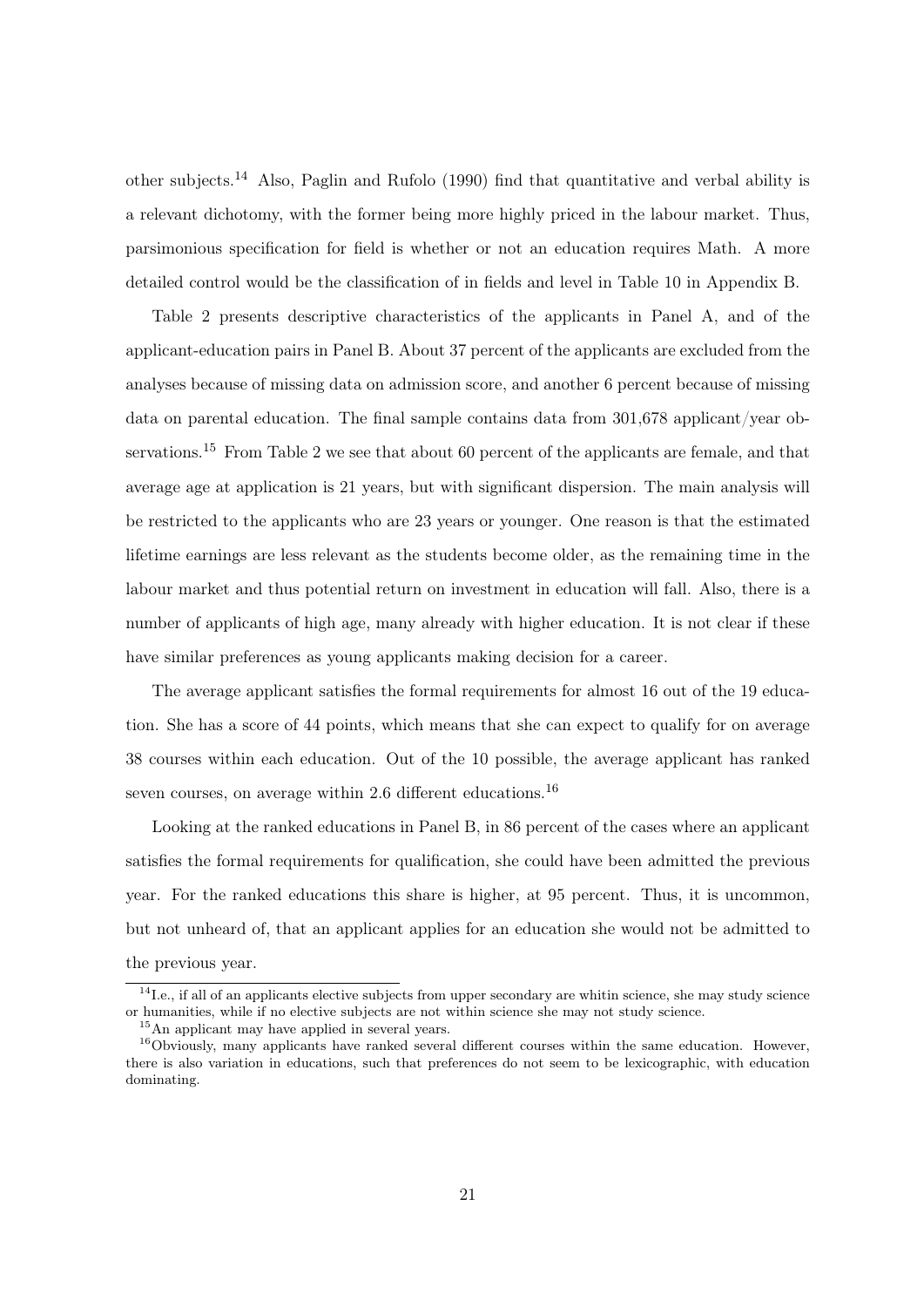other subjects.[14] Also, Paglin and Rufolo (1990) find that quantitative and verbal ability is a relevant dichotomy, with the former being more highly priced in the labour market. Thus, parsimonious specification for field is whether or not an education requires Math. A more detailed control would be the classification of in fields and level in Table 10 in Appendix B.

Table 2 presents descriptive characteristics of the applicants in Panel A, and of the applicant-education pairs in Panel B. About 37 percent of the applicants are excluded from the analyses because of missing data on admission score, and another 6 percent because of missing data on parental education. The final sample contains data from 301,678 applicant/year observations.[15] From Table 2 we see that about 60 percent of the applicants are female, and that average age at application is 21 years, but with significant dispersion. The main analysis will be restricted to the applicants who are 23 years or younger. One reason is that the estimated lifetime earnings are less relevant as the students become older, as the remaining time in the labour market and thus potential return on investment in education will fall. Also, there is a number of applicants of high age, many already with higher education. It is not clear if these have similar preferences as young applicants making decision for a career.

The average applicant satisfies the formal requirements for almost 16 out of the 19 education. She has a score of 44 points, which means that she can expect to qualify for on average 38 courses within each education. Out of the 10 possible, the average applicant has ranked seven courses, on average within 2.6 different educations.[16]

Looking at the ranked educations in Panel B, in 86 percent of the cases where an applicant satisfies the formal requirements for qualification, she could have been admitted the previous year. For the ranked educations this share is higher, at 95 percent. Thus, it is uncommon, but not unheard of, that an applicant applies for an education she would not be admitted to the previous year.

[14] I.e., if all of an applicants elective subjects from upper secondary are whitin science, she may study science or humanities, while if no elective subjects are not within science she may not study science.

[15] An applicant may have applied in several years.

[16] Obviously, many applicants have ranked several different courses within the same education. However, there is also variation in educations, such that preferences do not seem to be lexicographic, with education dominating.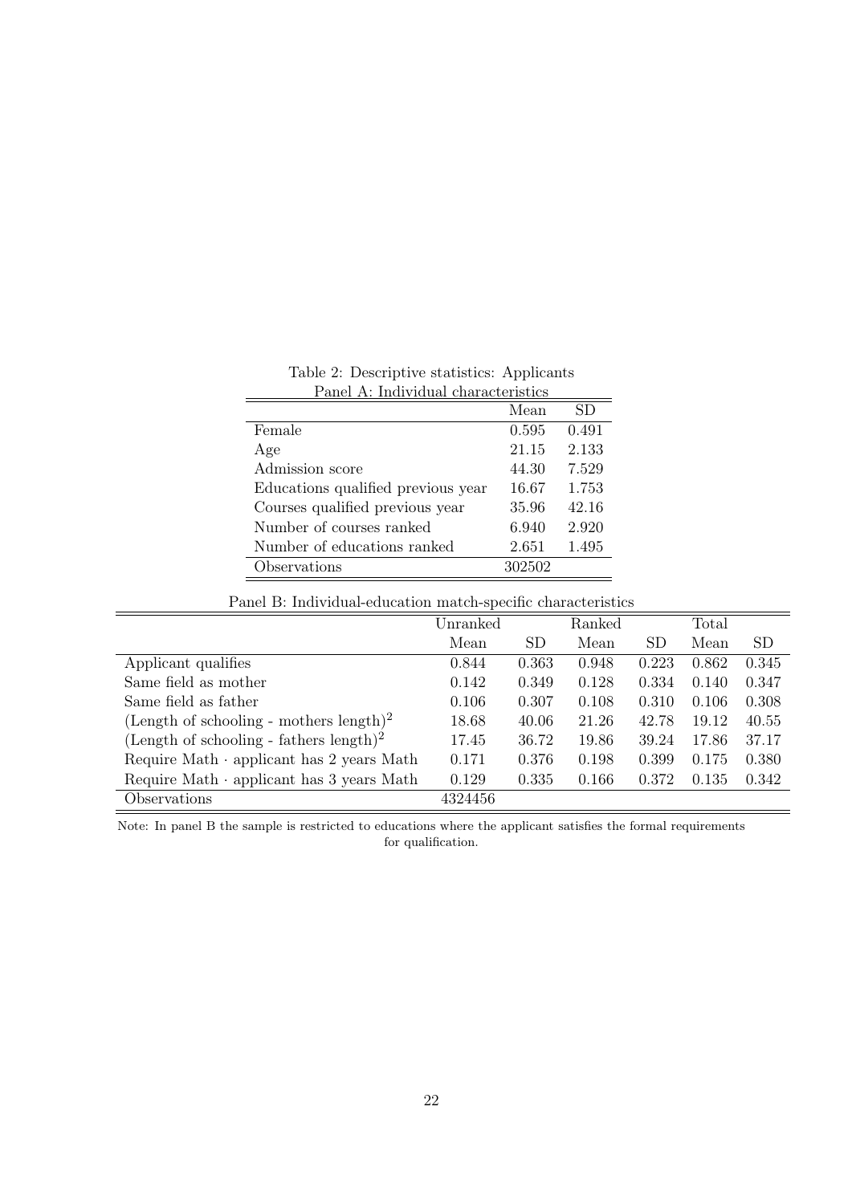Table 2: Descriptive statistics: Applicants

Panel A: Individual characteristics

| | Mean | SD |
|---|---|---|
| Female | 0.595 | 0.491 |
| Age | 21.15 | 2.133 |
| Admission score | 44.30 | 7.529 |
| Educations qualified previous year | 16.67 | 1.753 |
| Courses qualified previous year | 35.96 | 42.16 |
| Number of courses ranked | 6.940 | 2.920 |
| Number of educations ranked | 2.651 | 1.495 |
| Observations | 302502 | |

Panel B: Individual-education match-specific characteristics

| | Unranked | | Ranked | | Total | |
|---|---|---|---|---|---|---|
| | Mean | SD | Mean | SD | Mean | SD |
| Applicant qualifies | 0.844 | 0.363 | 0.948 | 0.223 | 0.862 | 0.345 |
| Same field as mother | 0.142 | 0.349 | 0.128 | 0.334 | 0.140 | 0.347 |
| Same field as father | 0.106 | 0.307 | 0.108 | 0.310 | 0.106 | 0.308 |
| (Length of schooling - mothers length)$^2$ | 18.68 | 40.06 | 21.26 | 42.78 | 19.12 | 40.55 |
| (Length of schooling - fathers length)$^2$ | 17.45 | 36.72 | 19.86 | 39.24 | 17.86 | 37.17 |
| Require Math $\cdot$ applicant has 2 years Math | 0.171 | 0.376 | 0.198 | 0.399 | 0.175 | 0.380 |
| Require Math $\cdot$ applicant has 3 years Math | 0.129 | 0.335 | 0.166 | 0.372 | 0.135 | 0.342 |
| Observations | 4324456 | | | | | |

Note: In panel B the sample is restricted to educations where the applicant satisfies the formal requirements for qualification.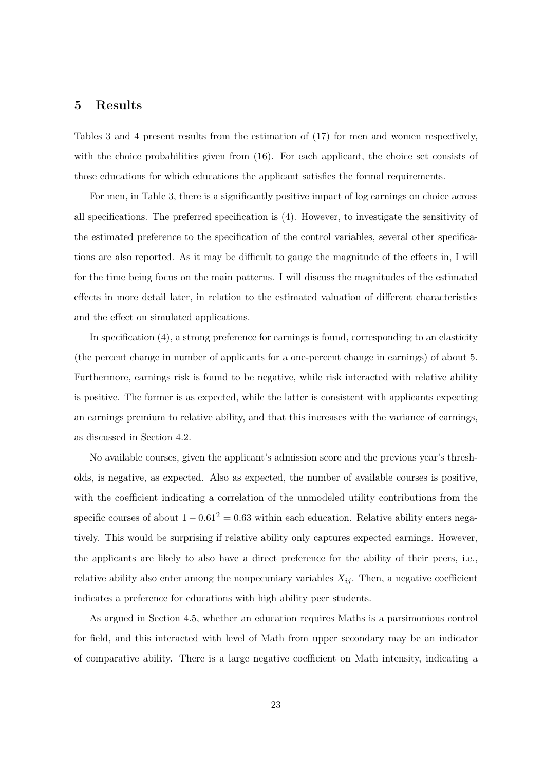# 5 Results

Tables 3 and 4 present results from the estimation of (17) for men and women respectively, with the choice probabilities given from (16). For each applicant, the choice set consists of those educations for which educations the applicant satisfies the formal requirements.

For men, in Table 3, there is a significantly positive impact of log earnings on choice across all specifications. The preferred specification is (4). However, to investigate the sensitivity of the estimated preference to the specification of the control variables, several other specifications are also reported. As it may be difficult to gauge the magnitude of the effects in, I will for the time being focus on the main patterns. I will discuss the magnitudes of the estimated effects in more detail later, in relation to the estimated valuation of different characteristics and the effect on simulated applications.

In specification (4), a strong preference for earnings is found, corresponding to an elasticity (the percent change in number of applicants for a one-percent change in earnings) of about 5. Furthermore, earnings risk is found to be negative, while risk interacted with relative ability is positive. The former is as expected, while the latter is consistent with applicants expecting an earnings premium to relative ability, and that this increases with the variance of earnings, as discussed in Section 4.2.

No available courses, given the applicant's admission score and the previous year's thresholds, is negative, as expected. Also as expected, the number of available courses is positive, with the coefficient indicating a correlation of the unmodeled utility contributions from the specific courses of about $1 - 0.61^2 = 0.63$ within each education. Relative ability enters negatively. This would be surprising if relative ability only captures expected earnings. However, the applicants are likely to also have a direct preference for the ability of their peers, i.e., relative ability also enter among the nonpecuniary variables $X_{ij}$. Then, a negative coefficient indicates a preference for educations with high ability peer students.

As argued in Section 4.5, whether an education requires Maths is a parsimonious control for field, and this interacted with level of Math from upper secondary may be an indicator of comparative ability. There is a large negative coefficient on Math intensity, indicating a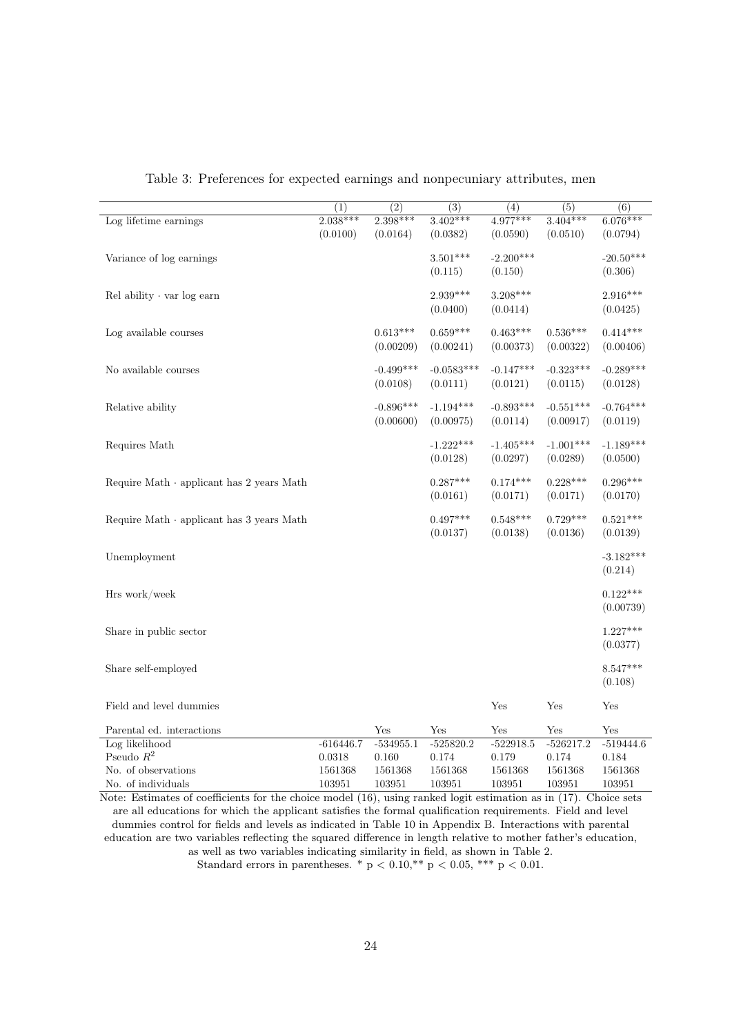Table 3: Preferences for expected earnings and nonpecuniary attributes, men

| | (1) | (2) | (3) | (4) | (5) | (6) |
|---|---|---|---|---|---|---|
| Log lifetime earnings | 2.038*** | 2.398*** | 3.402*** | 4.977*** | 3.404*** | 6.076*** |
| | (0.0100) | (0.0164) | (0.0382) | (0.0590) | (0.0510) | (0.0794) |
| Variance of log earnings | | | 3.501*** | -2.200*** | | -20.50*** |
| | | | (0.115) | (0.150) | | (0.306) |
| Rel ability · var log earn | | | 2.939*** | 3.208*** | | 2.916*** |
| | | | (0.0400) | (0.0414) | | (0.0425) |
| Log available courses | | 0.613*** | 0.659*** | 0.463*** | 0.536*** | 0.414*** |
| | | (0.00209) | (0.00241) | (0.00373) | (0.00322) | (0.00406) |
| No available courses | | -0.499*** | -0.0583*** | -0.147*** | -0.323*** | -0.289*** |
| | | (0.0108) | (0.0111) | (0.0121) | (0.0115) | (0.0128) |
| Relative ability | | -0.896*** | -1.194*** | -0.893*** | -0.551*** | -0.764*** |
| | | (0.00600) | (0.00975) | (0.0114) | (0.00917) | (0.0119) |
| Requires Math | | | -1.222*** | -1.405*** | -1.001*** | -1.189*** |
| | | | (0.0128) | (0.0297) | (0.0289) | (0.0500) |
| Require Math · applicant has 2 years Math | | | 0.287*** | 0.174*** | 0.228*** | 0.296*** |
| | | | (0.0161) | (0.0171) | (0.0171) | (0.0170) |
| Require Math · applicant has 3 years Math | | | 0.497*** | 0.548*** | 0.729*** | 0.521*** |
| | | | (0.0137) | (0.0138) | (0.0136) | (0.0139) |
| Unemployment | | | | | | -3.182*** |
| | | | | | | (0.214) |
| Hrs work/week | | | | | | 0.122*** |
| | | | | | | (0.00739) |
| Share in public sector | | | | | | 1.227*** |
| | | | | | | (0.0377) |
| Share self-employed | | | | | | 8.547*** |
| | | | | | | (0.108) |
| Field and level dummies | | | | Yes | Yes | Yes |
| Parental ed. interactions | | Yes | Yes | Yes | Yes | Yes |
| Log likelihood | -616446.7 | -534955.1 | -525820.2 | -522918.5 | -526217.2 | -519444.6 |
| Pseudo $R^2$ | 0.0318 | 0.160 | 0.174 | 0.179 | 0.174 | 0.184 |
| No. of observations | 1561368 | 1561368 | 1561368 | 1561368 | 1561368 | 1561368 |
| No. of individuals | 103951 | 103951 | 103951 | 103951 | 103951 | 103951 |

Note: Estimates of coefficients for the choice model (16), using ranked logit estimation as in (17). Choice sets are all educations for which the applicant satisfies the formal qualification requirements. Field and level dummies control for fields and levels as indicated in Table 10 in Appendix B. Interactions with parental education are two variables reflecting the squared difference in length relative to mother father's education, as well as two variables indicating similarity in field, as shown in Table 2.

Standard errors in parentheses. * $p < 0.10$,** $p < 0.05$, *** $p < 0.01$.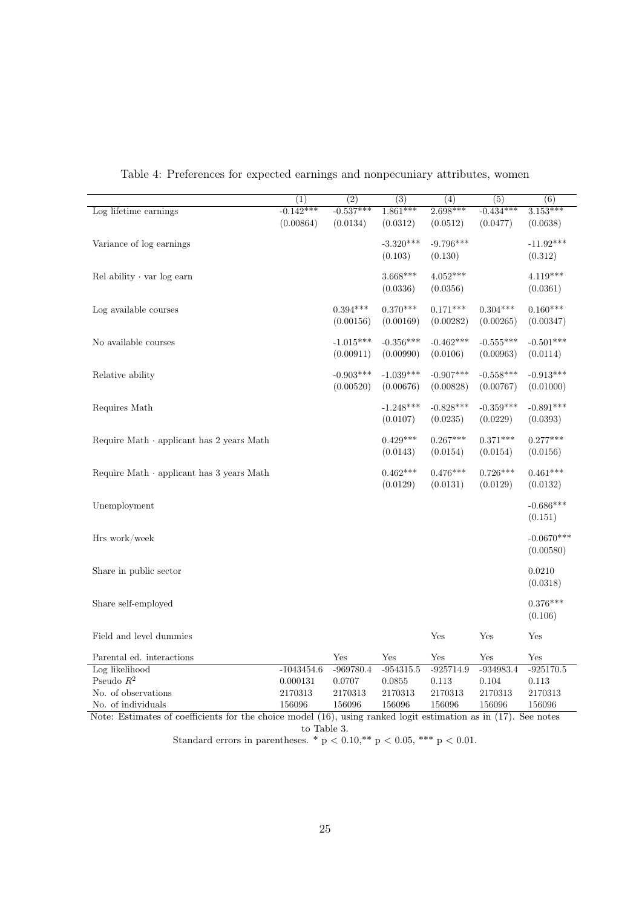Table 4: Preferences for expected earnings and nonpecuniary attributes, women

| | (1) | (2) | (3) | (4) | (5) | (6) |
|---|---|---|---|---|---|---|
| Log lifetime earnings | -0.142*** | -0.537*** | 1.861*** | 2.698*** | -0.434*** | 3.153*** |
| | (0.00864) | (0.0134) | (0.0312) | (0.0512) | (0.0477) | (0.0638) |
| Variance of log earnings | | | -3.320*** | -9.796*** | | -11.92*** |
| | | | (0.103) | (0.130) | | (0.312) |
| Rel ability · var log earn | | | 3.668*** | 4.052*** | | 4.119*** |
| | | | (0.0336) | (0.0356) | | (0.0361) |
| Log available courses | | 0.394*** | 0.370*** | 0.171*** | 0.304*** | 0.160*** |
| | | (0.00156) | (0.00169) | (0.00282) | (0.00265) | (0.00347) |
| No available courses | | -1.015*** | -0.356*** | -0.462*** | -0.555*** | -0.501*** |
| | | (0.00911) | (0.00990) | (0.0106) | (0.00963) | (0.0114) |
| Relative ability | | -0.903*** | -1.039*** | -0.907*** | -0.558*** | -0.913*** |
| | | (0.00520) | (0.00676) | (0.00828) | (0.00767) | (0.01000) |
| Requires Math | | | -1.248*** | -0.828*** | -0.359*** | -0.891*** |
| | | | (0.0107) | (0.0235) | (0.0229) | (0.0393) |
| Require Math · applicant has 2 years Math | | | 0.429*** | 0.267*** | 0.371*** | 0.277*** |
| | | | (0.0143) | (0.0154) | (0.0154) | (0.0156) |
| Require Math · applicant has 3 years Math | | | 0.462*** | 0.476*** | 0.726*** | 0.461*** |
| | | | (0.0129) | (0.0131) | (0.0129) | (0.0132) |
| Unemployment | | | | | | -0.686*** |
| | | | | | | (0.151) |
| Hrs work/week | | | | | | -0.0670*** |
| | | | | | | (0.00580) |
| Share in public sector | | | | | | 0.0210 |
| | | | | | | (0.0318) |
| Share self-employed | | | | | | 0.376*** |
| | | | | | | (0.106) |
| Field and level dummies | | | | Yes | Yes | Yes |
| Parental ed. interactions | | Yes | Yes | Yes | Yes | Yes |
| Log likelihood | -1043454.6 | -969780.4 | -954315.5 | -925714.9 | -934983.4 | -925170.5 |
| Pseudo $R^2$ | 0.000131 | 0.0707 | 0.0855 | 0.113 | 0.104 | 0.113 |
| No. of observations | 2170313 | 2170313 | 2170313 | 2170313 | 2170313 | 2170313 |
| No. of individuals | 156096 | 156096 | 156096 | 156096 | 156096 | 156096 |

Note: Estimates of coefficients for the choice model (16), using ranked logit estimation as in (17). See notes to Table 3.

Standard errors in parentheses. * $p < 0.10$,** $p < 0.05$, *** $p < 0.01$.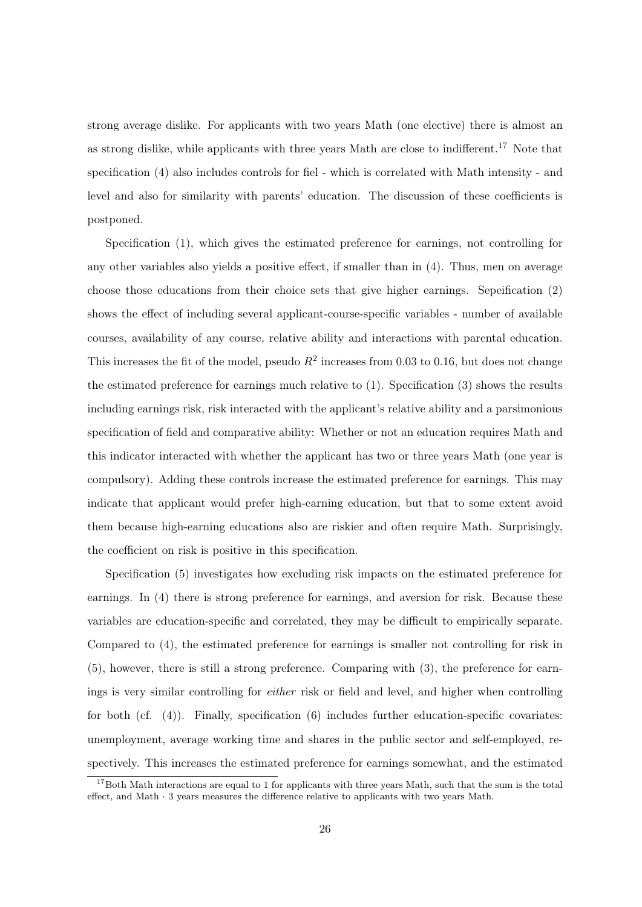strong average dislike. For applicants with two years Math (one elective) there is almost an as strong dislike, while applicants with three years Math are close to indifferent.[17] Note that specification (4) also includes controls for fiel - which is correlated with Math intensity - and level and also for similarity with parents' education. The discussion of these coefficients is postponed.

Specification (1), which gives the estimated preference for earnings, not controlling for any other variables also yields a positive effect, if smaller than in (4). Thus, men on average choose those educations from their choice sets that give higher earnings. Sepeification (2) shows the effect of including several applicant-course-specific variables - number of available courses, availability of any course, relative ability and interactions with parental education. This increases the fit of the model, pseudo $R^2$ increases from 0.03 to 0.16, but does not change the estimated preference for earnings much relative to (1). Specification (3) shows the results including earnings risk, risk interacted with the applicant's relative ability and a parsimonious specification of field and comparative ability: Whether or not an education requires Math and this indicator interacted with whether the applicant has two or three years Math (one year is compulsory). Adding these controls increase the estimated preference for earnings. This may indicate that applicant would prefer high-earning education, but that to some extent avoid them because high-earning educations also are riskier and often require Math. Surprisingly, the coefficient on risk is positive in this specification.

Specification (5) investigates how excluding risk impacts on the estimated preference for earnings. In (4) there is strong preference for earnings, and aversion for risk. Because these variables are education-specific and correlated, they may be difficult to empirically separate. Compared to (4), the estimated preference for earnings is smaller not controlling for risk in (5), however, there is still a strong preference. Comparing with (3), the preference for earnings is very similar controlling for *either* risk or field and level, and higher when controlling for both (cf. (4)). Finally, specification (6) includes further education-specific covariates: unemployment, average working time and shares in the public sector and self-employed, respectively. This increases the estimated preference for earnings somewhat, and the estimated

[17] Both Math interactions are equal to 1 for applicants with three years Math, such that the sum is the total effect, and Math $\cdot$ 3 years measures the difference relative to applicants with two years Math.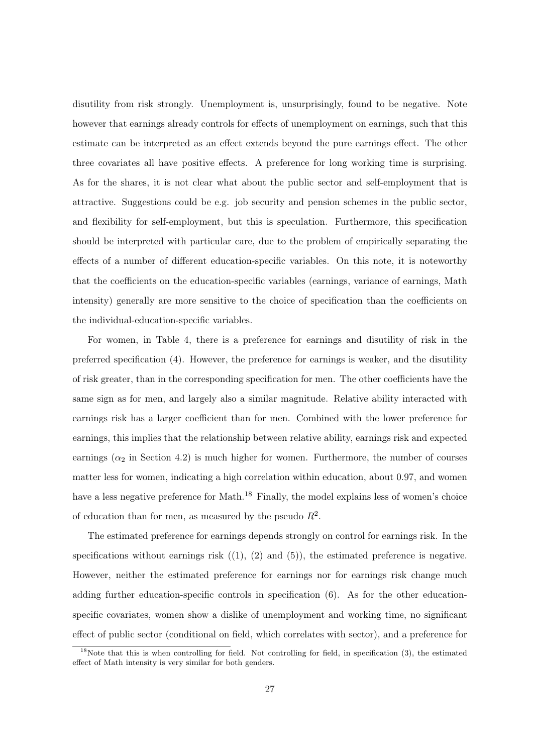disutility from risk strongly. Unemployment is, unsurprisingly, found to be negative. Note however that earnings already controls for effects of unemployment on earnings, such that this estimate can be interpreted as an effect extends beyond the pure earnings effect. The other three covariates all have positive effects. A preference for long working time is surprising. As for the shares, it is not clear what about the public sector and self-employment that is attractive. Suggestions could be e.g. job security and pension schemes in the public sector, and flexibility for self-employment, but this is speculation. Furthermore, this specification should be interpreted with particular care, due to the problem of empirically separating the effects of a number of different education-specific variables. On this note, it is noteworthy that the coefficients on the education-specific variables (earnings, variance of earnings, Math intensity) generally are more sensitive to the choice of specification than the coefficients on the individual-education-specific variables.

For women, in Table 4, there is a preference for earnings and disutility of risk in the preferred specification (4). However, the preference for earnings is weaker, and the disutility of risk greater, than in the corresponding specification for men. The other coefficients have the same sign as for men, and largely also a similar magnitude. Relative ability interacted with earnings risk has a larger coefficient than for men. Combined with the lower preference for earnings, this implies that the relationship between relative ability, earnings risk and expected earnings ($\alpha_2$ in Section 4.2) is much higher for women. Furthermore, the number of courses matter less for women, indicating a high correlation within education, about 0.97, and women have a less negative preference for Math.[18] Finally, the model explains less of women's choice of education than for men, as measured by the pseudo $R^2$.

The estimated preference for earnings depends strongly on control for earnings risk. In the specifications without earnings risk ((1), (2) and (5)), the estimated preference is negative. However, neither the estimated preference for earnings nor for earnings risk change much adding further education-specific controls in specification (6). As for the other education-specific covariates, women show a dislike of unemployment and working time, no significant effect of public sector (conditional on field, which correlates with sector), and a preference for

[18]Note that this is when controlling for field. Not controlling for field, in specification (3), the estimated effect of Math intensity is very similar for both genders.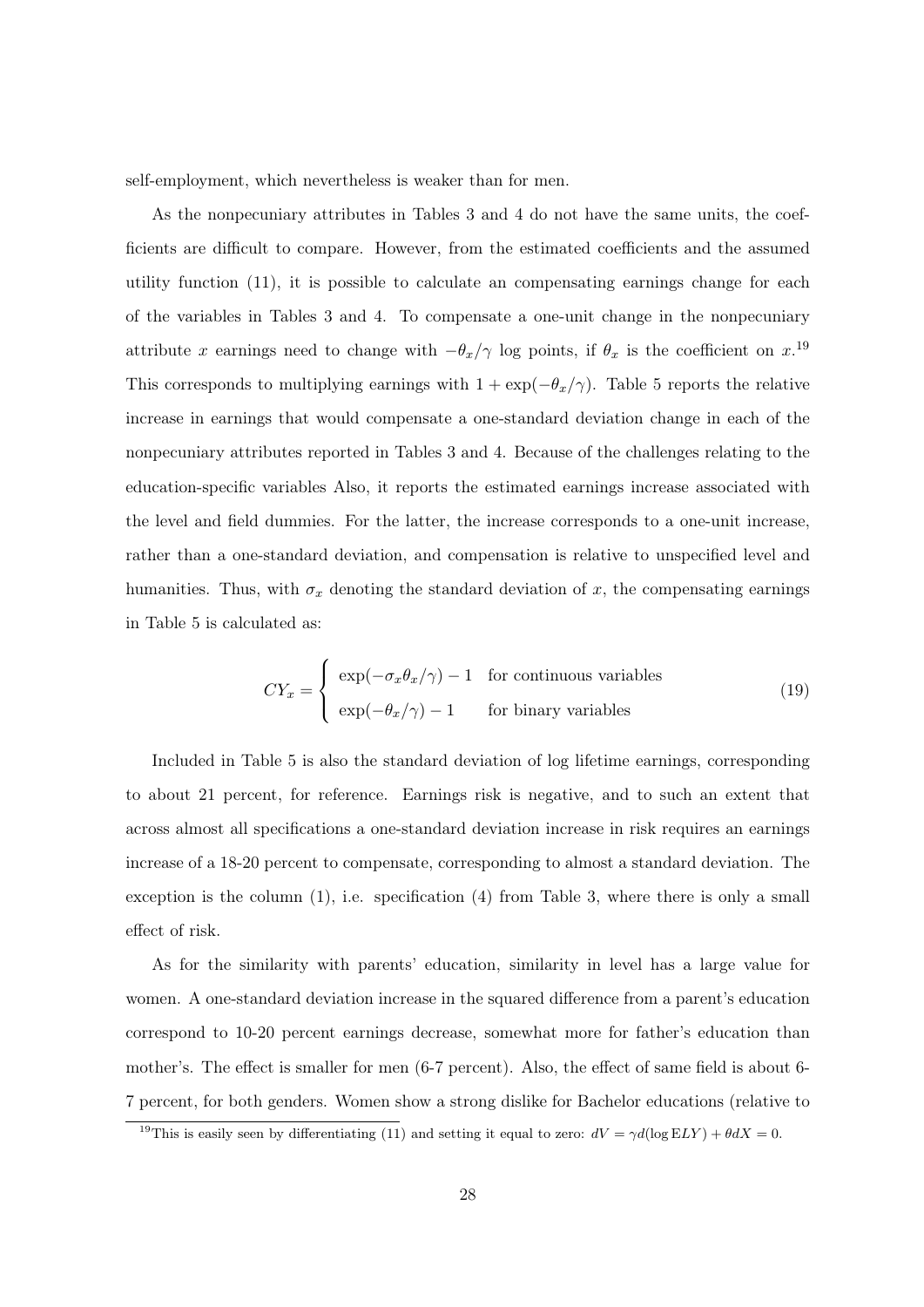self-employment, which nevertheless is weaker than for men.

As the nonpecuniary attributes in Tables 3 and 4 do not have the same units, the coefficients are difficult to compare. However, from the estimated coefficients and the assumed utility function (11), it is possible to calculate an compensating earnings change for each of the variables in Tables 3 and 4. To compensate a one-unit change in the nonpecuniary attribute $x$ earnings need to change with $-\theta_x/\gamma$ log points, if $\theta_x$ is the coefficient on $x$.[19] This corresponds to multiplying earnings with $1 + \exp(-\theta_x/\gamma)$. Table 5 reports the relative increase in earnings that would compensate a one-standard deviation change in each of the nonpecuniary attributes reported in Tables 3 and 4. Because of the challenges relating to the education-specific variables Also, it reports the estimated earnings increase associated with the level and field dummies. For the latter, the increase corresponds to a one-unit increase, rather than a one-standard deviation, and compensation is relative to unspecified level and humanities. Thus, with $\sigma_x$ denoting the standard deviation of $x$, the compensating earnings in Table 5 is calculated as:

$$CY_x = \begin{cases} \exp(-\sigma_x \theta_x/\gamma) - 1 & \text{for continuous variables} \\ \exp(-\theta_x/\gamma) - 1 & \text{for binary variables} \end{cases} \tag{19}$$

Included in Table 5 is also the standard deviation of log lifetime earnings, corresponding to about 21 percent, for reference. Earnings risk is negative, and to such an extent that across almost all specifications a one-standard deviation increase in risk requires an earnings increase of a 18-20 percent to compensate, corresponding to almost a standard deviation. The exception is the column (1), i.e. specification (4) from Table 3, where there is only a small effect of risk.

As for the similarity with parents' education, similarity in level has a large value for women. A one-standard deviation increase in the squared difference from a parent's education correspond to 10-20 percent earnings decrease, somewhat more for father's education than mother's. The effect is smaller for men (6-7 percent). Also, the effect of same field is about 6-7 percent, for both genders. Women show a strong dislike for Bachelor educations (relative to

[19] This is easily seen by differentiating (11) and setting it equal to zero: $dV = \gamma d(\log \mathrm{E}LY) + \theta dX = 0$.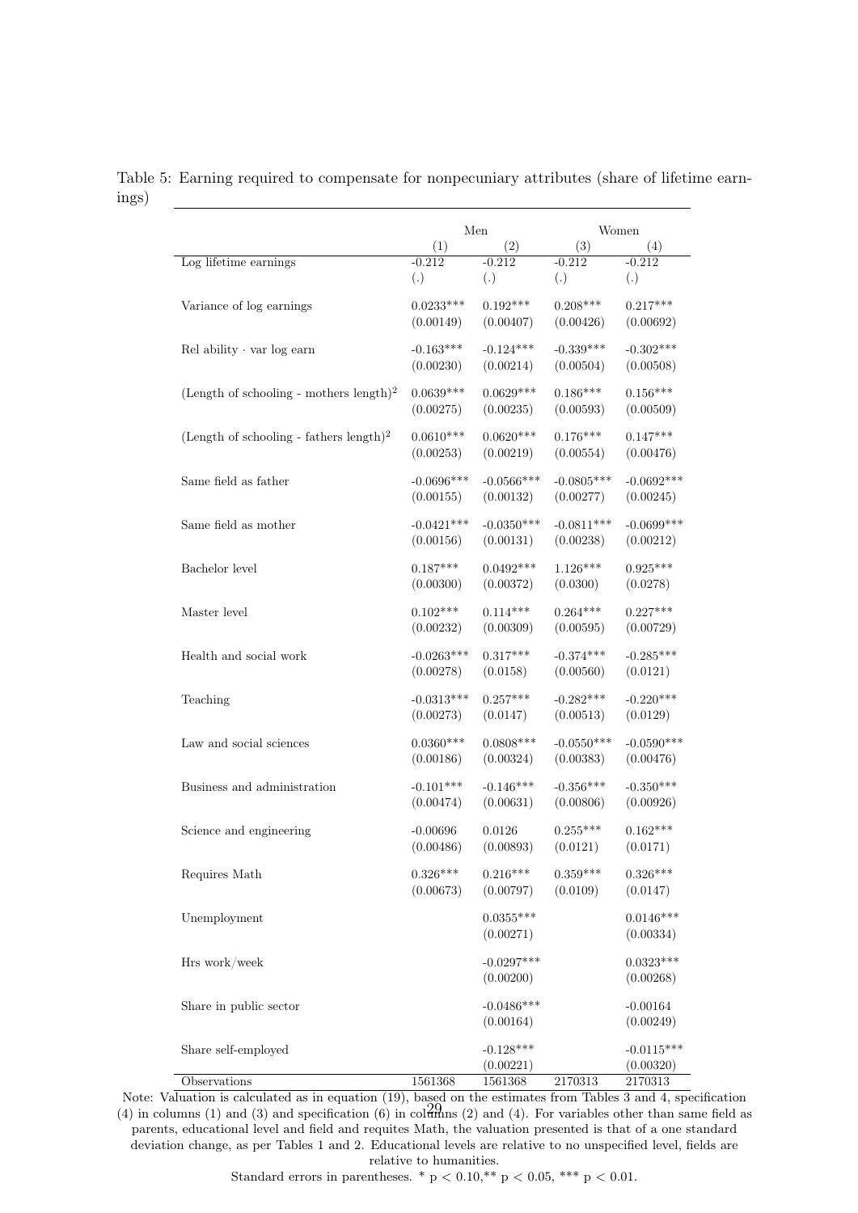Table 5: Earning required to compensate for nonpecuniary attributes (share of lifetime earnings)

| | Men | | Women | |
|---|---|---|---|---|
| | (1) | (2) | (3) | (4) |
| Log lifetime earnings | -0.212 | -0.212 | -0.212 | -0.212 |
| | (.) | (.) | (.) | (.) |
| Variance of log earnings | 0.0233*** | 0.192*** | 0.208*** | 0.217*** |
| | (0.00149) | (0.00407) | (0.00426) | (0.00692) |
| Rel ability · var log earn | -0.163*** | -0.124*** | -0.339*** | -0.302*** |
| | (0.00230) | (0.00214) | (0.00504) | (0.00508) |
| (Length of schooling - mothers length)$^2$ | 0.0639*** | 0.0629*** | 0.186*** | 0.156*** |
| | (0.00275) | (0.00235) | (0.00593) | (0.00509) |
| (Length of schooling - fathers length)$^2$ | 0.0610*** | 0.0620*** | 0.176*** | 0.147*** |
| | (0.00253) | (0.00219) | (0.00554) | (0.00476) |
| Same field as father | -0.0696*** | -0.0566*** | -0.0805*** | -0.0692*** |
| | (0.00155) | (0.00132) | (0.00277) | (0.00245) |
| Same field as mother | -0.0421*** | -0.0350*** | -0.0811*** | -0.0699*** |
| | (0.00156) | (0.00131) | (0.00238) | (0.00212) |
| Bachelor level | 0.187*** | 0.0492*** | 1.126*** | 0.925*** |
| | (0.00300) | (0.00372) | (0.0300) | (0.0278) |
| Master level | 0.102*** | 0.114*** | 0.264*** | 0.227*** |
| | (0.00232) | (0.00309) | (0.00595) | (0.00729) |
| Health and social work | -0.0263*** | 0.317*** | -0.374*** | -0.285*** |
| | (0.00278) | (0.0158) | (0.00560) | (0.0121) |
| Teaching | -0.0313*** | 0.257*** | -0.282*** | -0.220*** |
| | (0.00273) | (0.0147) | (0.00513) | (0.0129) |
| Law and social sciences | 0.0360*** | 0.0808*** | -0.0550*** | -0.0590*** |
| | (0.00186) | (0.00324) | (0.00383) | (0.00476) |
| Business and administration | -0.101*** | -0.146*** | -0.356*** | -0.350*** |
| | (0.00474) | (0.00631) | (0.00806) | (0.00926) |
| Science and engineering | -0.00696 | 0.0126 | 0.255*** | 0.162*** |
| | (0.00486) | (0.00893) | (0.0121) | (0.0171) |
| Requires Math | 0.326*** | 0.216*** | 0.359*** | 0.326*** |
| | (0.00673) | (0.00797) | (0.0109) | (0.0147) |
| Unemployment | | 0.0355*** | | 0.0146*** |
| | | (0.00271) | | (0.00334) |
| Hrs work/week | | -0.0297*** | | 0.0323*** |
| | | (0.00200) | | (0.00268) |
| Share in public sector | | -0.0486*** | | -0.00164 |
| | | (0.00164) | | (0.00249) |
| Share self-employed | | -0.128*** | | -0.0115*** |
| | | (0.00221) | | (0.00320) |
| Observations | 1561368 | 1561368 | 2170313 | 2170313 |

Note: Valuation is calculated as in equation (19), based on the estimates from Tables 3 and 4, specification (4) in columns (1) and (3) and specification (6) in columns (2) and (4). For variables other than same field as parents, educational level and field and requites Math, the valuation presented is that of a one standard deviation change, as per Tables 1 and 2. Educational levels are relative to no unspecified level, fields are relative to humanities.

Standard errors in parentheses. * $p < 0.10$,** $p < 0.05$, *** $p < 0.01$.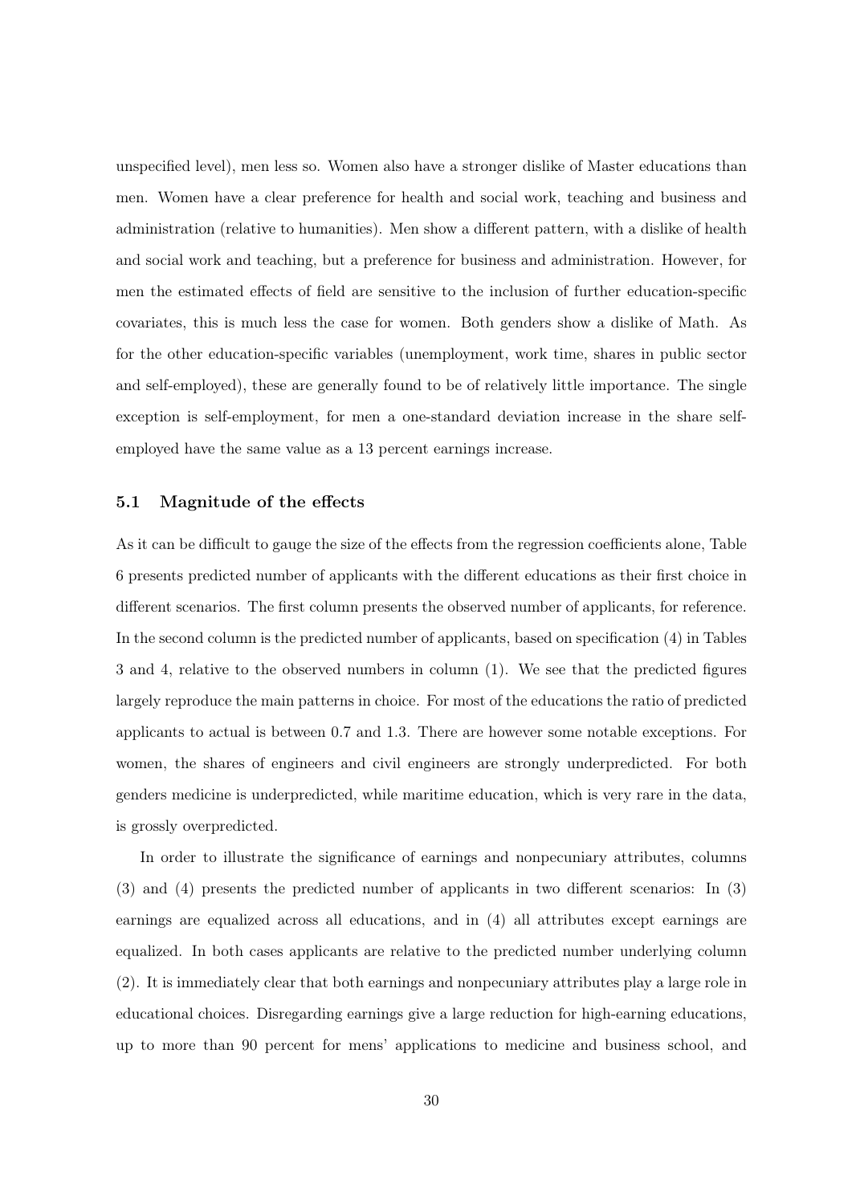unspecified level), men less so. Women also have a stronger dislike of Master educations than men. Women have a clear preference for health and social work, teaching and business and administration (relative to humanities). Men show a different pattern, with a dislike of health and social work and teaching, but a preference for business and administration. However, for men the estimated effects of field are sensitive to the inclusion of further education-specific covariates, this is much less the case for women. Both genders show a dislike of Math. As for the other education-specific variables (unemployment, work time, shares in public sector and self-employed), these are generally found to be of relatively little importance. The single exception is self-employment, for men a one-standard deviation increase in the share self-employed have the same value as a 13 percent earnings increase.

### 5.1 Magnitude of the effects

As it can be difficult to gauge the size of the effects from the regression coefficients alone, Table 6 presents predicted number of applicants with the different educations as their first choice in different scenarios. The first column presents the observed number of applicants, for reference. In the second column is the predicted number of applicants, based on specification (4) in Tables 3 and 4, relative to the observed numbers in column (1). We see that the predicted figures largely reproduce the main patterns in choice. For most of the educations the ratio of predicted applicants to actual is between 0.7 and 1.3. There are however some notable exceptions. For women, the shares of engineers and civil engineers are strongly underpredicted. For both genders medicine is underpredicted, while maritime education, which is very rare in the data, is grossly overpredicted.

In order to illustrate the significance of earnings and nonpecuniary attributes, columns (3) and (4) presents the predicted number of applicants in two different scenarios: In (3) earnings are equalized across all educations, and in (4) all attributes except earnings are equalized. In both cases applicants are relative to the predicted number underlying column (2). It is immediately clear that both earnings and nonpecuniary attributes play a large role in educational choices. Disregarding earnings give a large reduction for high-earning educations, up to more than 90 percent for mens' applications to medicine and business school, and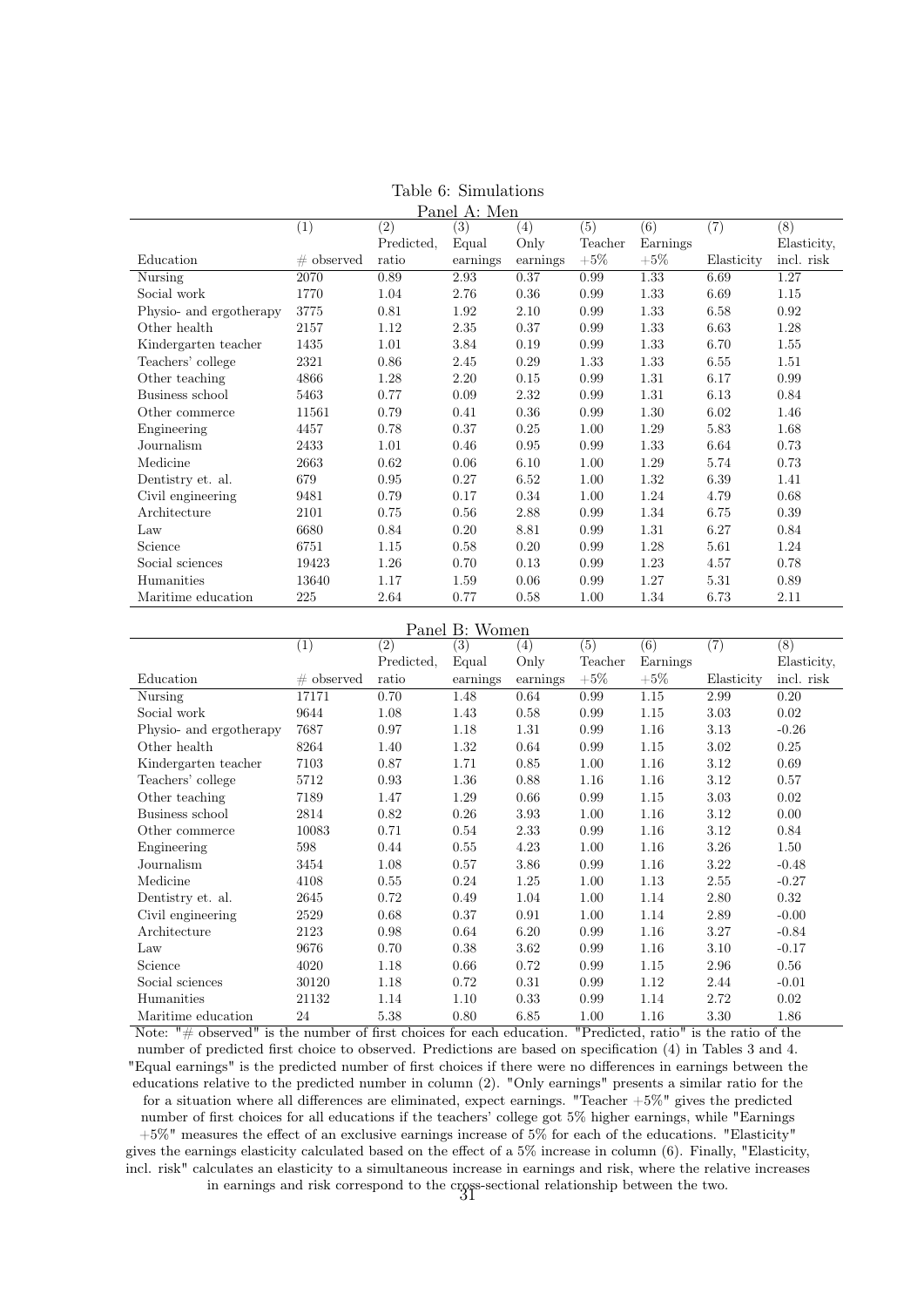Table 6: Simulations

Panel A: Men

| | (1) | (2) | (3) | (4) | (5) | (6) | (7) | (8) |
|---|---|---|---|---|---|---|---|---|
| Education | # observed | Predicted, ratio | Equal earnings | Only earnings | Teacher +5% | Earnings +5% | Elasticity | Elasticity, incl. risk |
| Nursing | 2070 | 0.89 | 2.93 | 0.37 | 0.99 | 1.33 | 6.69 | 1.27 |
| Social work | 1770 | 1.04 | 2.76 | 0.36 | 0.99 | 1.33 | 6.69 | 1.15 |
| Physio- and ergotherapy | 3775 | 0.81 | 1.92 | 2.10 | 0.99 | 1.33 | 6.58 | 0.92 |
| Other health | 2157 | 1.12 | 2.35 | 0.37 | 0.99 | 1.33 | 6.63 | 1.28 |
| Kindergarten teacher | 1435 | 1.01 | 3.84 | 0.19 | 0.99 | 1.33 | 6.70 | 1.55 |
| Teachers' college | 2321 | 0.86 | 2.45 | 0.29 | 1.33 | 1.33 | 6.55 | 1.51 |
| Other teaching | 4866 | 1.28 | 2.20 | 0.15 | 0.99 | 1.31 | 6.17 | 0.99 |
| Business school | 5463 | 0.77 | 0.09 | 2.32 | 0.99 | 1.31 | 6.13 | 0.84 |
| Other commerce | 11561 | 0.79 | 0.41 | 0.36 | 0.99 | 1.30 | 6.02 | 1.46 |
| Engineering | 4457 | 0.78 | 0.37 | 0.25 | 1.00 | 1.29 | 5.83 | 1.68 |
| Journalism | 2433 | 1.01 | 0.46 | 0.95 | 0.99 | 1.33 | 6.64 | 0.73 |
| Medicine | 2663 | 0.62 | 0.06 | 6.10 | 1.00 | 1.29 | 5.74 | 0.73 |
| Dentistry et. al. | 679 | 0.95 | 0.27 | 6.52 | 1.00 | 1.32 | 6.39 | 1.41 |
| Civil engineering | 9481 | 0.79 | 0.17 | 0.34 | 1.00 | 1.24 | 4.79 | 0.68 |
| Architecture | 2101 | 0.75 | 0.56 | 2.88 | 0.99 | 1.34 | 6.75 | 0.39 |
| Law | 6680 | 0.84 | 0.20 | 8.81 | 0.99 | 1.31 | 6.27 | 0.84 |
| Science | 6751 | 1.15 | 0.58 | 0.20 | 0.99 | 1.28 | 5.61 | 1.24 |
| Social sciences | 19423 | 1.26 | 0.70 | 0.13 | 0.99 | 1.23 | 4.57 | 0.78 |
| Humanities | 13640 | 1.17 | 1.59 | 0.06 | 0.99 | 1.27 | 5.31 | 0.89 |
| Maritime education | 225 | 2.64 | 0.77 | 0.58 | 1.00 | 1.34 | 6.73 | 2.11 |

Panel B: Women

| | (1) | (2) | (3) | (4) | (5) | (6) | (7) | (8) |
|---|---|---|---|---|---|---|---|---|
| Education | # observed | Predicted, ratio | Equal earnings | Only earnings | Teacher +5% | Earnings +5% | Elasticity | Elasticity, incl. risk |
| Nursing | 17171 | 0.70 | 1.48 | 0.64 | 0.99 | 1.15 | 2.99 | 0.20 |
| Social work | 9644 | 1.08 | 1.43 | 0.58 | 0.99 | 1.15 | 3.03 | 0.02 |
| Physio- and ergotherapy | 7687 | 0.97 | 1.18 | 1.31 | 0.99 | 1.16 | 3.13 | -0.26 |
| Other health | 8264 | 1.40 | 1.32 | 0.64 | 0.99 | 1.15 | 3.02 | 0.25 |
| Kindergarten teacher | 7103 | 0.87 | 1.71 | 0.85 | 1.00 | 1.16 | 3.12 | 0.69 |
| Teachers' college | 5712 | 0.93 | 1.36 | 0.88 | 1.16 | 1.16 | 3.12 | 0.57 |
| Other teaching | 7189 | 1.47 | 1.29 | 0.66 | 0.99 | 1.15 | 3.03 | 0.02 |
| Business school | 2814 | 0.82 | 0.26 | 3.93 | 1.00 | 1.16 | 3.12 | 0.00 |
| Other commerce | 10083 | 0.71 | 0.54 | 2.33 | 0.99 | 1.16 | 3.12 | 0.84 |
| Engineering | 598 | 0.44 | 0.55 | 4.23 | 1.00 | 1.16 | 3.26 | 1.50 |
| Journalism | 3454 | 1.08 | 0.57 | 3.86 | 0.99 | 1.16 | 3.22 | -0.48 |
| Medicine | 4108 | 0.55 | 0.24 | 1.25 | 1.00 | 1.13 | 2.55 | -0.27 |
| Dentistry et. al. | 2645 | 0.72 | 0.49 | 1.04 | 1.00 | 1.14 | 2.80 | 0.32 |
| Civil engineering | 2529 | 0.68 | 0.37 | 0.91 | 1.00 | 1.14 | 2.89 | -0.00 |
| Architecture | 2123 | 0.98 | 0.64 | 6.20 | 0.99 | 1.16 | 3.27 | -0.84 |
| Law | 9676 | 0.70 | 0.38 | 3.62 | 0.99 | 1.16 | 3.10 | -0.17 |
| Science | 4020 | 1.18 | 0.66 | 0.72 | 0.99 | 1.15 | 2.96 | 0.56 |
| Social sciences | 30120 | 1.18 | 0.72 | 0.31 | 0.99 | 1.12 | 2.44 | -0.01 |
| Humanities | 21132 | 1.14 | 1.10 | 0.33 | 0.99 | 1.14 | 2.72 | 0.02 |
| Maritime education | 24 | 5.38 | 0.80 | 6.85 | 1.00 | 1.16 | 3.30 | 1.86 |

Note: "# observed" is the number of first choices for each education. "Predicted, ratio" is the ratio of the number of predicted first choice to observed. Predictions are based on specification (4) in Tables 3 and 4. "Equal earnings" is the predicted number of first choices if there were no differences in earnings between the educations relative to the predicted number in column (2). "Only earnings" presents a similar ratio for the for a situation where all differences are eliminated, expect earnings. "Teacher +5%" gives the predicted number of first choices for all educations if the teachers' college got 5% higher earnings, while "Earnings +5%" measures the effect of an exclusive earnings increase of 5% for each of the educations. "Elasticity" gives the earnings elasticity calculated based on the effect of a 5% increase in column (6). Finally, "Elasticity, incl. risk" calculates an elasticity to a simultaneous increase in earnings and risk, where the relative increases in earnings and risk correspond to the cross-sectional relationship between the two.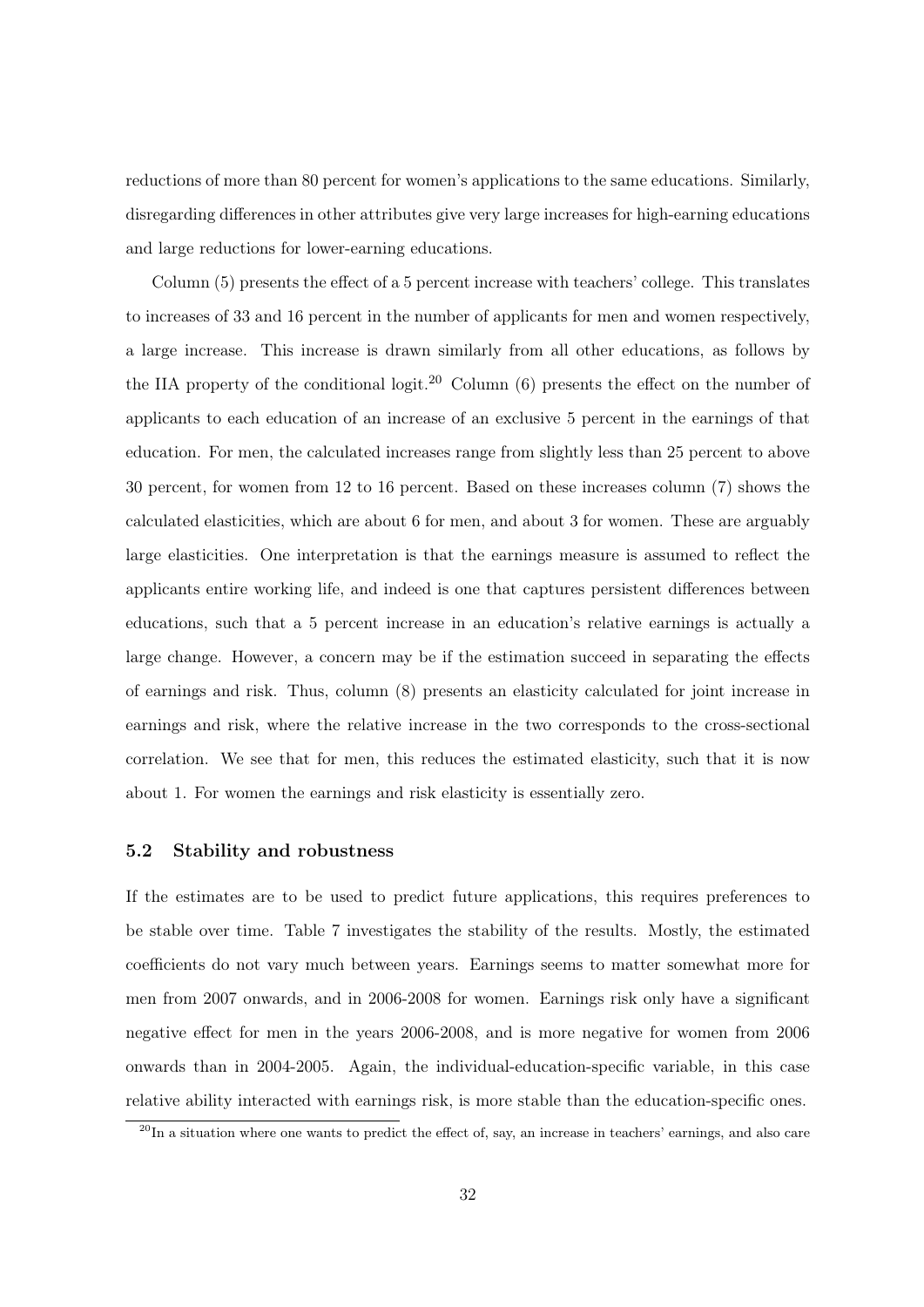reductions of more than 80 percent for women's applications to the same educations. Similarly, disregarding differences in other attributes give very large increases for high-earning educations and large reductions for lower-earning educations.

Column (5) presents the effect of a 5 percent increase with teachers' college. This translates to increases of 33 and 16 percent in the number of applicants for men and women respectively, a large increase. This increase is drawn similarly from all other educations, as follows by the IIA property of the conditional logit.[20] Column (6) presents the effect on the number of applicants to each education of an increase of an exclusive 5 percent in the earnings of that education. For men, the calculated increases range from slightly less than 25 percent to above 30 percent, for women from 12 to 16 percent. Based on these increases column (7) shows the calculated elasticities, which are about 6 for men, and about 3 for women. These are arguably large elasticities. One interpretation is that the earnings measure is assumed to reflect the applicants entire working life, and indeed is one that captures persistent differences between educations, such that a 5 percent increase in an education's relative earnings is actually a large change. However, a concern may be if the estimation succeed in separating the effects of earnings and risk. Thus, column (8) presents an elasticity calculated for joint increase in earnings and risk, where the relative increase in the two corresponds to the cross-sectional correlation. We see that for men, this reduces the estimated elasticity, such that it is now about 1. For women the earnings and risk elasticity is essentially zero.

### 5.2 Stability and robustness

If the estimates are to be used to predict future applications, this requires preferences to be stable over time. Table 7 investigates the stability of the results. Mostly, the estimated coefficients do not vary much between years. Earnings seems to matter somewhat more for men from 2007 onwards, and in 2006-2008 for women. Earnings risk only have a significant negative effect for men in the years 2006-2008, and is more negative for women from 2006 onwards than in 2004-2005. Again, the individual-education-specific variable, in this case relative ability interacted with earnings risk, is more stable than the education-specific ones.

[20] In a situation where one wants to predict the effect of, say, an increase in teachers' earnings, and also care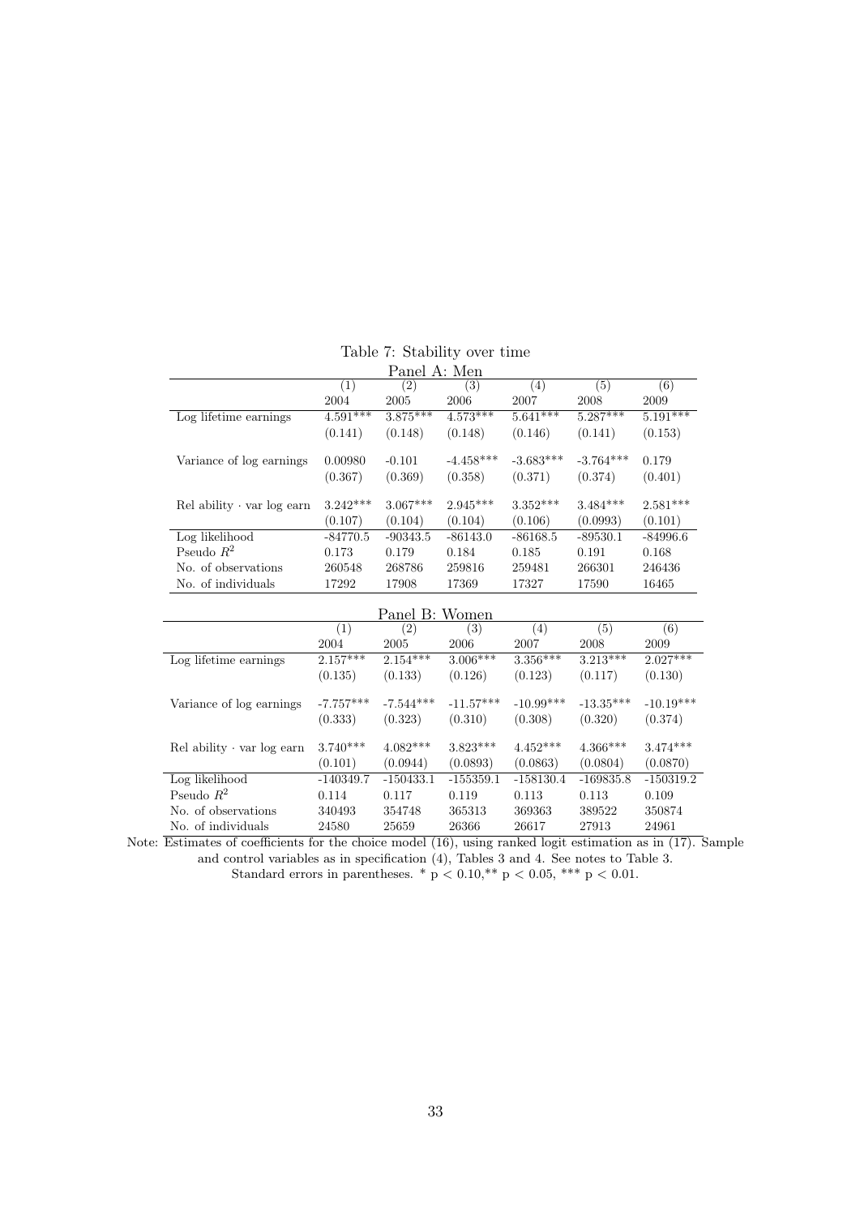Table 7: Stability over time

Panel A: Men

| | (1) | (2) | (3) | (4) | (5) | (6) |
|---|---|---|---|---|---|---|
| | 2004 | 2005 | 2006 | 2007 | 2008 | 2009 |
| Log lifetime earnings | 4.591*** | 3.875*** | 4.573*** | 5.641*** | 5.287*** | 5.191*** |
| | (0.141) | (0.148) | (0.148) | (0.146) | (0.141) | (0.153) |
| Variance of log earnings | 0.00980 | -0.101 | -4.458*** | -3.683*** | -3.764*** | 0.179 |
| | (0.367) | (0.369) | (0.358) | (0.371) | (0.374) | (0.401) |
| Rel ability · var log earn | 3.242*** | 3.067*** | 2.945*** | 3.352*** | 3.484*** | 2.581*** |
| | (0.107) | (0.104) | (0.104) | (0.106) | (0.0993) | (0.101) |
| Log likelihood | -84770.5 | -90343.5 | -86143.0 | -86168.5 | -89530.1 | -84996.6 |
| Pseudo $R^2$ | 0.173 | 0.179 | 0.184 | 0.185 | 0.191 | 0.168 |
| No. of observations | 260548 | 268786 | 259816 | 259481 | 266301 | 246436 |
| No. of individuals | 17292 | 17908 | 17369 | 17327 | 17590 | 16465 |

Panel B: Women

| | (1) | (2) | (3) | (4) | (5) | (6) |
|---|---|---|---|---|---|---|
| | 2004 | 2005 | 2006 | 2007 | 2008 | 2009 |
| Log lifetime earnings | 2.157*** | 2.154*** | 3.006*** | 3.356*** | 3.213*** | 2.027*** |
| | (0.135) | (0.133) | (0.126) | (0.123) | (0.117) | (0.130) |
| Variance of log earnings | -7.757*** | -7.544*** | -11.57*** | -10.99*** | -13.35*** | -10.19*** |
| | (0.333) | (0.323) | (0.310) | (0.308) | (0.320) | (0.374) |
| Rel ability · var log earn | 3.740*** | 4.082*** | 3.823*** | 4.452*** | 4.366*** | 3.474*** |
| | (0.101) | (0.0944) | (0.0893) | (0.0863) | (0.0804) | (0.0870) |
| Log likelihood | -140349.7 | -150433.1 | -155359.1 | -158130.4 | -169835.8 | -150319.2 |
| Pseudo $R^2$ | 0.114 | 0.117 | 0.119 | 0.113 | 0.113 | 0.109 |
| No. of observations | 340493 | 354748 | 365313 | 369363 | 389522 | 350874 |
| No. of individuals | 24580 | 25659 | 26366 | 26617 | 27913 | 24961 |

Note: Estimates of coefficients for the choice model (16), using ranked logit estimation as in (17). Sample and control variables as in specification (4), Tables 3 and 4. See notes to Table 3. Standard errors in parentheses. * $p < 0.10$, ** $p < 0.05$, *** $p < 0.01$.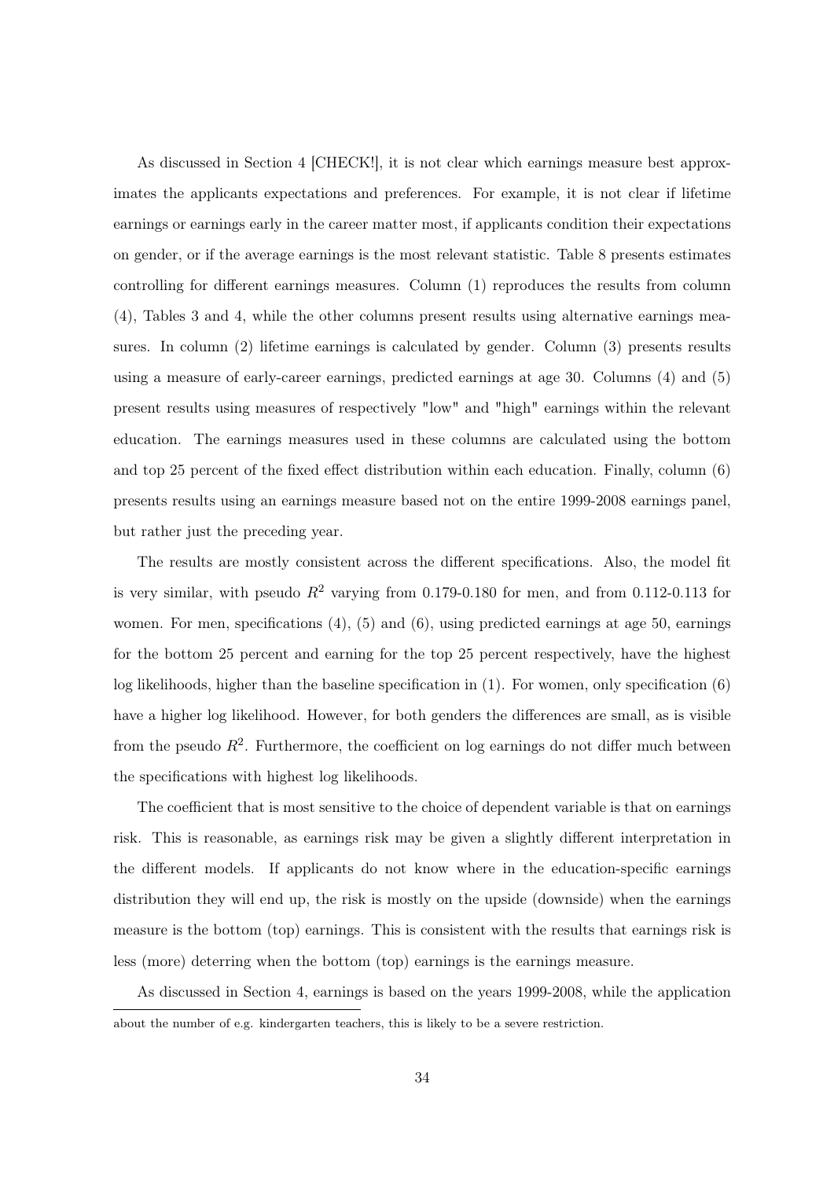As discussed in Section 4 [CHECK!], it is not clear which earnings measure best approximates the applicants expectations and preferences. For example, it is not clear if lifetime earnings or earnings early in the career matter most, if applicants condition their expectations on gender, or if the average earnings is the most relevant statistic. Table 8 presents estimates controlling for different earnings measures. Column (1) reproduces the results from column (4), Tables 3 and 4, while the other columns present results using alternative earnings measures. In column (2) lifetime earnings is calculated by gender. Column (3) presents results using a measure of early-career earnings, predicted earnings at age 30. Columns (4) and (5) present results using measures of respectively "low" and "high" earnings within the relevant education. The earnings measures used in these columns are calculated using the bottom and top 25 percent of the fixed effect distribution within each education. Finally, column (6) presents results using an earnings measure based not on the entire 1999-2008 earnings panel, but rather just the preceding year.

The results are mostly consistent across the different specifications. Also, the model fit is very similar, with pseudo $R^2$ varying from 0.179-0.180 for men, and from 0.112-0.113 for women. For men, specifications (4), (5) and (6), using predicted earnings at age 50, earnings for the bottom 25 percent and earning for the top 25 percent respectively, have the highest log likelihoods, higher than the baseline specification in (1). For women, only specification (6) have a higher log likelihood. However, for both genders the differences are small, as is visible from the pseudo $R^2$. Furthermore, the coefficient on log earnings do not differ much between the specifications with highest log likelihoods.

The coefficient that is most sensitive to the choice of dependent variable is that on earnings risk. This is reasonable, as earnings risk may be given a slightly different interpretation in the different models. If applicants do not know where in the education-specific earnings distribution they will end up, the risk is mostly on the upside (downside) when the earnings measure is the bottom (top) earnings. This is consistent with the results that earnings risk is less (more) deterring when the bottom (top) earnings is the earnings measure.

As discussed in Section 4, earnings is based on the years 1999-2008, while the application

about the number of e.g. kindergarten teachers, this is likely to be a severe restriction.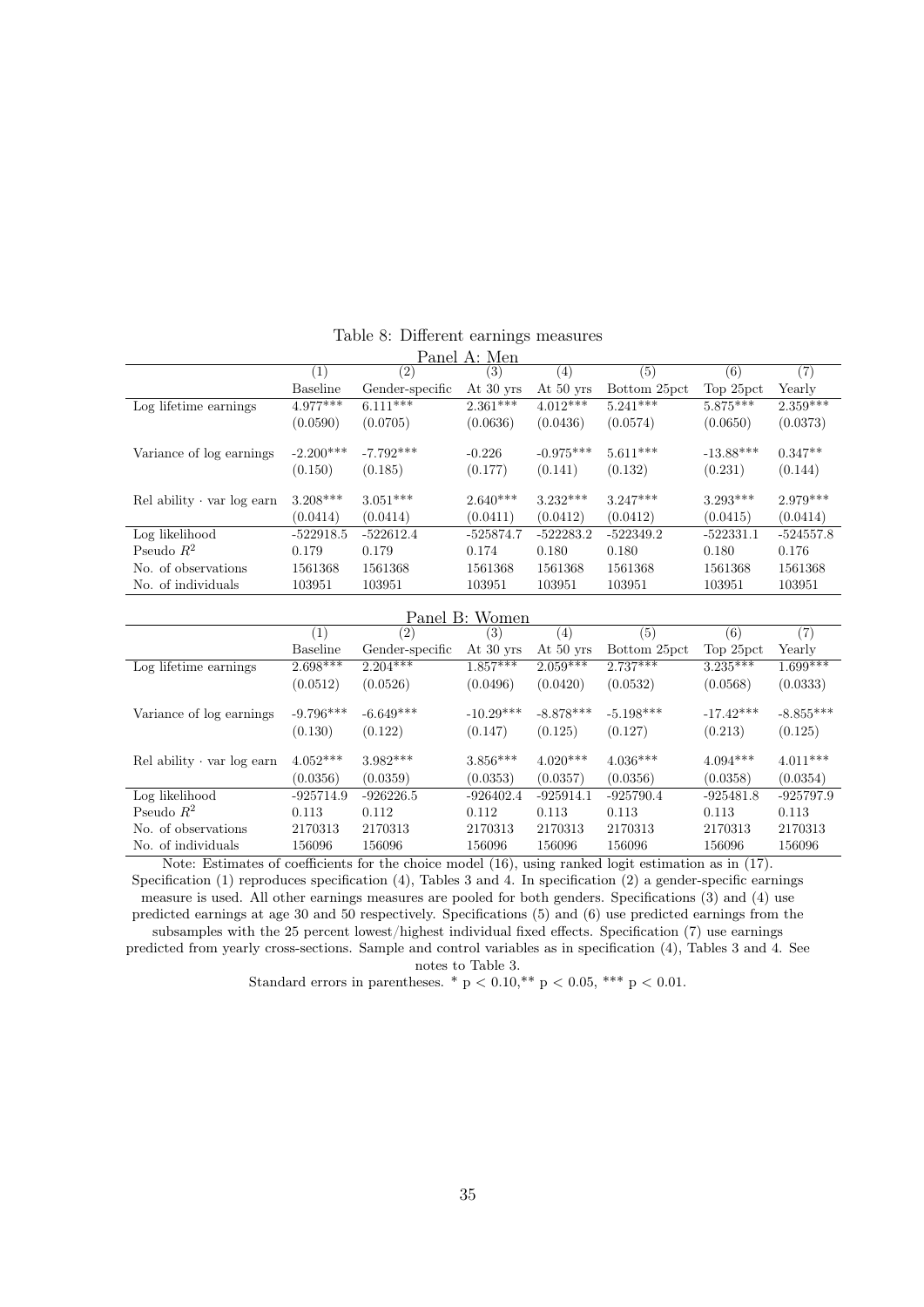Table 8: Different earnings measures

Panel A: Men

| | (1) | (2) | (3) | (4) | (5) | (6) | (7) |
|---|---|---|---|---|---|---|---|
| | Baseline | Gender-specific | At 30 yrs | At 50 yrs | Bottom 25pct | Top 25pct | Yearly |
| Log lifetime earnings | 4.977*** | 6.111*** | 2.361*** | 4.012*** | 5.241*** | 5.875*** | 2.359*** |
| | (0.0590) | (0.0705) | (0.0636) | (0.0436) | (0.0574) | (0.0650) | (0.0373) |
| Variance of log earnings | -2.200*** | -7.792*** | -0.226 | -0.975*** | 5.611*** | -13.88*** | 0.347** |
| | (0.150) | (0.185) | (0.177) | (0.141) | (0.132) | (0.231) | (0.144) |
| Rel ability · var log earn | 3.208*** | 3.051*** | 2.640*** | 3.232*** | 3.247*** | 3.293*** | 2.979*** |
| | (0.0414) | (0.0414) | (0.0411) | (0.0412) | (0.0412) | (0.0415) | (0.0414) |
| Log likelihood | -522918.5 | -522612.4 | -525874.7 | -522283.2 | -522349.2 | -522331.1 | -524557.8 |
| Pseudo $R^2$ | 0.179 | 0.179 | 0.174 | 0.180 | 0.180 | 0.180 | 0.176 |
| No. of observations | 1561368 | 1561368 | 1561368 | 1561368 | 1561368 | 1561368 | 1561368 |
| No. of individuals | 103951 | 103951 | 103951 | 103951 | 103951 | 103951 | 103951 |

Panel B: Women

| | (1) | (2) | (3) | (4) | (5) | (6) | (7) |
|---|---|---|---|---|---|---|---|
| | Baseline | Gender-specific | At 30 yrs | At 50 yrs | Bottom 25pct | Top 25pct | Yearly |
| Log lifetime earnings | 2.698*** | 2.204*** | 1.857*** | 2.059*** | 2.737*** | 3.235*** | 1.699*** |
| | (0.0512) | (0.0526) | (0.0496) | (0.0420) | (0.0532) | (0.0568) | (0.0333) |
| Variance of log earnings | -9.796*** | -6.649*** | -10.29*** | -8.878*** | -5.198*** | -17.42*** | -8.855*** |
| | (0.130) | (0.122) | (0.147) | (0.125) | (0.127) | (0.213) | (0.125) |
| Rel ability · var log earn | 4.052*** | 3.982*** | 3.856*** | 4.020*** | 4.036*** | 4.094*** | 4.011*** |
| | (0.0356) | (0.0359) | (0.0353) | (0.0357) | (0.0356) | (0.0358) | (0.0354) |
| Log likelihood | -925714.9 | -926226.5 | -926402.4 | -925914.1 | -925790.4 | -925481.8 | -925797.9 |
| Pseudo $R^2$ | 0.113 | 0.112 | 0.112 | 0.113 | 0.113 | 0.113 | 0.113 |
| No. of observations | 2170313 | 2170313 | 2170313 | 2170313 | 2170313 | 2170313 | 2170313 |
| No. of individuals | 156096 | 156096 | 156096 | 156096 | 156096 | 156096 | 156096 |

Note: Estimates of coefficients for the choice model (16), using ranked logit estimation as in (17). Specification (1) reproduces specification (4), Tables 3 and 4. In specification (2) a gender-specific earnings measure is used. All other earnings measures are pooled for both genders. Specifications (3) and (4) use predicted earnings at age 30 and 50 respectively. Specifications (5) and (6) use predicted earnings from the subsamples with the 25 percent lowest/highest individual fixed effects. Specification (7) use earnings predicted from yearly cross-sections. Sample and control variables as in specification (4), Tables 3 and 4. See notes to Table 3.

Standard errors in parentheses. * $p < 0.10$,** $p < 0.05$, *** $p < 0.01$.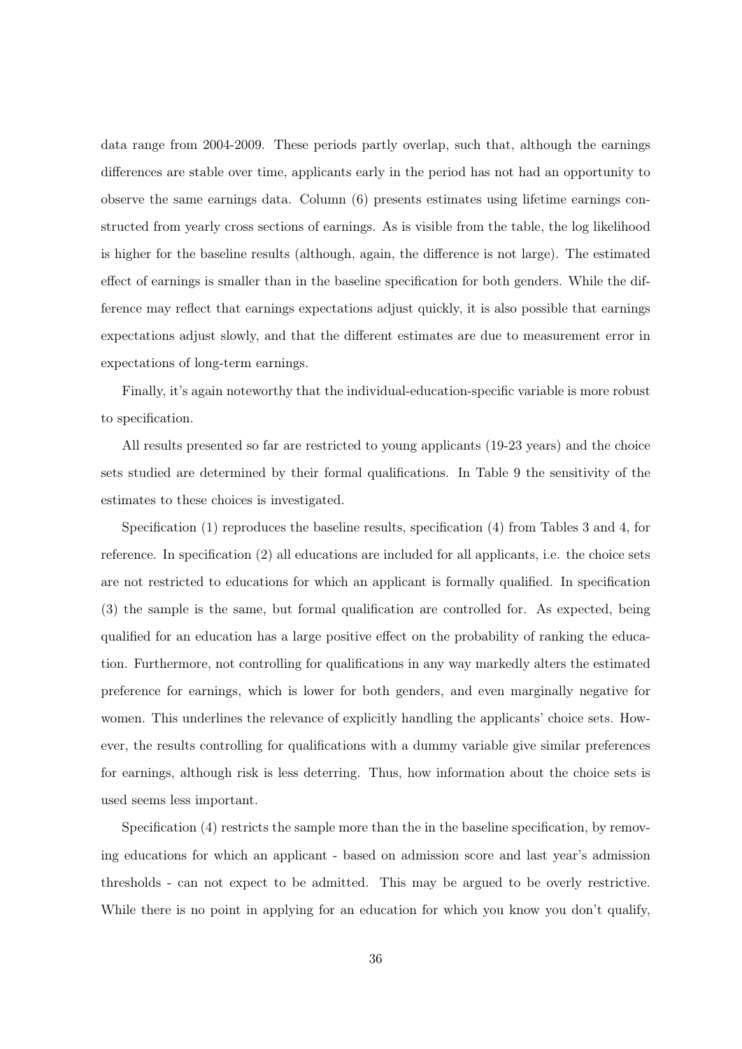data range from 2004-2009. These periods partly overlap, such that, although the earnings differences are stable over time, applicants early in the period has not had an opportunity to observe the same earnings data. Column (6) presents estimates using lifetime earnings constructed from yearly cross sections of earnings. As is visible from the table, the log likelihood is higher for the baseline results (although, again, the difference is not large). The estimated effect of earnings is smaller than in the baseline specification for both genders. While the difference may reflect that earnings expectations adjust quickly, it is also possible that earnings expectations adjust slowly, and that the different estimates are due to measurement error in expectations of long-term earnings.

Finally, it's again noteworthy that the individual-education-specific variable is more robust to specification.

All results presented so far are restricted to young applicants (19-23 years) and the choice sets studied are determined by their formal qualifications. In Table 9 the sensitivity of the estimates to these choices is investigated.

Specification (1) reproduces the baseline results, specification (4) from Tables 3 and 4, for reference. In specification (2) all educations are included for all applicants, i.e. the choice sets are not restricted to educations for which an applicant is formally qualified. In specification (3) the sample is the same, but formal qualification are controlled for. As expected, being qualified for an education has a large positive effect on the probability of ranking the education. Furthermore, not controlling for qualifications in any way markedly alters the estimated preference for earnings, which is lower for both genders, and even marginally negative for women. This underlines the relevance of explicitly handling the applicants' choice sets. However, the results controlling for qualifications with a dummy variable give similar preferences for earnings, although risk is less deterring. Thus, how information about the choice sets is used seems less important.

Specification (4) restricts the sample more than the in the baseline specification, by removing educations for which an applicant - based on admission score and last year's admission thresholds - can not expect to be admitted. This may be argued to be overly restrictive. While there is no point in applying for an education for which you know you don't qualify,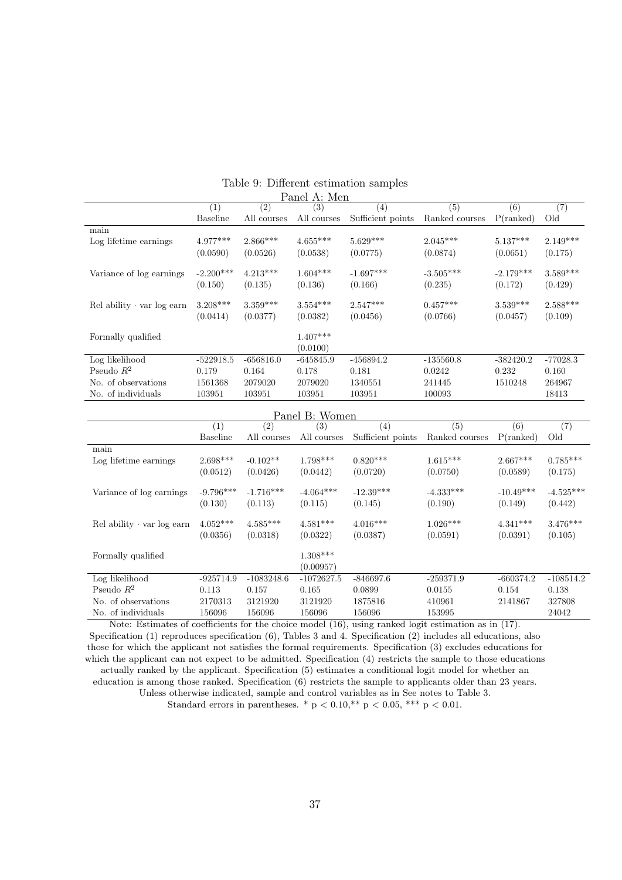Table 9: Different estimation samples

Panel A: Men

| | (1) | (2) | (3) | (4) | (5) | (6) | (7) |
|---|---|---|---|---|---|---|---|
| | Baseline | All courses | All courses | Sufficient points | Ranked courses | P(ranked) | Old |
| main | | | | | | | |
| Log lifetime earnings | 4.977*** | 2.866*** | 4.655*** | 5.629*** | 2.045*** | 5.137*** | 2.149*** |
| | (0.0590) | (0.0526) | (0.0538) | (0.0775) | (0.0874) | (0.0651) | (0.175) |
| Variance of log earnings | -2.200*** | 4.213*** | 1.604*** | -1.697*** | -3.505*** | -2.179*** | 3.589*** |
| | (0.150) | (0.135) | (0.136) | (0.166) | (0.235) | (0.172) | (0.429) |
| Rel ability · var log earn | 3.208*** | 3.359*** | 3.554*** | 2.547*** | 0.457*** | 3.539*** | 2.588*** |
| | (0.0414) | (0.0377) | (0.0382) | (0.0456) | (0.0766) | (0.0457) | (0.109) |
| Formally qualified | | | 1.407*** | | | | |
| | | | (0.0100) | | | | |
| Log likelihood | -522918.5 | -656816.0 | -645845.9 | -456894.2 | -135560.8 | -382420.2 | -77028.3 |
| Pseudo $R^2$ | 0.179 | 0.164 | 0.178 | 0.181 | 0.0242 | 0.232 | 0.160 |
| No. of observations | 1561368 | 2079020 | 2079020 | 1340551 | 241445 | 1510248 | 264967 |
| No. of individuals | 103951 | 103951 | 103951 | 103951 | 100093 | | 18413 |

Panel B: Women

| | (1) | (2) | (3) | (4) | (5) | (6) | (7) |
|---|---|---|---|---|---|---|---|
| | Baseline | All courses | All courses | Sufficient points | Ranked courses | P(ranked) | Old |
| main | | | | | | | |
| Log lifetime earnings | 2.698*** | -0.102** | 1.798*** | 0.820*** | 1.615*** | 2.667*** | 0.785*** |
| | (0.0512) | (0.0426) | (0.0442) | (0.0720) | (0.0750) | (0.0589) | (0.175) |
| Variance of log earnings | -9.796*** | -1.716*** | -4.064*** | -12.39*** | -4.333*** | -10.49*** | -4.525*** |
| | (0.130) | (0.113) | (0.115) | (0.145) | (0.190) | (0.149) | (0.442) |
| Rel ability · var log earn | 4.052*** | 4.585*** | 4.581*** | 4.016*** | 1.026*** | 4.341*** | 3.476*** |
| | (0.0356) | (0.0318) | (0.0322) | (0.0387) | (0.0591) | (0.0391) | (0.105) |
| Formally qualified | | | 1.308*** | | | | |
| | | | (0.00957) | | | | |
| Log likelihood | -925714.9 | -1083248.6 | -1072627.5 | -846697.6 | -259371.9 | -660374.2 | -108514.2 |
| Pseudo $R^2$ | 0.113 | 0.157 | 0.165 | 0.0899 | 0.0155 | 0.154 | 0.138 |
| No. of observations | 2170313 | 3121920 | 3121920 | 1875816 | 410961 | 2141867 | 327808 |
| No. of individuals | 156096 | 156096 | 156096 | 156096 | 153995 | | 24042 |

Note: Estimates of coefficients for the choice model (16), using ranked logit estimation as in (17). Specification (1) reproduces specification (6), Tables 3 and 4. Specification (2) includes all educations, also those for which the applicant not satisfies the formal requirements. Specification (3) excludes educations for which the applicant can not expect to be admitted. Specification (4) restricts the sample to those educations actually ranked by the applicant. Specification (5) estimates a conditional logit model for whether an education is among those ranked. Specification (6) restricts the sample to applicants older than 23 years. Unless otherwise indicated, sample and control variables as in See notes to Table 3.

Standard errors in parentheses. * $p < 0.10$,** $p < 0.05$, *** $p < 0.01$.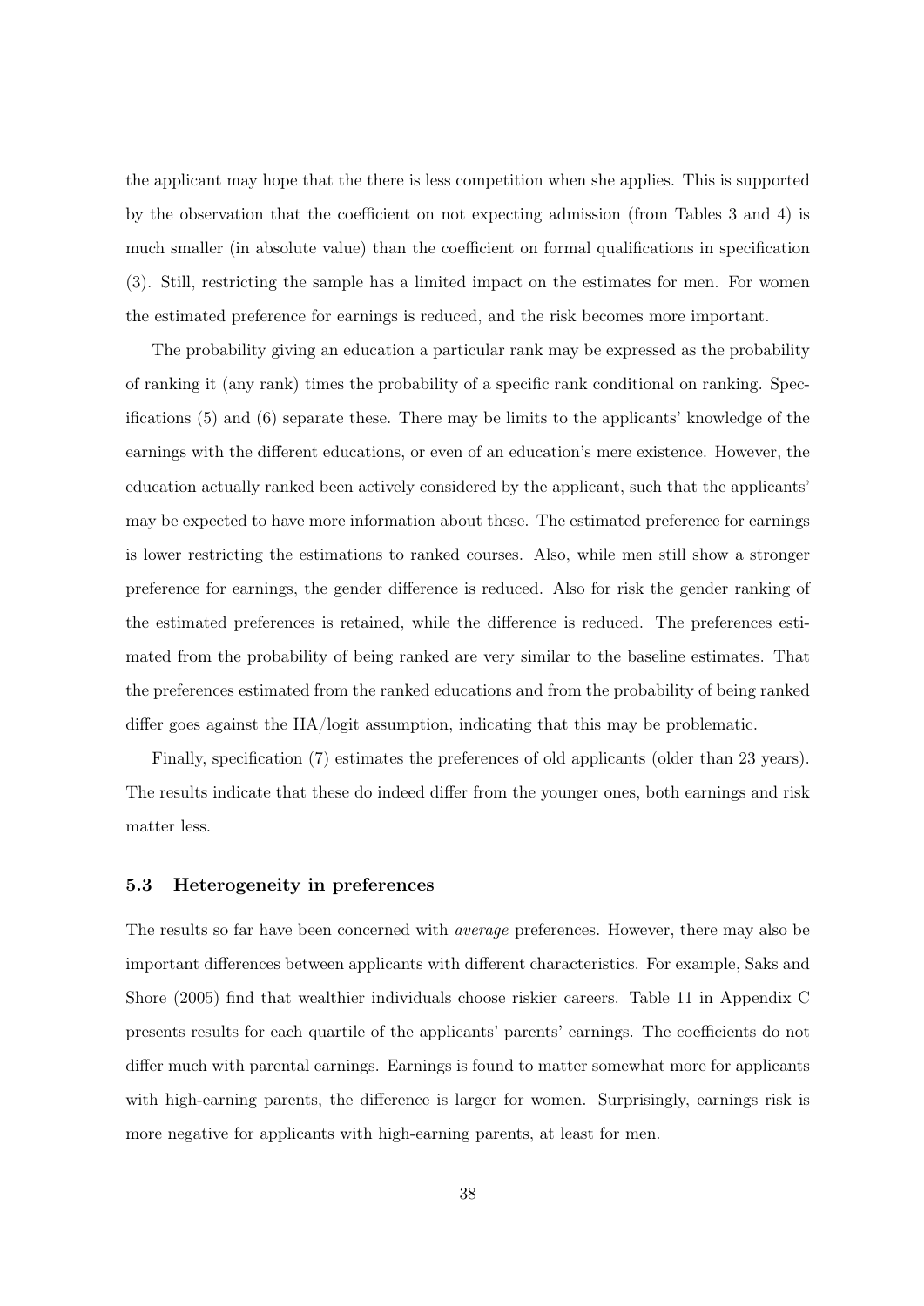the applicant may hope that the there is less competition when she applies. This is supported by the observation that the coefficient on not expecting admission (from Tables 3 and 4) is much smaller (in absolute value) than the coefficient on formal qualifications in specification (3). Still, restricting the sample has a limited impact on the estimates for men. For women the estimated preference for earnings is reduced, and the risk becomes more important.

The probability giving an education a particular rank may be expressed as the probability of ranking it (any rank) times the probability of a specific rank conditional on ranking. Specifications (5) and (6) separate these. There may be limits to the applicants' knowledge of the earnings with the different educations, or even of an education's mere existence. However, the education actually ranked been actively considered by the applicant, such that the applicants' may be expected to have more information about these. The estimated preference for earnings is lower restricting the estimations to ranked courses. Also, while men still show a stronger preference for earnings, the gender difference is reduced. Also for risk the gender ranking of the estimated preferences is retained, while the difference is reduced. The preferences estimated from the probability of being ranked are very similar to the baseline estimates. That the preferences estimated from the ranked educations and from the probability of being ranked differ goes against the IIA/logit assumption, indicating that this may be problematic.

Finally, specification (7) estimates the preferences of old applicants (older than 23 years). The results indicate that these do indeed differ from the younger ones, both earnings and risk matter less.

### 5.3 Heterogeneity in preferences

The results so far have been concerned with *average* preferences. However, there may also be important differences between applicants with different characteristics. For example, Saks and Shore (2005) find that wealthier individuals choose riskier careers. Table 11 in Appendix C presents results for each quartile of the applicants' parents' earnings. The coefficients do not differ much with parental earnings. Earnings is found to matter somewhat more for applicants with high-earning parents, the difference is larger for women. Surprisingly, earnings risk is more negative for applicants with high-earning parents, at least for men.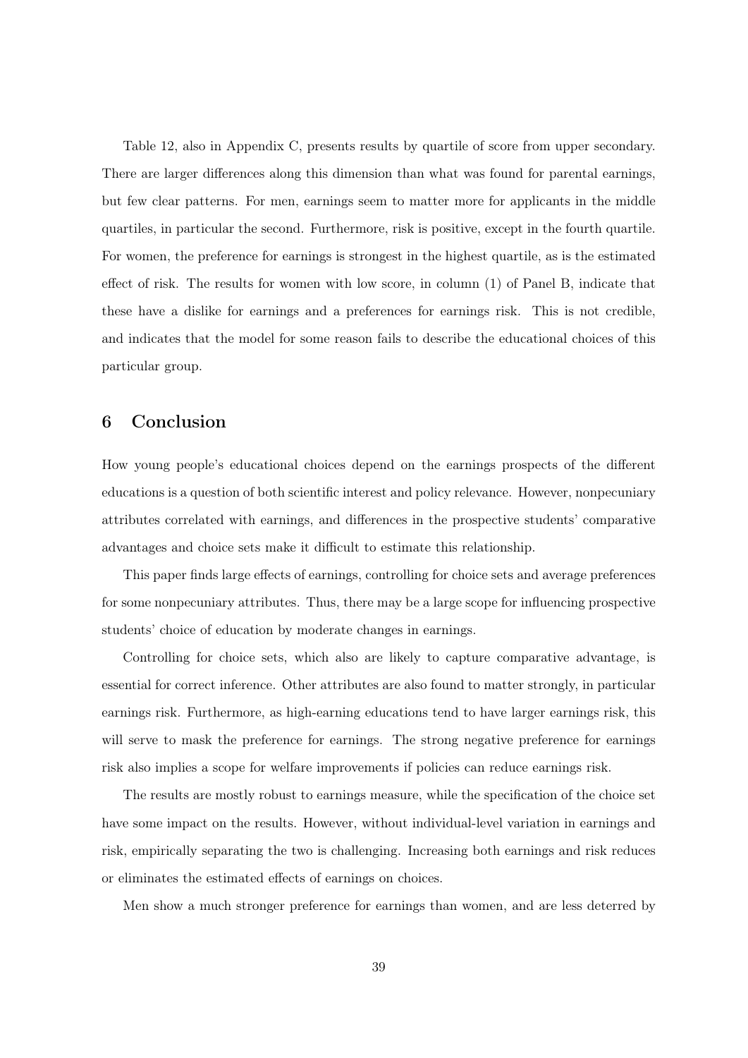Table 12, also in Appendix C, presents results by quartile of score from upper secondary. There are larger differences along this dimension than what was found for parental earnings, but few clear patterns. For men, earnings seem to matter more for applicants in the middle quartiles, in particular the second. Furthermore, risk is positive, except in the fourth quartile. For women, the preference for earnings is strongest in the highest quartile, as is the estimated effect of risk. The results for women with low score, in column (1) of Panel B, indicate that these have a dislike for earnings and a preferences for earnings risk. This is not credible, and indicates that the model for some reason fails to describe the educational choices of this particular group.

## 6 Conclusion

How young people's educational choices depend on the earnings prospects of the different educations is a question of both scientific interest and policy relevance. However, nonpecuniary attributes correlated with earnings, and differences in the prospective students' comparative advantages and choice sets make it difficult to estimate this relationship.

This paper finds large effects of earnings, controlling for choice sets and average preferences for some nonpecuniary attributes. Thus, there may be a large scope for influencing prospective students' choice of education by moderate changes in earnings.

Controlling for choice sets, which also are likely to capture comparative advantage, is essential for correct inference. Other attributes are also found to matter strongly, in particular earnings risk. Furthermore, as high-earning educations tend to have larger earnings risk, this will serve to mask the preference for earnings. The strong negative preference for earnings risk also implies a scope for welfare improvements if policies can reduce earnings risk.

The results are mostly robust to earnings measure, while the specification of the choice set have some impact on the results. However, without individual-level variation in earnings and risk, empirically separating the two is challenging. Increasing both earnings and risk reduces or eliminates the estimated effects of earnings on choices.

Men show a much stronger preference for earnings than women, and are less deterred by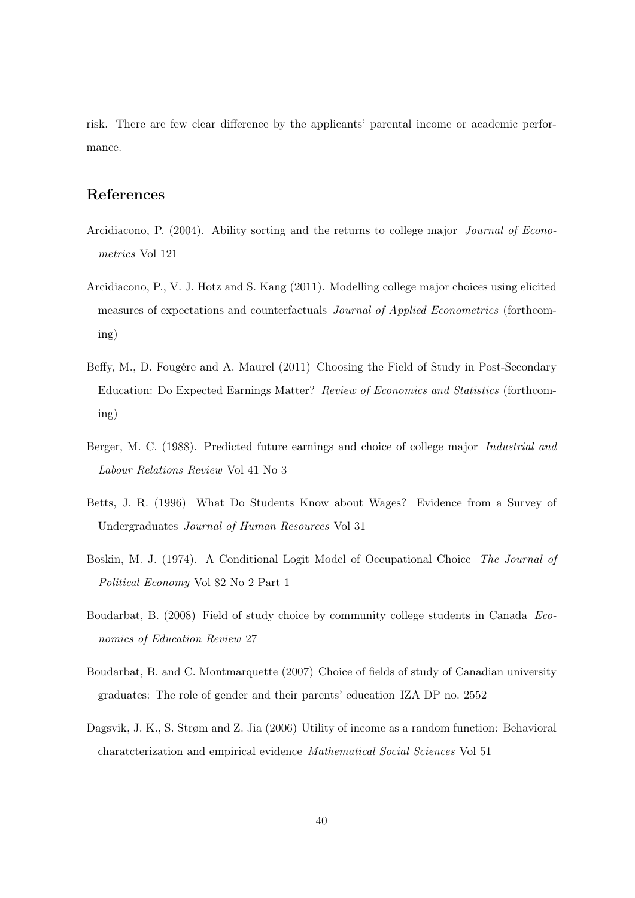risk. There are few clear difference by the applicants' parental income or academic performance.

## References

Arcidiacono, P. (2004). Ability sorting and the returns to college major *Journal of Econometrics* Vol 121

Arcidiacono, P., V. J. Hotz and S. Kang (2011). Modelling college major choices using elicited measures of expectations and counterfactuals *Journal of Applied Econometrics* (forthcoming)

Beffy, M., D. Fougére and A. Maurel (2011) Choosing the Field of Study in Post-Secondary Education: Do Expected Earnings Matter? *Review of Economics and Statistics* (forthcoming)

Berger, M. C. (1988). Predicted future earnings and choice of college major *Industrial and Labour Relations Review* Vol 41 No 3

Betts, J. R. (1996) What Do Students Know about Wages? Evidence from a Survey of Undergraduates *Journal of Human Resources* Vol 31

Boskin, M. J. (1974). A Conditional Logit Model of Occupational Choice *The Journal of Political Economy* Vol 82 No 2 Part 1

Boudarbat, B. (2008) Field of study choice by community college students in Canada *Economics of Education Review* 27

Boudarbat, B. and C. Montmarquette (2007) Choice of fields of study of Canadian university graduates: The role of gender and their parents' education IZA DP no. 2552

Dagsvik, J. K., S. Strøm and Z. Jia (2006) Utility of income as a random function: Behavioral charatcterization and empirical evidence *Mathematical Social Sciences* Vol 51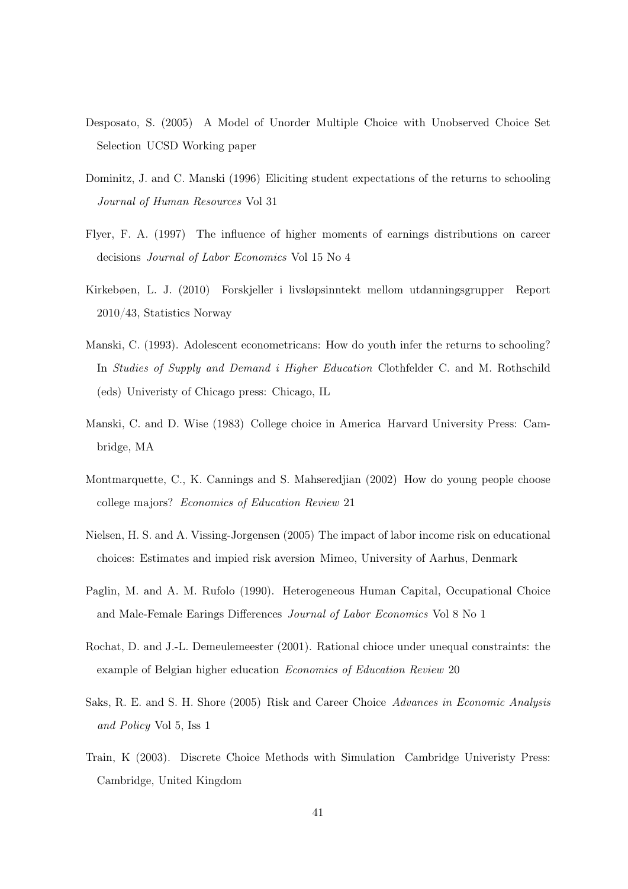Desposato, S. (2005) A Model of Unorder Multiple Choice with Unobserved Choice Set Selection UCSD Working paper

Dominitz, J. and C. Manski (1996) Eliciting student expectations of the returns to schooling *Journal of Human Resources* Vol 31

Flyer, F. A. (1997) The influence of higher moments of earnings distributions on career decisions *Journal of Labor Economics* Vol 15 No 4

Kirkebøen, L. J. (2010) Forskjeller i livsløpsinntekt mellom utdanningsgrupper Report 2010/43, Statistics Norway

Manski, C. (1993). Adolescent econometricans: How do youth infer the returns to schooling? In *Studies of Supply and Demand i Higher Education* Clothfelder C. and M. Rothschild (eds) Univeristy of Chicago press: Chicago, IL

Manski, C. and D. Wise (1983) College choice in America Harvard University Press: Cambridge, MA

Montmarquette, C., K. Cannings and S. Mahseredjian (2002) How do young people choose college majors? *Economics of Education Review* 21

Nielsen, H. S. and A. Vissing-Jorgensen (2005) The impact of labor income risk on educational choices: Estimates and impied risk aversion Mimeo, University of Aarhus, Denmark

Paglin, M. and A. M. Rufolo (1990). Heterogeneous Human Capital, Occupational Choice and Male-Female Earings Differences *Journal of Labor Economics* Vol 8 No 1

Rochat, D. and J.-L. Demeulemeester (2001). Rational chioce under unequal constraints: the example of Belgian higher education *Economics of Education Review* 20

Saks, R. E. and S. H. Shore (2005) Risk and Career Choice *Advances in Economic Analysis and Policy* Vol 5, Iss 1

Train, K (2003). Discrete Choice Methods with Simulation Cambridge Univeristy Press: Cambridge, United Kingdom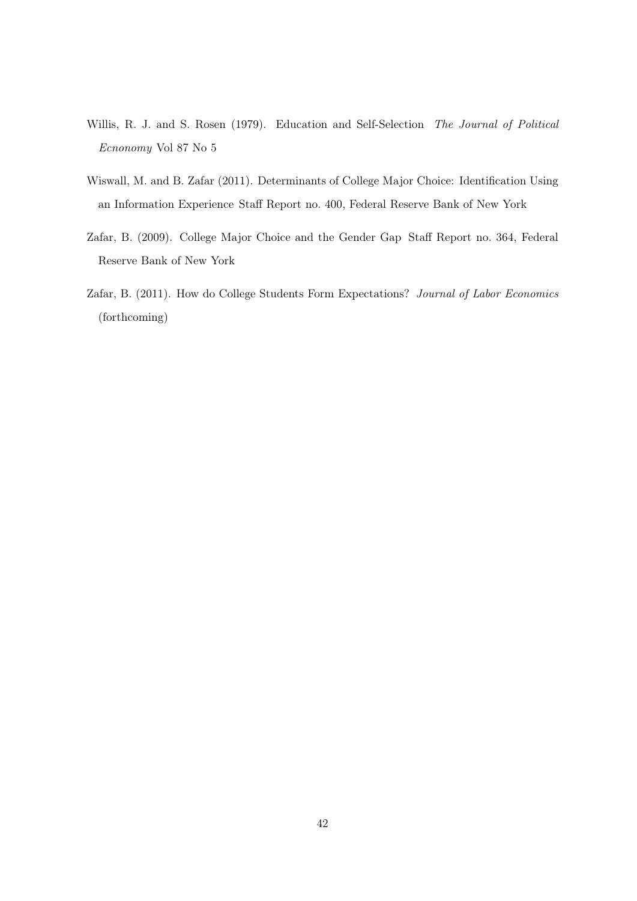Willis, R. J. and S. Rosen (1979). Education and Self-Selection *The Journal of Political Ecnonomy* Vol 87 No 5

Wiswall, M. and B. Zafar (2011). Determinants of College Major Choice: Identification Using an Information Experience Staff Report no. 400, Federal Reserve Bank of New York

Zafar, B. (2009). College Major Choice and the Gender Gap Staff Report no. 364, Federal Reserve Bank of New York

Zafar, B. (2011). How do College Students Form Expectations? *Journal of Labor Economics* (forthcoming)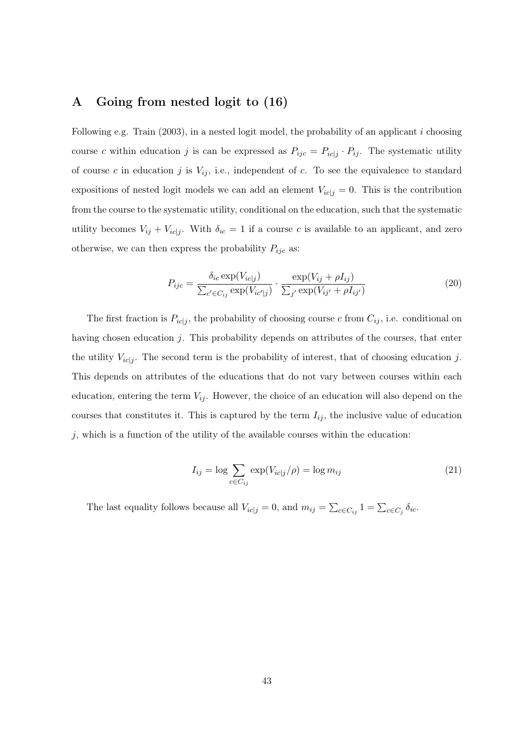# A Going from nested logit to (16)

Following e.g. Train (2003), in a nested logit model, the probability of an applicant $i$ choosing course $c$ within education $j$ is can be expressed as $P_{ijc} = P_{ic|j} \cdot P_{ij}$. The systematic utility of course $c$ in education $j$ is $V_{ij}$, i.e., independent of $c$. To see the equivalence to standard expositions of nested logit models we can add an element $V_{ic|j} = 0$. This is the contribution from the course to the systematic utility, conditional on the education, such that the systematic utility becomes $V_{ij} + V_{ic|j}$. With $\delta_{ic} = 1$ if a course $c$ is available to an applicant, and zero otherwise, we can then express the probability $P_{ijc}$ as:

$$P_{ijc} = \frac{\delta_{ic} \exp(V_{ic|j})}{\sum_{c' \in C_{ij}} \exp(V_{ic'|j})} \cdot \frac{\exp(V_{ij} + \rho I_{ij})}{\sum_{j'} \exp(V_{ij'} + \rho I_{ij'})} \tag{20}$$

The first fraction is $P_{ic|j}$, the probability of choosing course $c$ from $C_{ij}$, i.e. conditional on having chosen education $j$. This probability depends on attributes of the courses, that enter the utility $V_{ic|j}$. The second term is the probability of interest, that of choosing education $j$. This depends on attributes of the educations that do not vary between courses within each education, entering the term $V_{ij}$. However, the choice of an education will also depend on the courses that constitutes it. This is captured by the term $I_{ij}$, the inclusive value of education $j$, which is a function of the utility of the available courses within the education:

$$I_{ij} = \log \sum_{c \in C_{ij}} \exp(V_{ic|j}/\rho) = \log m_{ij} \tag{21}$$

The last equality follows because all $V_{ic|j} = 0$, and $m_{ij} = \sum_{c \in C_{ij}} 1 = \sum_{c \in C_j} \delta_{ic}$.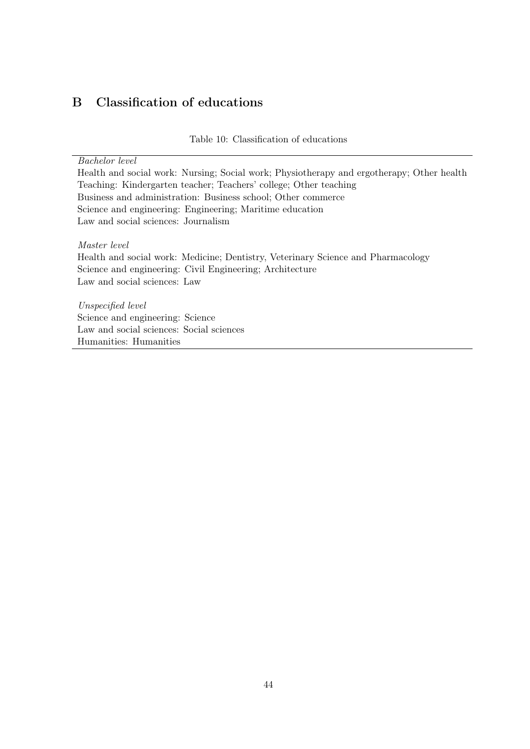## B Classification of educations

Table 10: Classification of educations

*Bachelor level*
Health and social work: Nursing; Social work; Physiotherapy and ergotherapy; Other health
Teaching: Kindergarten teacher; Teachers' college; Other teaching
Business and administration: Business school; Other commerce
Science and engineering: Engineering; Maritime education
Law and social sciences: Journalism

*Master level*
Health and social work: Medicine; Dentistry, Veterinary Science and Pharmacology
Science and engineering: Civil Engineering; Architecture
Law and social sciences: Law

*Unspecified level*
Science and engineering: Science
Law and social sciences: Social sciences
Humanities: Humanities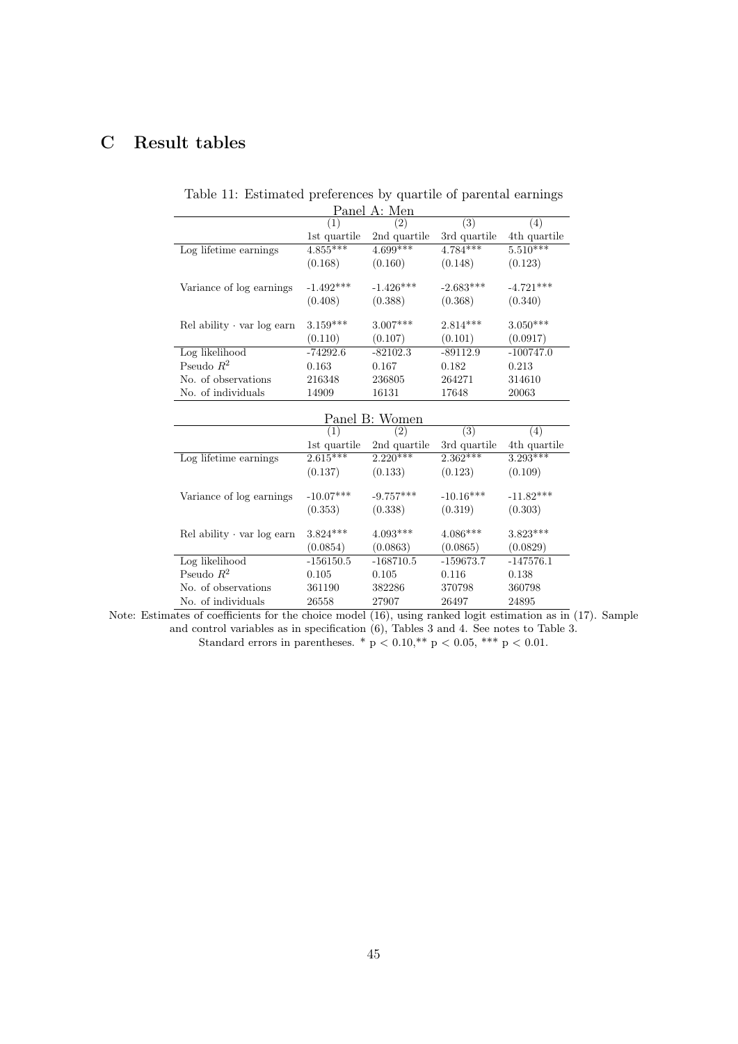# C Result tables

Table 11: Estimated preferences by quartile of parental earnings

Panel A: Men

| | (1) | (2) | (3) | (4) |
|---|---|---|---|---|
| | 1st quartile | 2nd quartile | 3rd quartile | 4th quartile |
| Log lifetime earnings | 4.855*** | 4.699*** | 4.784*** | 5.510*** |
| | (0.168) | (0.160) | (0.148) | (0.123) |
| Variance of log earnings | -1.492*** | -1.426*** | -2.683*** | -4.721*** |
| | (0.408) | (0.388) | (0.368) | (0.340) |
| Rel ability · var log earn | 3.159*** | 3.007*** | 2.814*** | 3.050*** |
| | (0.110) | (0.107) | (0.101) | (0.0917) |
| Log likelihood | -74292.6 | -82102.3 | -89112.9 | -100747.0 |
| Pseudo $R^2$ | 0.163 | 0.167 | 0.182 | 0.213 |
| No. of observations | 216348 | 236805 | 264271 | 314610 |
| No. of individuals | 14909 | 16131 | 17648 | 20063 |

Panel B: Women

| | (1) | (2) | (3) | (4) |
|---|---|---|---|---|
| | 1st quartile | 2nd quartile | 3rd quartile | 4th quartile |
| Log lifetime earnings | 2.615*** | 2.220*** | 2.362*** | 3.293*** |
| | (0.137) | (0.133) | (0.123) | (0.109) |
| Variance of log earnings | -10.07*** | -9.757*** | -10.16*** | -11.82*** |
| | (0.353) | (0.338) | (0.319) | (0.303) |
| Rel ability · var log earn | 3.824*** | 4.093*** | 4.086*** | 3.823*** |
| | (0.0854) | (0.0863) | (0.0865) | (0.0829) |
| Log likelihood | -156150.5 | -168710.5 | -159673.7 | -147576.1 |
| Pseudo $R^2$ | 0.105 | 0.105 | 0.116 | 0.138 |
| No. of observations | 361190 | 382286 | 370798 | 360798 |
| No. of individuals | 26558 | 27907 | 26497 | 24895 |

Note: Estimates of coefficients for the choice model (16), using ranked logit estimation as in (17). Sample and control variables as in specification (6), Tables 3 and 4. See notes to Table 3.
Standard errors in parentheses. * $p < 0.10$,** $p < 0.05$, *** $p < 0.01$.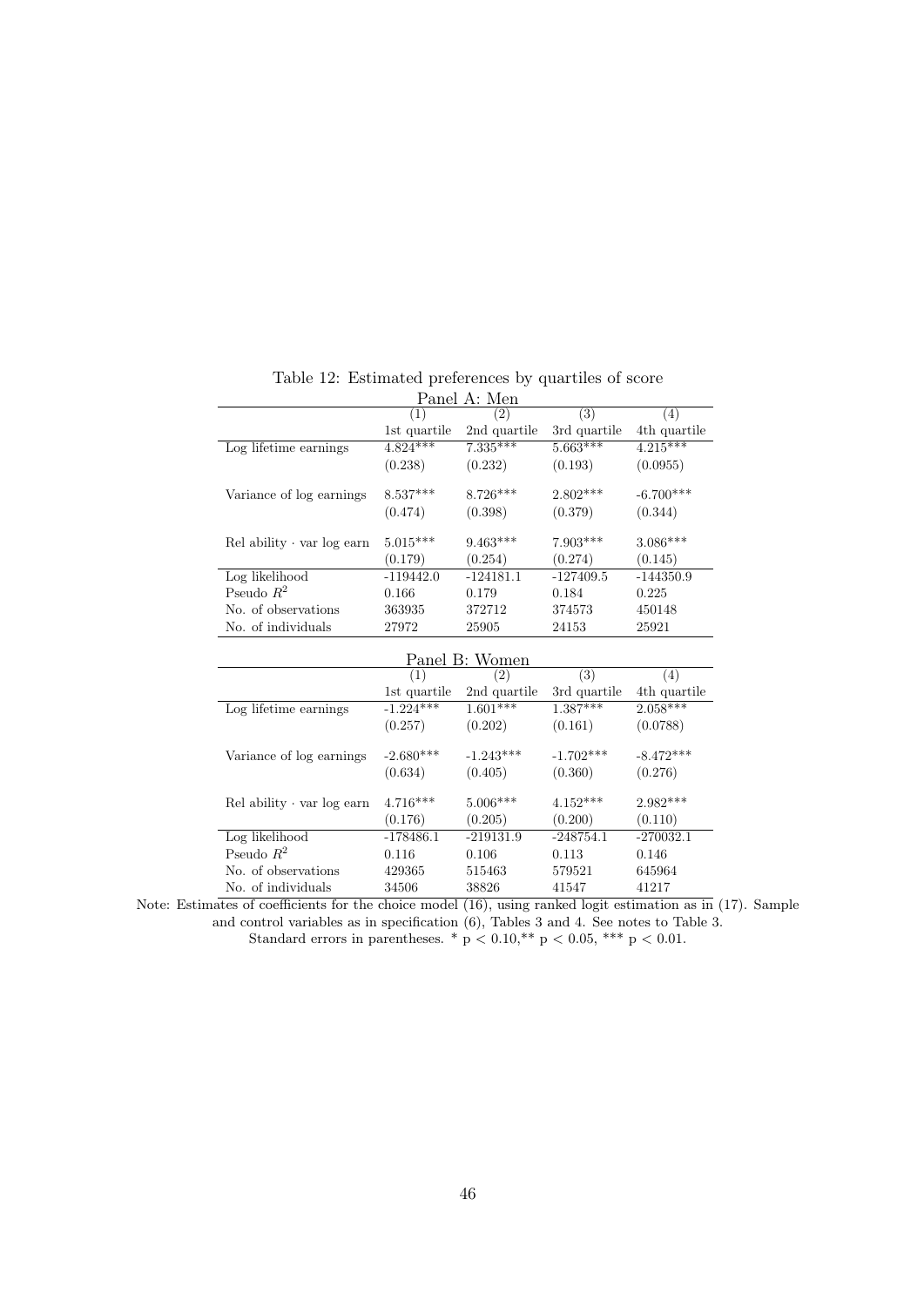Table 12: Estimated preferences by quartiles of score

Panel A: Men

| | (1) | (2) | (3) | (4) |
|---|---|---|---|---|
| | 1st quartile | 2nd quartile | 3rd quartile | 4th quartile |
| Log lifetime earnings | 4.824*** | 7.335*** | 5.663*** | 4.215*** |
| | (0.238) | (0.232) | (0.193) | (0.0955) |
| Variance of log earnings | 8.537*** | 8.726*** | 2.802*** | -6.700*** |
| | (0.474) | (0.398) | (0.379) | (0.344) |
| Rel ability · var log earn | 5.015*** | 9.463*** | 7.903*** | 3.086*** |
| | (0.179) | (0.254) | (0.274) | (0.145) |
| Log likelihood | -119442.0 | -124181.1 | -127409.5 | -144350.9 |
| Pseudo $R^2$ | 0.166 | 0.179 | 0.184 | 0.225 |
| No. of observations | 363935 | 372712 | 374573 | 450148 |
| No. of individuals | 27972 | 25905 | 24153 | 25921 |

Panel B: Women

| | (1) | (2) | (3) | (4) |
|---|---|---|---|---|
| | 1st quartile | 2nd quartile | 3rd quartile | 4th quartile |
| Log lifetime earnings | -1.224*** | 1.601*** | 1.387*** | 2.058*** |
| | (0.257) | (0.202) | (0.161) | (0.0788) |
| Variance of log earnings | -2.680*** | -1.243*** | -1.702*** | -8.472*** |
| | (0.634) | (0.405) | (0.360) | (0.276) |
| Rel ability · var log earn | 4.716*** | 5.006*** | 4.152*** | 2.982*** |
| | (0.176) | (0.205) | (0.200) | (0.110) |
| Log likelihood | -178486.1 | -219131.9 | -248754.1 | -270032.1 |
| Pseudo $R^2$ | 0.116 | 0.106 | 0.113 | 0.146 |
| No. of observations | 429365 | 515463 | 579521 | 645964 |
| No. of individuals | 34506 | 38826 | 41547 | 41217 |

Note: Estimates of coefficients for the choice model (16), using ranked logit estimation as in (17). Sample and control variables as in specification (6), Tables 3 and 4. See notes to Table 3. Standard errors in parentheses. * $p < 0.10$,** $p < 0.05$, *** $p < 0.01$.